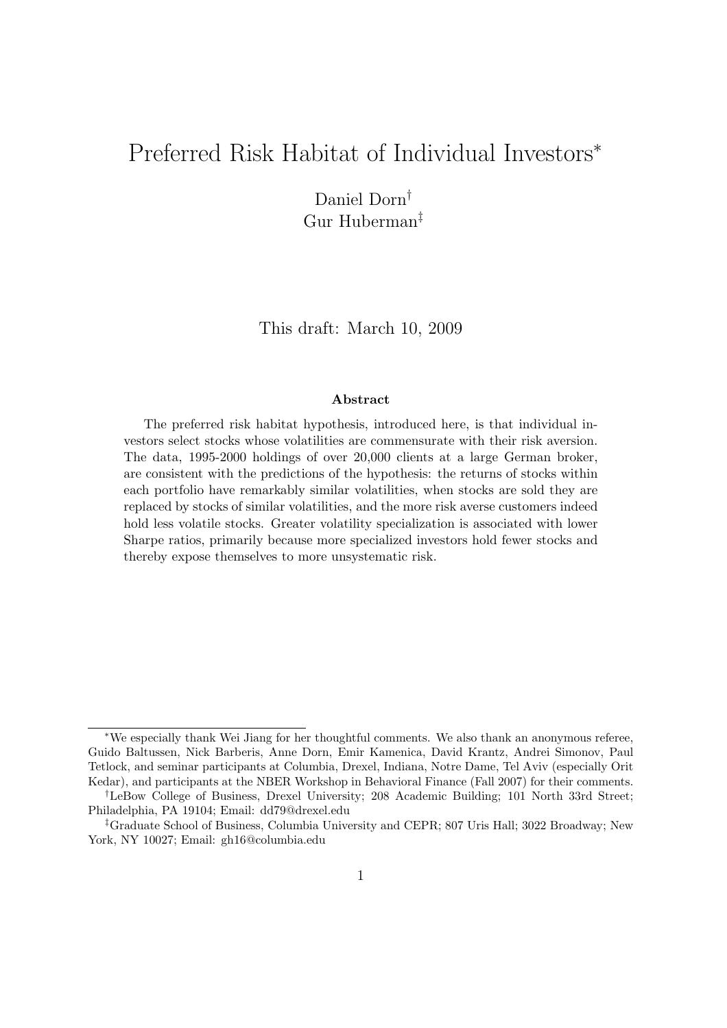# Preferred Risk Habitat of Individual Investors*

Daniel Dorn[†]
Gur Huberman[‡]

This draft: March 10, 2009

### Abstract

The preferred risk habitat hypothesis, introduced here, is that individual investors select stocks whose volatilities are commensurate with their risk aversion. The data, 1995-2000 holdings of over 20,000 clients at a large German broker, are consistent with the predictions of the hypothesis: the returns of stocks within each portfolio have remarkably similar volatilities, when stocks are sold they are replaced by stocks of similar volatilities, and the more risk averse customers indeed hold less volatile stocks. Greater volatility specialization is associated with lower Sharpe ratios, primarily because more specialized investors hold fewer stocks and thereby expose themselves to more unsystematic risk.

---

*We especially thank Wei Jiang for her thoughtful comments. We also thank an anonymous referee, Guido Baltussen, Nick Barberis, Anne Dorn, Emir Kamenica, David Krantz, Andrei Simonov, Paul Tetlock, and seminar participants at Columbia, Drexel, Indiana, Notre Dame, Tel Aviv (especially Orit Kedar), and participants at the NBER Workshop in Behavioral Finance (Fall 2007) for their comments.

[†]LeBow College of Business, Drexel University; 208 Academic Building; 101 North 33rd Street; Philadelphia, PA 19104; Email: dd79@drexel.edu

[‡]Graduate School of Business, Columbia University and CEPR; 807 Uris Hall; 3022 Broadway; New York, NY 10027; Email: gh16@columbia.edu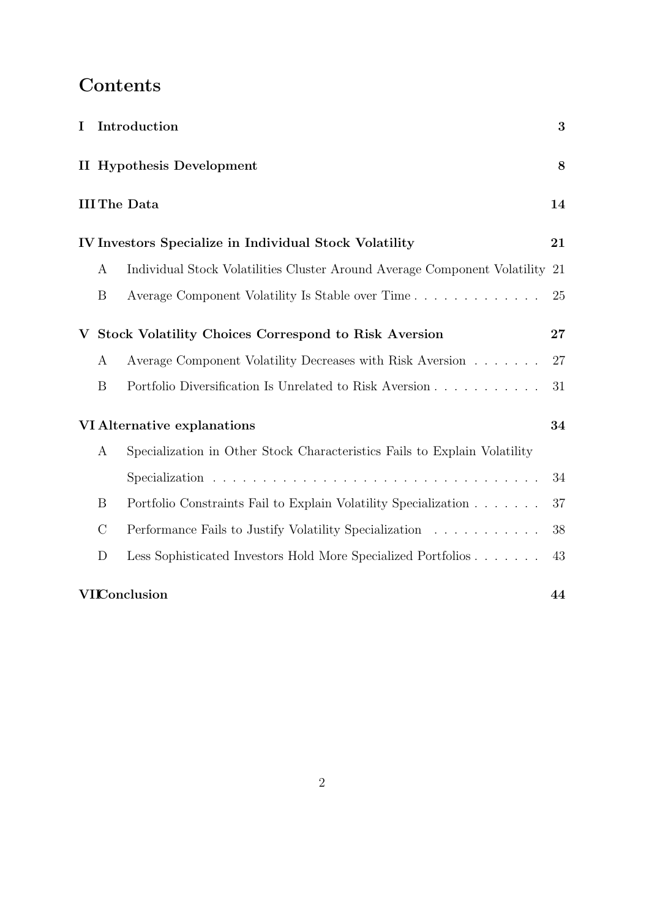# Contents

**I Introduction** — 3

**II Hypothesis Development** — 8

**III The Data** — 14

**IV Investors Specialize in Individual Stock Volatility** — 21

- A Individual Stock Volatilities Cluster Around Average Component Volatility — 21
- B Average Component Volatility Is Stable over Time — 25

**V Stock Volatility Choices Correspond to Risk Aversion** — 27

- A Average Component Volatility Decreases with Risk Aversion — 27
- B Portfolio Diversification Is Unrelated to Risk Aversion — 31

**VI Alternative explanations** — 34

- A Specialization in Other Stock Characteristics Fails to Explain Volatility Specialization — 34
- B Portfolio Constraints Fail to Explain Volatility Specialization — 37
- C Performance Fails to Justify Volatility Specialization — 38
- D Less Sophisticated Investors Hold More Specialized Portfolios — 43

**VII Conclusion** — 44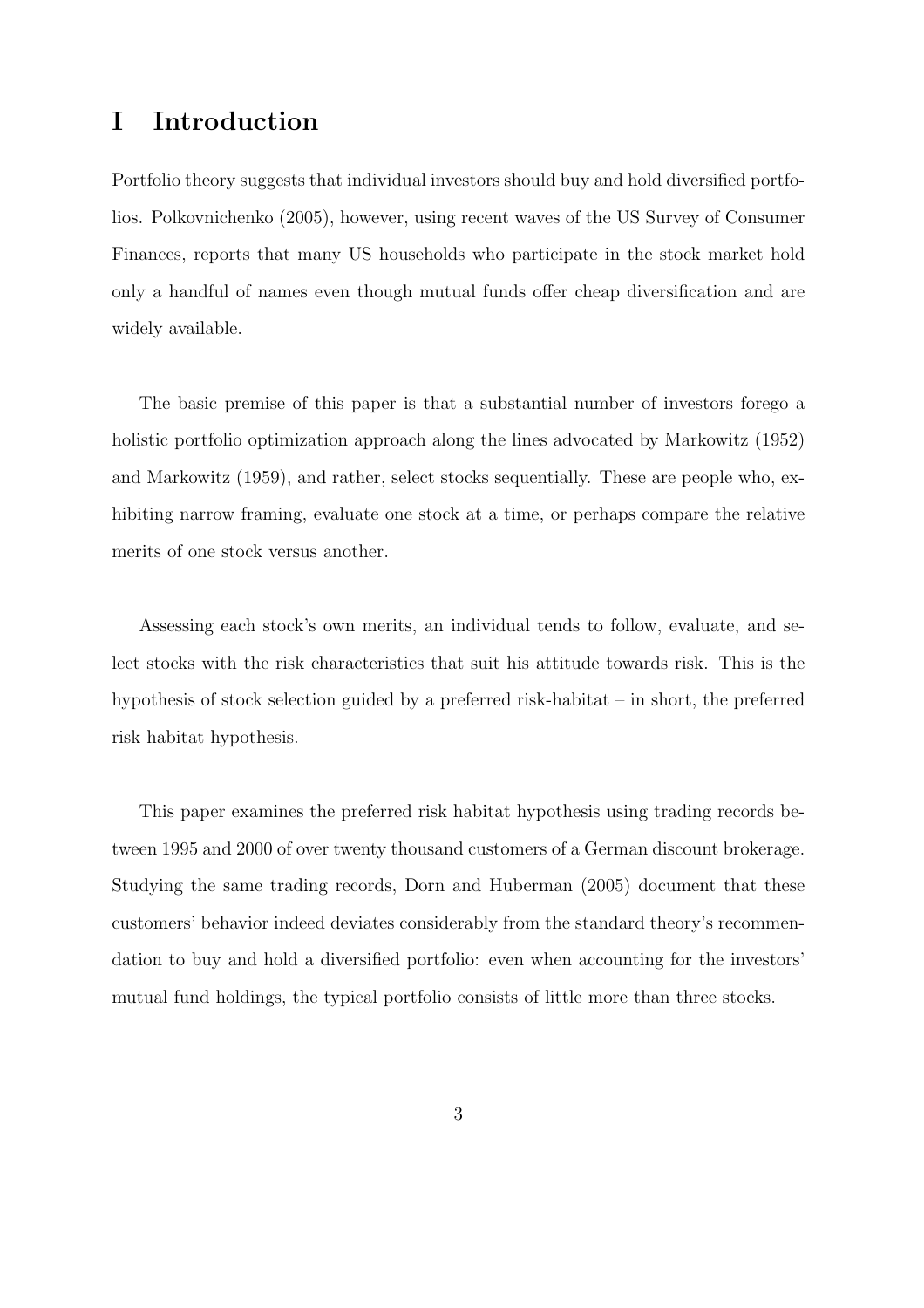# I Introduction

Portfolio theory suggests that individual investors should buy and hold diversified portfolios. Polkovnichenko (2005), however, using recent waves of the US Survey of Consumer Finances, reports that many US households who participate in the stock market hold only a handful of names even though mutual funds offer cheap diversification and are widely available.

The basic premise of this paper is that a substantial number of investors forego a holistic portfolio optimization approach along the lines advocated by Markowitz (1952) and Markowitz (1959), and rather, select stocks sequentially. These are people who, exhibiting narrow framing, evaluate one stock at a time, or perhaps compare the relative merits of one stock versus another.

Assessing each stock's own merits, an individual tends to follow, evaluate, and select stocks with the risk characteristics that suit his attitude towards risk. This is the hypothesis of stock selection guided by a preferred risk-habitat – in short, the preferred risk habitat hypothesis.

This paper examines the preferred risk habitat hypothesis using trading records between 1995 and 2000 of over twenty thousand customers of a German discount brokerage. Studying the same trading records, Dorn and Huberman (2005) document that these customers' behavior indeed deviates considerably from the standard theory's recommendation to buy and hold a diversified portfolio: even when accounting for the investors' mutual fund holdings, the typical portfolio consists of little more than three stocks.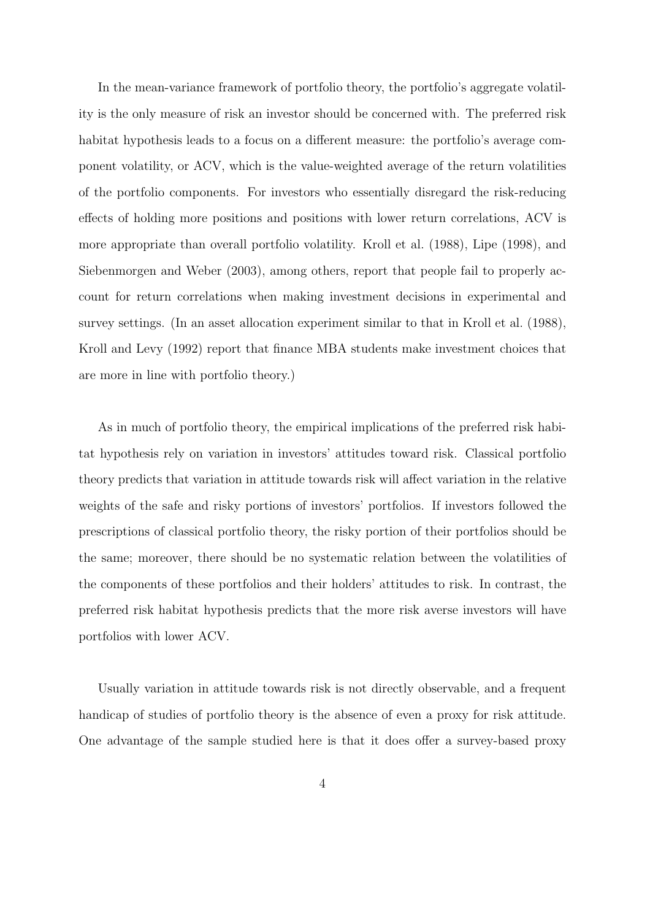In the mean-variance framework of portfolio theory, the portfolio's aggregate volatility is the only measure of risk an investor should be concerned with. The preferred risk habitat hypothesis leads to a focus on a different measure: the portfolio's average component volatility, or ACV, which is the value-weighted average of the return volatilities of the portfolio components. For investors who essentially disregard the risk-reducing effects of holding more positions and positions with lower return correlations, ACV is more appropriate than overall portfolio volatility. Kroll et al. (1988), Lipe (1998), and Siebenmorgen and Weber (2003), among others, report that people fail to properly account for return correlations when making investment decisions in experimental and survey settings. (In an asset allocation experiment similar to that in Kroll et al. (1988), Kroll and Levy (1992) report that finance MBA students make investment choices that are more in line with portfolio theory.)

As in much of portfolio theory, the empirical implications of the preferred risk habitat hypothesis rely on variation in investors' attitudes toward risk. Classical portfolio theory predicts that variation in attitude towards risk will affect variation in the relative weights of the safe and risky portions of investors' portfolios. If investors followed the prescriptions of classical portfolio theory, the risky portion of their portfolios should be the same; moreover, there should be no systematic relation between the volatilities of the components of these portfolios and their holders' attitudes to risk. In contrast, the preferred risk habitat hypothesis predicts that the more risk averse investors will have portfolios with lower ACV.

Usually variation in attitude towards risk is not directly observable, and a frequent handicap of studies of portfolio theory is the absence of even a proxy for risk attitude. One advantage of the sample studied here is that it does offer a survey-based proxy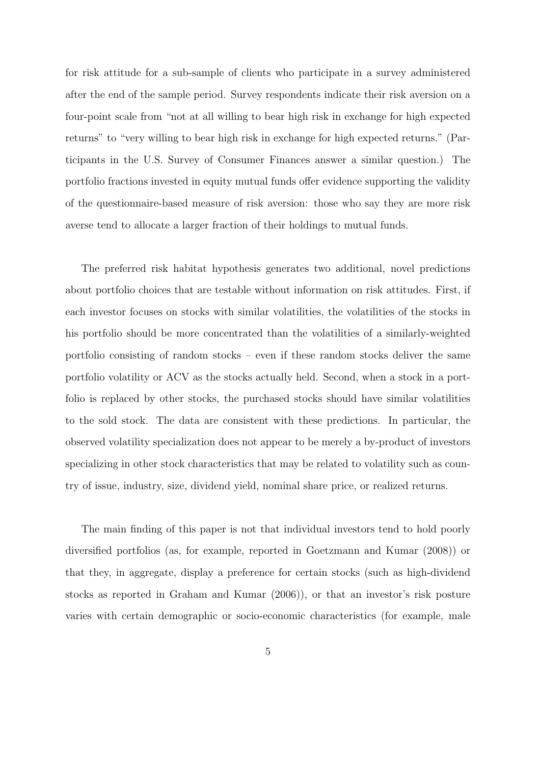for risk attitude for a sub-sample of clients who participate in a survey administered after the end of the sample period. Survey respondents indicate their risk aversion on a four-point scale from "not at all willing to bear high risk in exchange for high expected returns" to "very willing to bear high risk in exchange for high expected returns." (Participants in the U.S. Survey of Consumer Finances answer a similar question.) The portfolio fractions invested in equity mutual funds offer evidence supporting the validity of the questionnaire-based measure of risk aversion: those who say they are more risk averse tend to allocate a larger fraction of their holdings to mutual funds.

The preferred risk habitat hypothesis generates two additional, novel predictions about portfolio choices that are testable without information on risk attitudes. First, if each investor focuses on stocks with similar volatilities, the volatilities of the stocks in his portfolio should be more concentrated than the volatilities of a similarly-weighted portfolio consisting of random stocks – even if these random stocks deliver the same portfolio volatility or ACV as the stocks actually held. Second, when a stock in a portfolio is replaced by other stocks, the purchased stocks should have similar volatilities to the sold stock. The data are consistent with these predictions. In particular, the observed volatility specialization does not appear to be merely a by-product of investors specializing in other stock characteristics that may be related to volatility such as country of issue, industry, size, dividend yield, nominal share price, or realized returns.

The main finding of this paper is not that individual investors tend to hold poorly diversified portfolios (as, for example, reported in Goetzmann and Kumar (2008)) or that they, in aggregate, display a preference for certain stocks (such as high-dividend stocks as reported in Graham and Kumar (2006)), or that an investor's risk posture varies with certain demographic or socio-economic characteristics (for example, male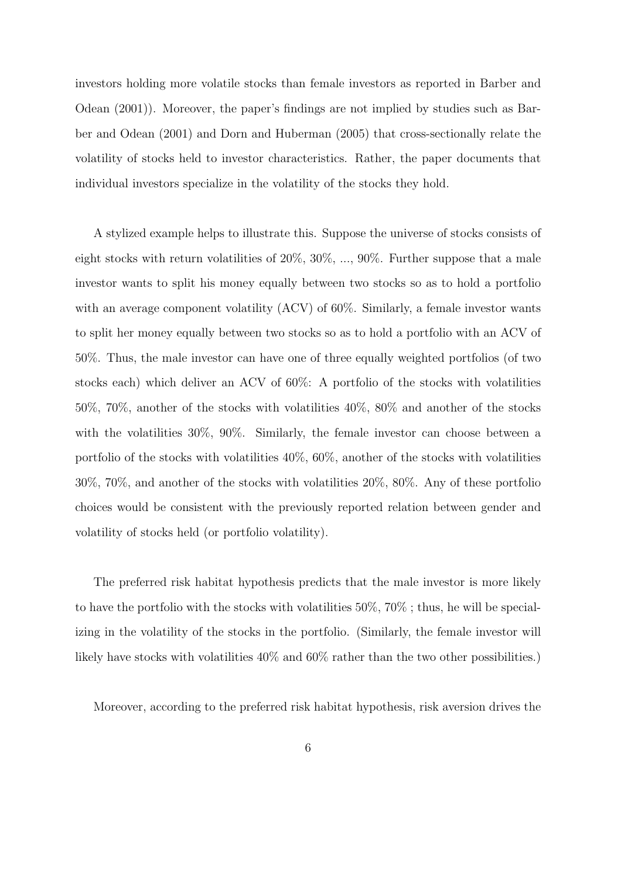investors holding more volatile stocks than female investors as reported in Barber and Odean (2001)). Moreover, the paper's findings are not implied by studies such as Barber and Odean (2001) and Dorn and Huberman (2005) that cross-sectionally relate the volatility of stocks held to investor characteristics. Rather, the paper documents that individual investors specialize in the volatility of the stocks they hold.

A stylized example helps to illustrate this. Suppose the universe of stocks consists of eight stocks with return volatilities of 20%, 30%, ..., 90%. Further suppose that a male investor wants to split his money equally between two stocks so as to hold a portfolio with an average component volatility (ACV) of 60%. Similarly, a female investor wants to split her money equally between two stocks so as to hold a portfolio with an ACV of 50%. Thus, the male investor can have one of three equally weighted portfolios (of two stocks each) which deliver an ACV of 60%: A portfolio of the stocks with volatilities 50%, 70%, another of the stocks with volatilities 40%, 80% and another of the stocks with the volatilities 30%, 90%. Similarly, the female investor can choose between a portfolio of the stocks with volatilities 40%, 60%, another of the stocks with volatilities 30%, 70%, and another of the stocks with volatilities 20%, 80%. Any of these portfolio choices would be consistent with the previously reported relation between gender and volatility of stocks held (or portfolio volatility).

The preferred risk habitat hypothesis predicts that the male investor is more likely to have the portfolio with the stocks with volatilities 50%, 70% ; thus, he will be specializing in the volatility of the stocks in the portfolio. (Similarly, the female investor will likely have stocks with volatilities 40% and 60% rather than the two other possibilities.)

Moreover, according to the preferred risk habitat hypothesis, risk aversion drives the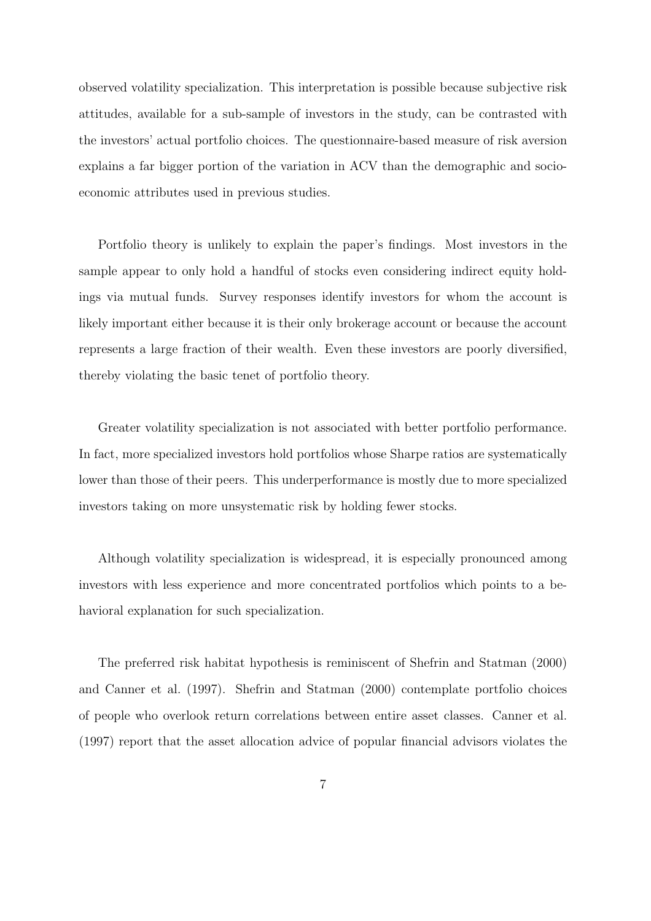observed volatility specialization. This interpretation is possible because subjective risk attitudes, available for a sub-sample of investors in the study, can be contrasted with the investors' actual portfolio choices. The questionnaire-based measure of risk aversion explains a far bigger portion of the variation in ACV than the demographic and socio-economic attributes used in previous studies.

Portfolio theory is unlikely to explain the paper's findings. Most investors in the sample appear to only hold a handful of stocks even considering indirect equity holdings via mutual funds. Survey responses identify investors for whom the account is likely important either because it is their only brokerage account or because the account represents a large fraction of their wealth. Even these investors are poorly diversified, thereby violating the basic tenet of portfolio theory.

Greater volatility specialization is not associated with better portfolio performance. In fact, more specialized investors hold portfolios whose Sharpe ratios are systematically lower than those of their peers. This underperformance is mostly due to more specialized investors taking on more unsystematic risk by holding fewer stocks.

Although volatility specialization is widespread, it is especially pronounced among investors with less experience and more concentrated portfolios which points to a behavioral explanation for such specialization.

The preferred risk habitat hypothesis is reminiscent of Shefrin and Statman (2000) and Canner et al. (1997). Shefrin and Statman (2000) contemplate portfolio choices of people who overlook return correlations between entire asset classes. Canner et al. (1997) report that the asset allocation advice of popular financial advisors violates the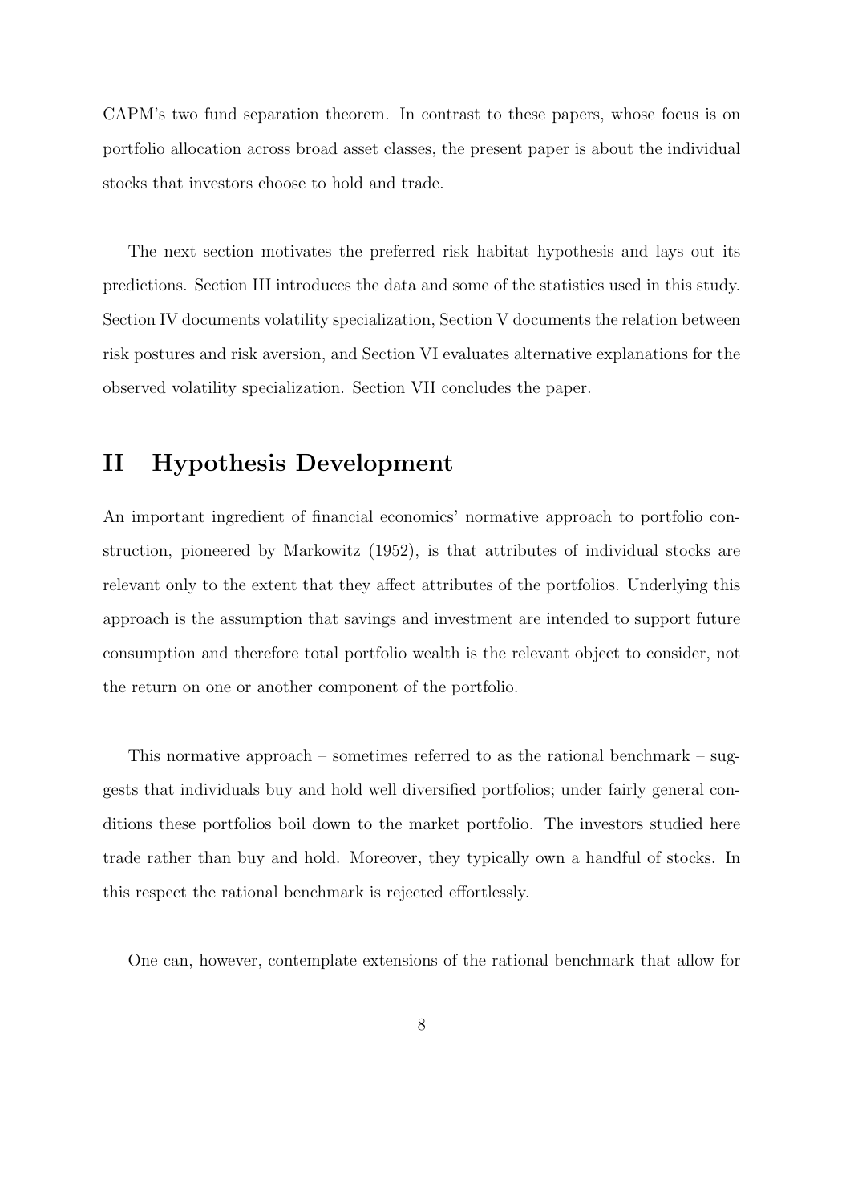CAPM's two fund separation theorem. In contrast to these papers, whose focus is on portfolio allocation across broad asset classes, the present paper is about the individual stocks that investors choose to hold and trade.

The next section motivates the preferred risk habitat hypothesis and lays out its predictions. Section III introduces the data and some of the statistics used in this study. Section IV documents volatility specialization, Section V documents the relation between risk postures and risk aversion, and Section VI evaluates alternative explanations for the observed volatility specialization. Section VII concludes the paper.

## II Hypothesis Development

An important ingredient of financial economics' normative approach to portfolio construction, pioneered by Markowitz (1952), is that attributes of individual stocks are relevant only to the extent that they affect attributes of the portfolios. Underlying this approach is the assumption that savings and investment are intended to support future consumption and therefore total portfolio wealth is the relevant object to consider, not the return on one or another component of the portfolio.

This normative approach – sometimes referred to as the rational benchmark – suggests that individuals buy and hold well diversified portfolios; under fairly general conditions these portfolios boil down to the market portfolio. The investors studied here trade rather than buy and hold. Moreover, they typically own a handful of stocks. In this respect the rational benchmark is rejected effortlessly.

One can, however, contemplate extensions of the rational benchmark that allow for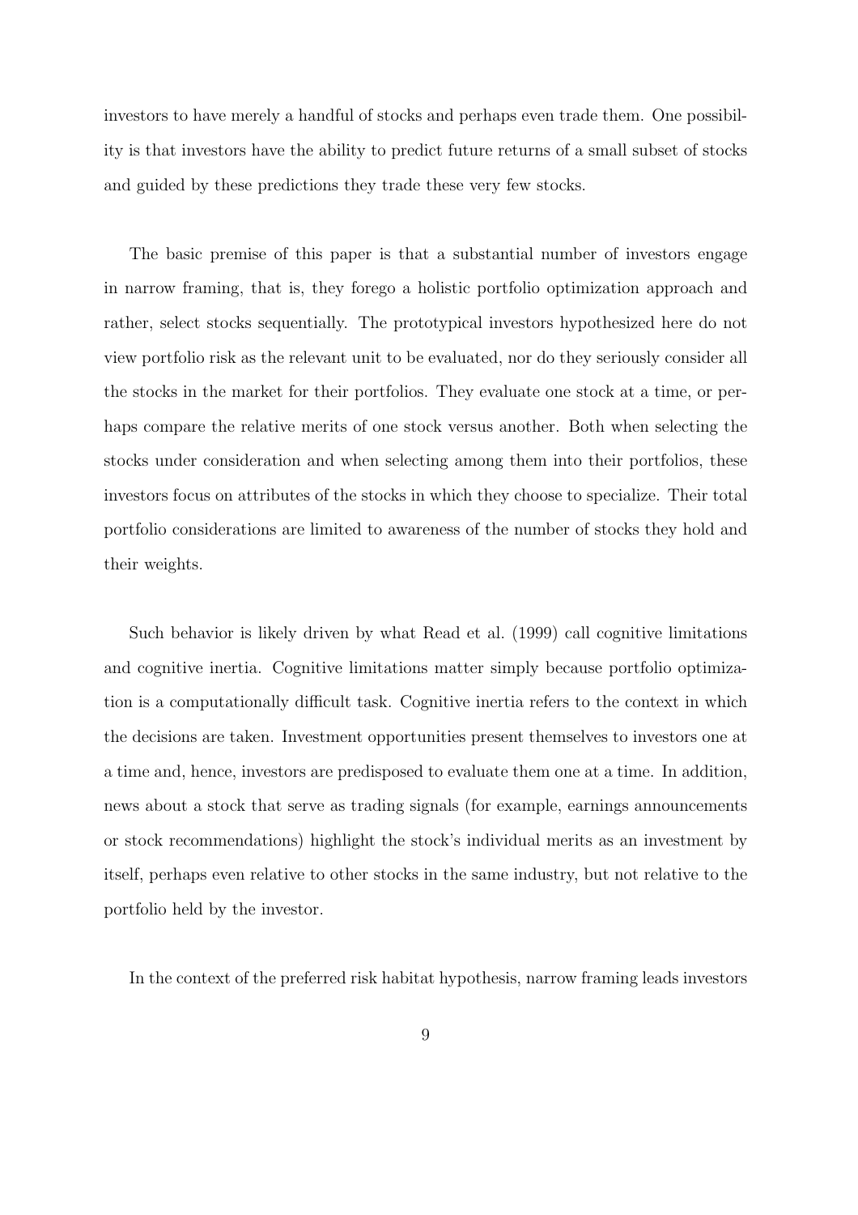investors to have merely a handful of stocks and perhaps even trade them. One possibility is that investors have the ability to predict future returns of a small subset of stocks and guided by these predictions they trade these very few stocks.

The basic premise of this paper is that a substantial number of investors engage in narrow framing, that is, they forego a holistic portfolio optimization approach and rather, select stocks sequentially. The prototypical investors hypothesized here do not view portfolio risk as the relevant unit to be evaluated, nor do they seriously consider all the stocks in the market for their portfolios. They evaluate one stock at a time, or perhaps compare the relative merits of one stock versus another. Both when selecting the stocks under consideration and when selecting among them into their portfolios, these investors focus on attributes of the stocks in which they choose to specialize. Their total portfolio considerations are limited to awareness of the number of stocks they hold and their weights.

Such behavior is likely driven by what Read et al. (1999) call cognitive limitations and cognitive inertia. Cognitive limitations matter simply because portfolio optimization is a computationally difficult task. Cognitive inertia refers to the context in which the decisions are taken. Investment opportunities present themselves to investors one at a time and, hence, investors are predisposed to evaluate them one at a time. In addition, news about a stock that serve as trading signals (for example, earnings announcements or stock recommendations) highlight the stock's individual merits as an investment by itself, perhaps even relative to other stocks in the same industry, but not relative to the portfolio held by the investor.

In the context of the preferred risk habitat hypothesis, narrow framing leads investors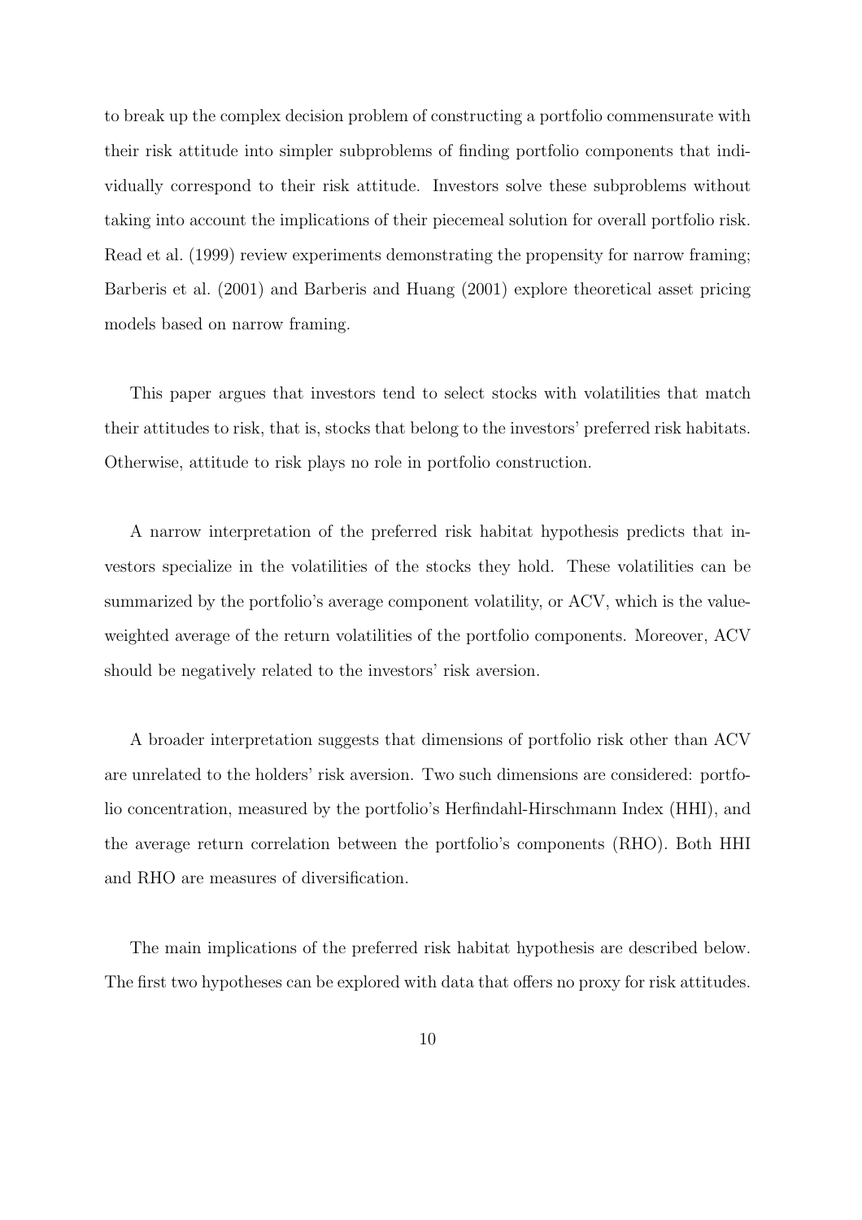to break up the complex decision problem of constructing a portfolio commensurate with their risk attitude into simpler subproblems of finding portfolio components that individually correspond to their risk attitude. Investors solve these subproblems without taking into account the implications of their piecemeal solution for overall portfolio risk. Read et al. (1999) review experiments demonstrating the propensity for narrow framing; Barberis et al. (2001) and Barberis and Huang (2001) explore theoretical asset pricing models based on narrow framing.

This paper argues that investors tend to select stocks with volatilities that match their attitudes to risk, that is, stocks that belong to the investors' preferred risk habitats. Otherwise, attitude to risk plays no role in portfolio construction.

A narrow interpretation of the preferred risk habitat hypothesis predicts that investors specialize in the volatilities of the stocks they hold. These volatilities can be summarized by the portfolio's average component volatility, or ACV, which is the value-weighted average of the return volatilities of the portfolio components. Moreover, ACV should be negatively related to the investors' risk aversion.

A broader interpretation suggests that dimensions of portfolio risk other than ACV are unrelated to the holders' risk aversion. Two such dimensions are considered: portfolio concentration, measured by the portfolio's Herfindahl-Hirschmann Index (HHI), and the average return correlation between the portfolio's components (RHO). Both HHI and RHO are measures of diversification.

The main implications of the preferred risk habitat hypothesis are described below. The first two hypotheses can be explored with data that offers no proxy for risk attitudes.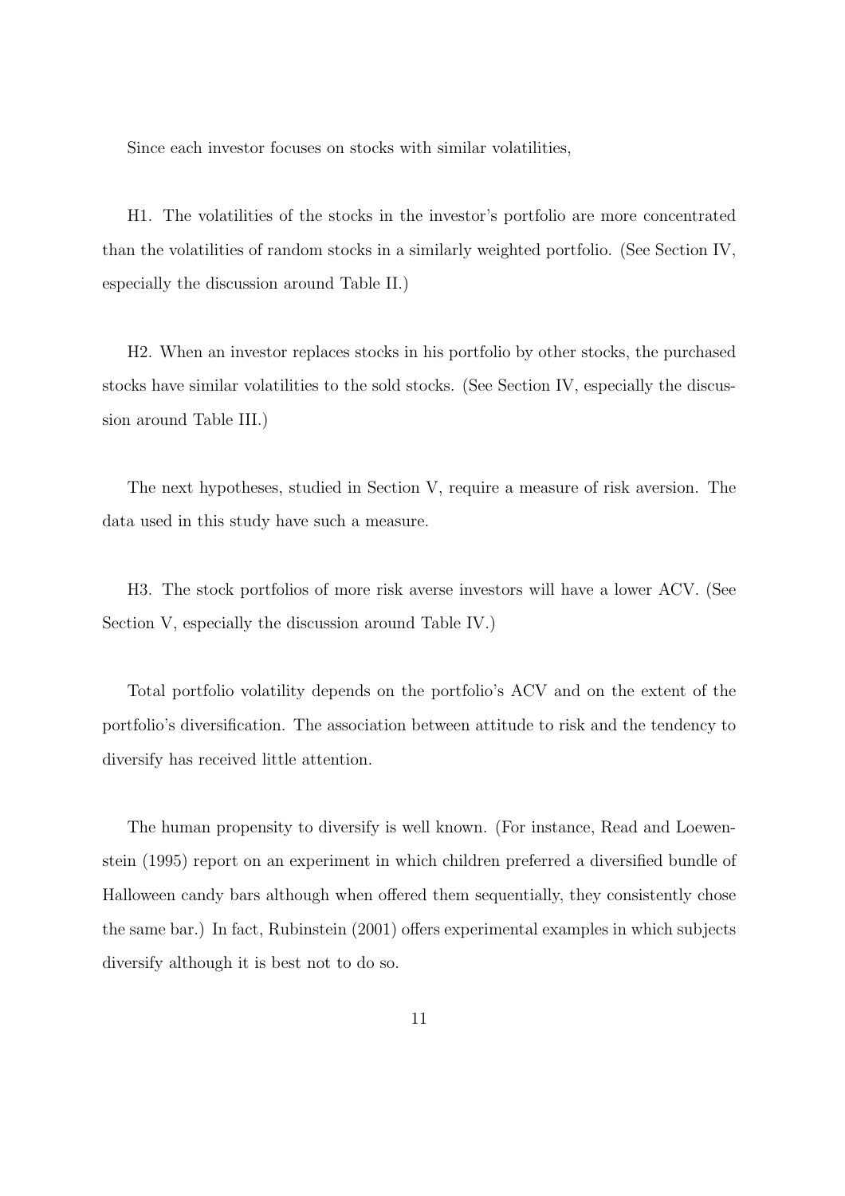Since each investor focuses on stocks with similar volatilities,

H1. The volatilities of the stocks in the investor's portfolio are more concentrated than the volatilities of random stocks in a similarly weighted portfolio. (See Section IV, especially the discussion around Table II.)

H2. When an investor replaces stocks in his portfolio by other stocks, the purchased stocks have similar volatilities to the sold stocks. (See Section IV, especially the discussion around Table III.)

The next hypotheses, studied in Section V, require a measure of risk aversion. The data used in this study have such a measure.

H3. The stock portfolios of more risk averse investors will have a lower ACV. (See Section V, especially the discussion around Table IV.)

Total portfolio volatility depends on the portfolio's ACV and on the extent of the portfolio's diversification. The association between attitude to risk and the tendency to diversify has received little attention.

The human propensity to diversify is well known. (For instance, Read and Loewenstein (1995) report on an experiment in which children preferred a diversified bundle of Halloween candy bars although when offered them sequentially, they consistently chose the same bar.) In fact, Rubinstein (2001) offers experimental examples in which subjects diversify although it is best not to do so.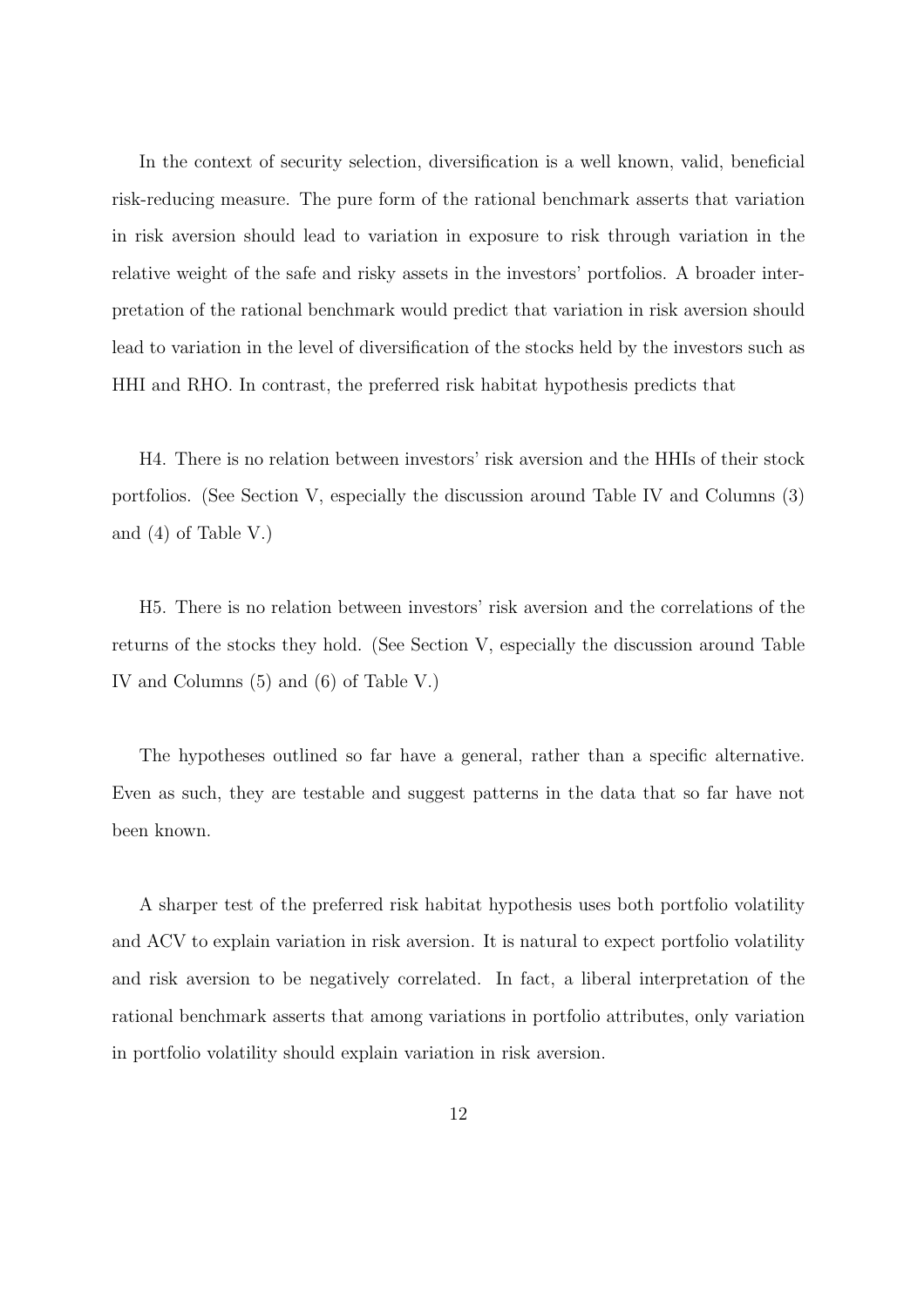In the context of security selection, diversification is a well known, valid, beneficial risk-reducing measure. The pure form of the rational benchmark asserts that variation in risk aversion should lead to variation in exposure to risk through variation in the relative weight of the safe and risky assets in the investors' portfolios. A broader interpretation of the rational benchmark would predict that variation in risk aversion should lead to variation in the level of diversification of the stocks held by the investors such as HHI and RHO. In contrast, the preferred risk habitat hypothesis predicts that

H4. There is no relation between investors' risk aversion and the HHIs of their stock portfolios. (See Section V, especially the discussion around Table IV and Columns (3) and (4) of Table V.)

H5. There is no relation between investors' risk aversion and the correlations of the returns of the stocks they hold. (See Section V, especially the discussion around Table IV and Columns (5) and (6) of Table V.)

The hypotheses outlined so far have a general, rather than a specific alternative. Even as such, they are testable and suggest patterns in the data that so far have not been known.

A sharper test of the preferred risk habitat hypothesis uses both portfolio volatility and ACV to explain variation in risk aversion. It is natural to expect portfolio volatility and risk aversion to be negatively correlated. In fact, a liberal interpretation of the rational benchmark asserts that among variations in portfolio attributes, only variation in portfolio volatility should explain variation in risk aversion.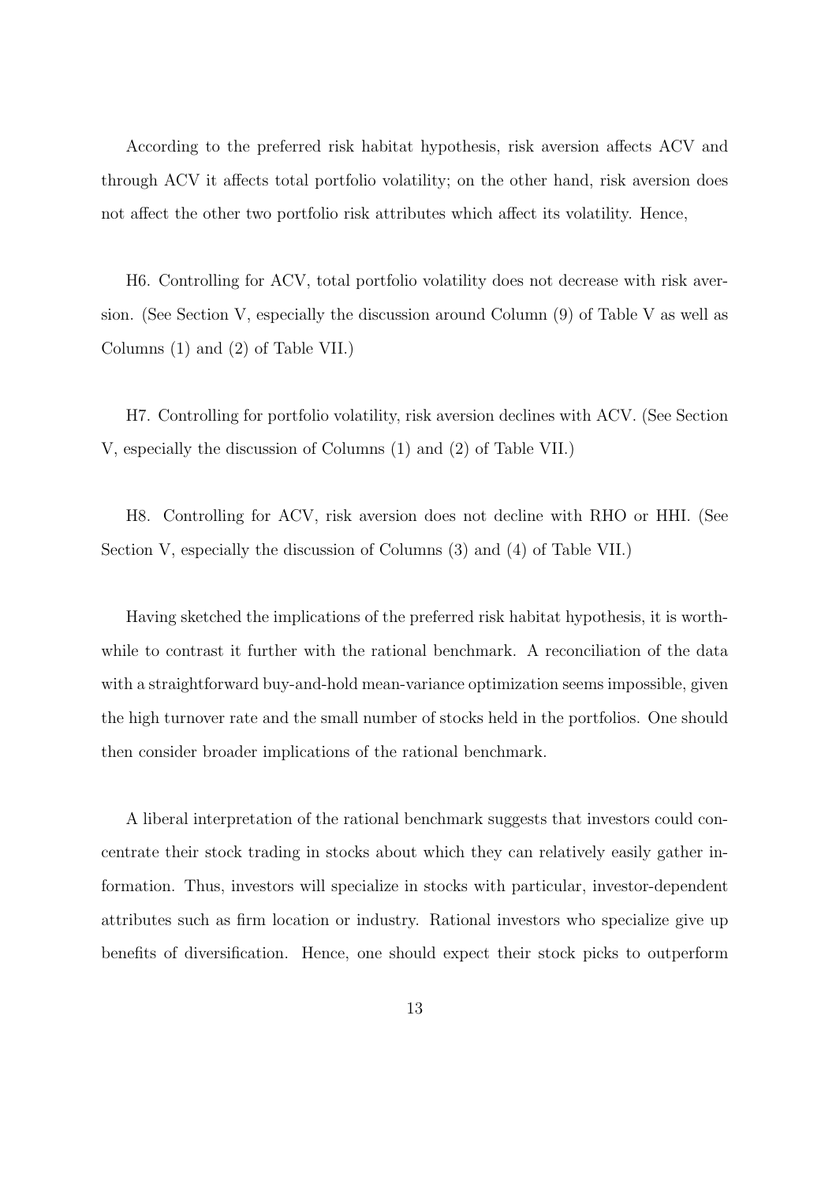According to the preferred risk habitat hypothesis, risk aversion affects ACV and through ACV it affects total portfolio volatility; on the other hand, risk aversion does not affect the other two portfolio risk attributes which affect its volatility. Hence,

H6. Controlling for ACV, total portfolio volatility does not decrease with risk aversion. (See Section V, especially the discussion around Column (9) of Table V as well as Columns (1) and (2) of Table VII.)

H7. Controlling for portfolio volatility, risk aversion declines with ACV. (See Section V, especially the discussion of Columns (1) and (2) of Table VII.)

H8. Controlling for ACV, risk aversion does not decline with RHO or HHI. (See Section V, especially the discussion of Columns (3) and (4) of Table VII.)

Having sketched the implications of the preferred risk habitat hypothesis, it is worthwhile to contrast it further with the rational benchmark. A reconciliation of the data with a straightforward buy-and-hold mean-variance optimization seems impossible, given the high turnover rate and the small number of stocks held in the portfolios. One should then consider broader implications of the rational benchmark.

A liberal interpretation of the rational benchmark suggests that investors could concentrate their stock trading in stocks about which they can relatively easily gather information. Thus, investors will specialize in stocks with particular, investor-dependent attributes such as firm location or industry. Rational investors who specialize give up benefits of diversification. Hence, one should expect their stock picks to outperform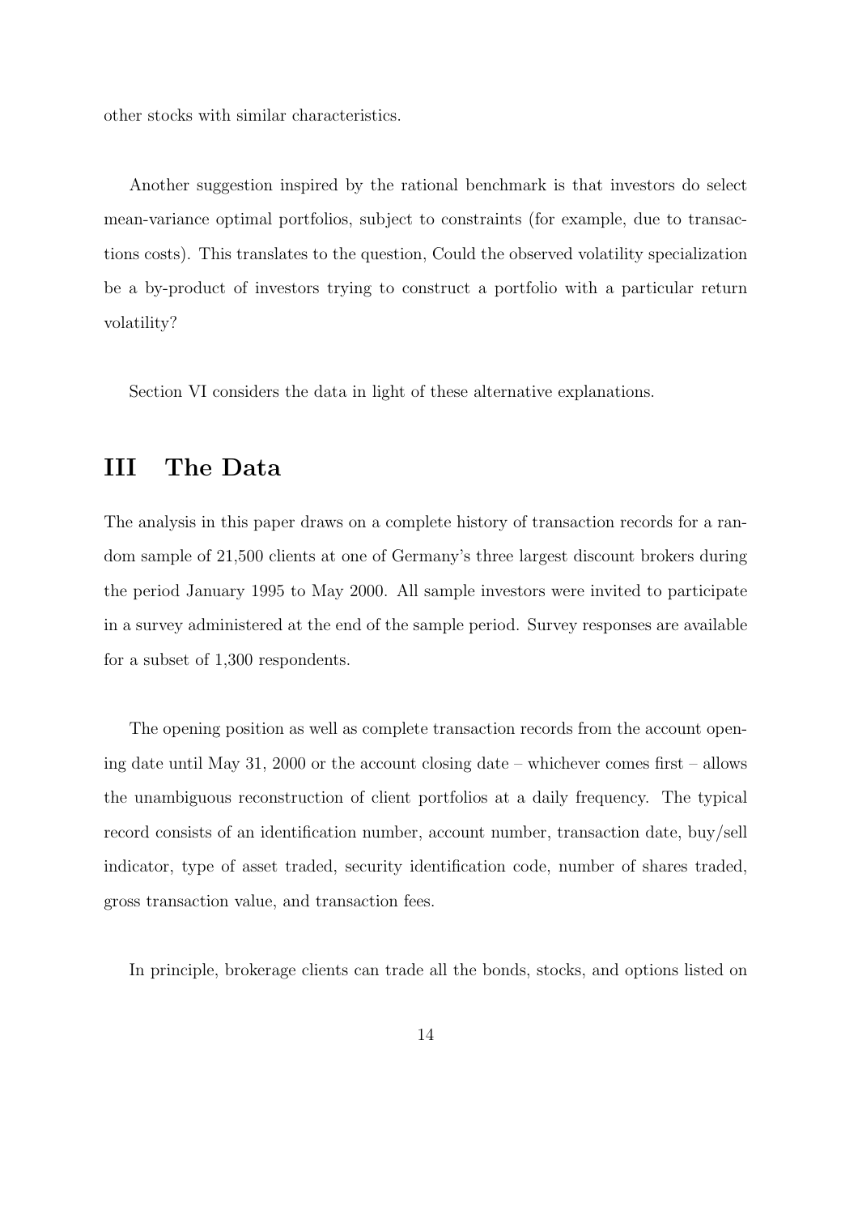other stocks with similar characteristics.

Another suggestion inspired by the rational benchmark is that investors do select mean-variance optimal portfolios, subject to constraints (for example, due to transactions costs). This translates to the question, Could the observed volatility specialization be a by-product of investors trying to construct a portfolio with a particular return volatility?

Section VI considers the data in light of these alternative explanations.

# III The Data

The analysis in this paper draws on a complete history of transaction records for a random sample of 21,500 clients at one of Germany's three largest discount brokers during the period January 1995 to May 2000. All sample investors were invited to participate in a survey administered at the end of the sample period. Survey responses are available for a subset of 1,300 respondents.

The opening position as well as complete transaction records from the account opening date until May 31, 2000 or the account closing date – whichever comes first – allows the unambiguous reconstruction of client portfolios at a daily frequency. The typical record consists of an identification number, account number, transaction date, buy/sell indicator, type of asset traded, security identification code, number of shares traded, gross transaction value, and transaction fees.

In principle, brokerage clients can trade all the bonds, stocks, and options listed on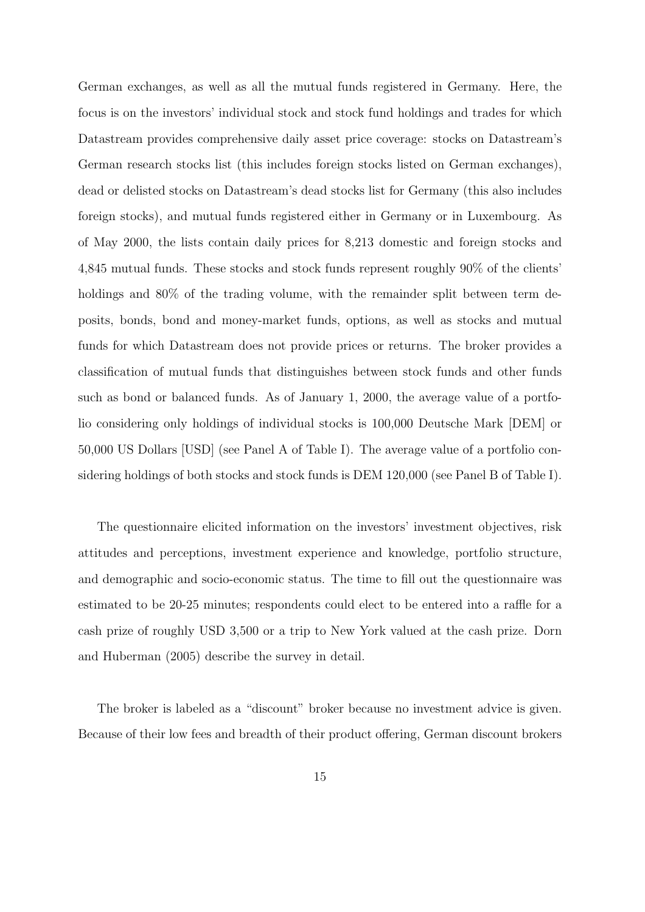German exchanges, as well as all the mutual funds registered in Germany. Here, the focus is on the investors' individual stock and stock fund holdings and trades for which Datastream provides comprehensive daily asset price coverage: stocks on Datastream's German research stocks list (this includes foreign stocks listed on German exchanges), dead or delisted stocks on Datastream's dead stocks list for Germany (this also includes foreign stocks), and mutual funds registered either in Germany or in Luxembourg. As of May 2000, the lists contain daily prices for 8,213 domestic and foreign stocks and 4,845 mutual funds. These stocks and stock funds represent roughly 90% of the clients' holdings and 80% of the trading volume, with the remainder split between term deposits, bonds, bond and money-market funds, options, as well as stocks and mutual funds for which Datastream does not provide prices or returns. The broker provides a classification of mutual funds that distinguishes between stock funds and other funds such as bond or balanced funds. As of January 1, 2000, the average value of a portfolio considering only holdings of individual stocks is 100,000 Deutsche Mark [DEM] or 50,000 US Dollars [USD] (see Panel A of Table I). The average value of a portfolio considering holdings of both stocks and stock funds is DEM 120,000 (see Panel B of Table I).

The questionnaire elicited information on the investors' investment objectives, risk attitudes and perceptions, investment experience and knowledge, portfolio structure, and demographic and socio-economic status. The time to fill out the questionnaire was estimated to be 20-25 minutes; respondents could elect to be entered into a raffle for a cash prize of roughly USD 3,500 or a trip to New York valued at the cash prize. Dorn and Huberman (2005) describe the survey in detail.

The broker is labeled as a "discount" broker because no investment advice is given. Because of their low fees and breadth of their product offering, German discount brokers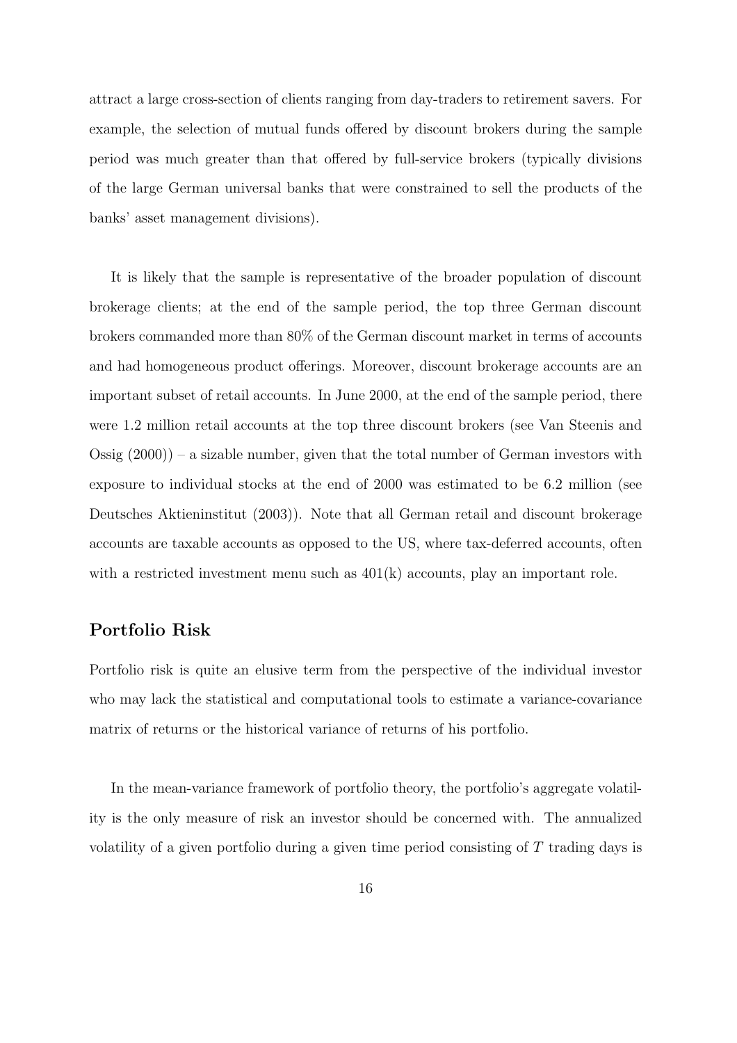attract a large cross-section of clients ranging from day-traders to retirement savers. For example, the selection of mutual funds offered by discount brokers during the sample period was much greater than that offered by full-service brokers (typically divisions of the large German universal banks that were constrained to sell the products of the banks' asset management divisions).

It is likely that the sample is representative of the broader population of discount brokerage clients; at the end of the sample period, the top three German discount brokers commanded more than 80% of the German discount market in terms of accounts and had homogeneous product offerings. Moreover, discount brokerage accounts are an important subset of retail accounts. In June 2000, at the end of the sample period, there were 1.2 million retail accounts at the top three discount brokers (see Van Steenis and Ossig (2000)) – a sizable number, given that the total number of German investors with exposure to individual stocks at the end of 2000 was estimated to be 6.2 million (see Deutsches Aktieninstitut (2003)). Note that all German retail and discount brokerage accounts are taxable accounts as opposed to the US, where tax-deferred accounts, often with a restricted investment menu such as 401(k) accounts, play an important role.

## Portfolio Risk

Portfolio risk is quite an elusive term from the perspective of the individual investor who may lack the statistical and computational tools to estimate a variance-covariance matrix of returns or the historical variance of returns of his portfolio.

In the mean-variance framework of portfolio theory, the portfolio's aggregate volatility is the only measure of risk an investor should be concerned with. The annualized volatility of a given portfolio during a given time period consisting of $T$ trading days is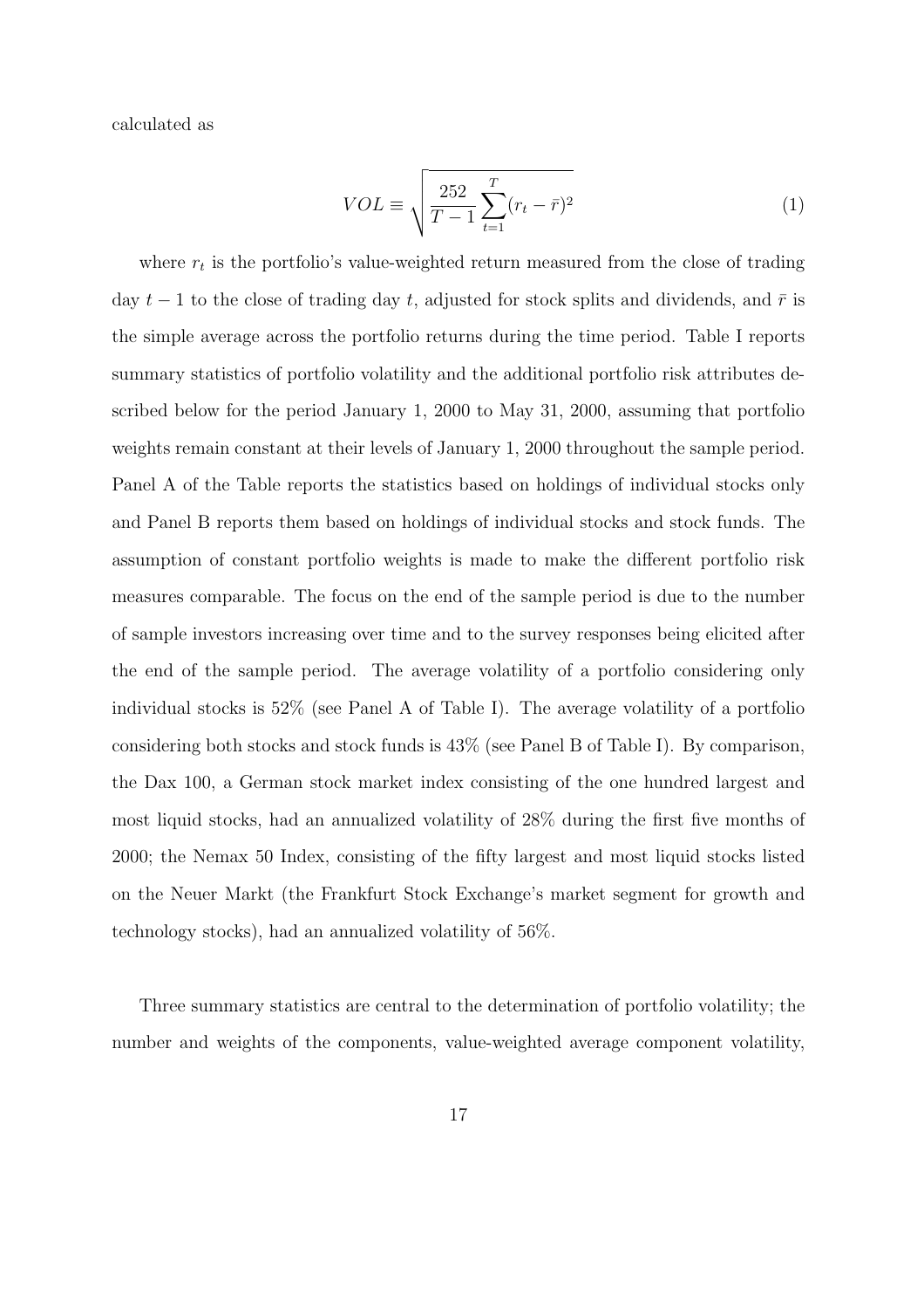calculated as

$$VOL \equiv \sqrt{\frac{252}{T-1}\sum_{t=1}^{T}(r_t - \bar{r})^2} \tag{1}$$

where $r_t$ is the portfolio's value-weighted return measured from the close of trading day $t-1$ to the close of trading day $t$, adjusted for stock splits and dividends, and $\bar{r}$ is the simple average across the portfolio returns during the time period. Table I reports summary statistics of portfolio volatility and the additional portfolio risk attributes described below for the period January 1, 2000 to May 31, 2000, assuming that portfolio weights remain constant at their levels of January 1, 2000 throughout the sample period. Panel A of the Table reports the statistics based on holdings of individual stocks only and Panel B reports them based on holdings of individual stocks and stock funds. The assumption of constant portfolio weights is made to make the different portfolio risk measures comparable. The focus on the end of the sample period is due to the number of sample investors increasing over time and to the survey responses being elicited after the end of the sample period. The average volatility of a portfolio considering only individual stocks is 52% (see Panel A of Table I). The average volatility of a portfolio considering both stocks and stock funds is 43% (see Panel B of Table I). By comparison, the Dax 100, a German stock market index consisting of the one hundred largest and most liquid stocks, had an annualized volatility of 28% during the first five months of 2000; the Nemax 50 Index, consisting of the fifty largest and most liquid stocks listed on the Neuer Markt (the Frankfurt Stock Exchange's market segment for growth and technology stocks), had an annualized volatility of 56%.

Three summary statistics are central to the determination of portfolio volatility; the number and weights of the components, value-weighted average component volatility,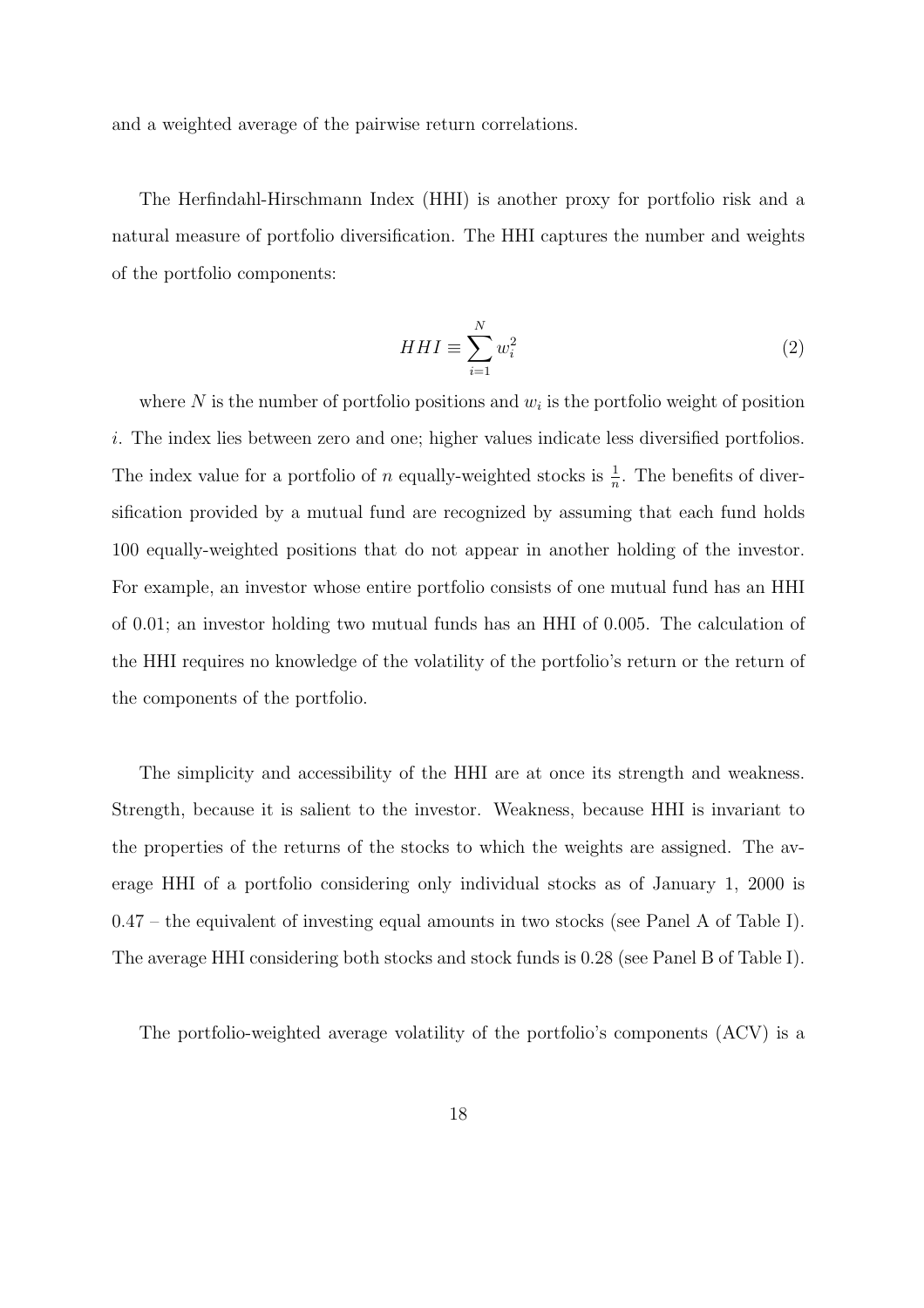and a weighted average of the pairwise return correlations.

The Herfindahl-Hirschmann Index (HHI) is another proxy for portfolio risk and a natural measure of portfolio diversification. The HHI captures the number and weights of the portfolio components:

$$HHI \equiv \sum_{i=1}^{N} w_i^2 \tag{2}$$

where $N$ is the number of portfolio positions and $w_i$ is the portfolio weight of position $i$. The index lies between zero and one; higher values indicate less diversified portfolios. The index value for a portfolio of $n$ equally-weighted stocks is $\frac{1}{n}$. The benefits of diversification provided by a mutual fund are recognized by assuming that each fund holds 100 equally-weighted positions that do not appear in another holding of the investor. For example, an investor whose entire portfolio consists of one mutual fund has an HHI of 0.01; an investor holding two mutual funds has an HHI of 0.005. The calculation of the HHI requires no knowledge of the volatility of the portfolio's return or the return of the components of the portfolio.

The simplicity and accessibility of the HHI are at once its strength and weakness. Strength, because it is salient to the investor. Weakness, because HHI is invariant to the properties of the returns of the stocks to which the weights are assigned. The average HHI of a portfolio considering only individual stocks as of January 1, 2000 is 0.47 – the equivalent of investing equal amounts in two stocks (see Panel A of Table I). The average HHI considering both stocks and stock funds is 0.28 (see Panel B of Table I).

The portfolio-weighted average volatility of the portfolio's components (ACV) is a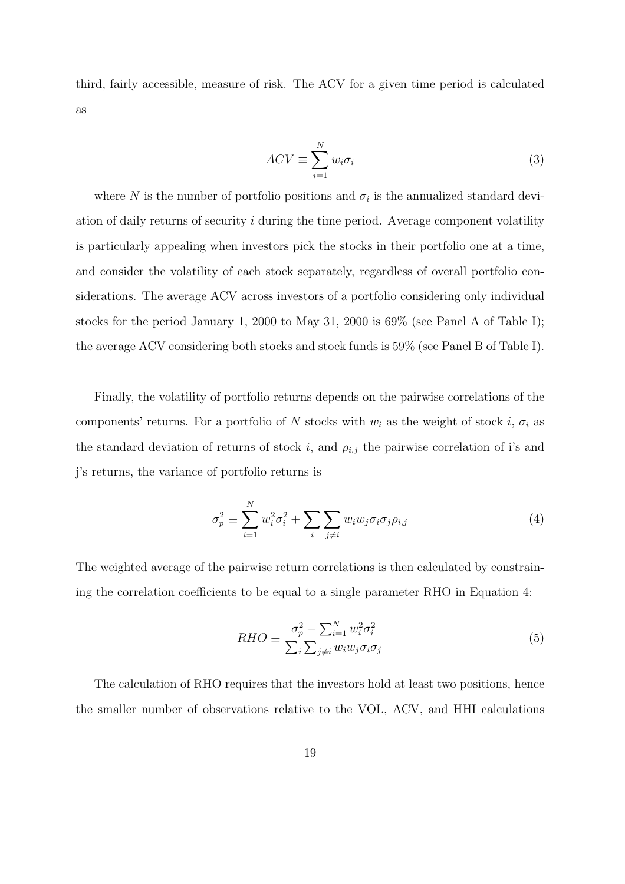third, fairly accessible, measure of risk. The ACV for a given time period is calculated as

$$ACV \equiv \sum_{i=1}^{N} w_i \sigma_i \tag{3}$$

where $N$ is the number of portfolio positions and $\sigma_i$ is the annualized standard deviation of daily returns of security $i$ during the time period. Average component volatility is particularly appealing when investors pick the stocks in their portfolio one at a time, and consider the volatility of each stock separately, regardless of overall portfolio considerations. The average ACV across investors of a portfolio considering only individual stocks for the period January 1, 2000 to May 31, 2000 is 69% (see Panel A of Table I); the average ACV considering both stocks and stock funds is 59% (see Panel B of Table I).

Finally, the volatility of portfolio returns depends on the pairwise correlations of the components' returns. For a portfolio of $N$ stocks with $w_i$ as the weight of stock $i$, $\sigma_i$ as the standard deviation of returns of stock $i$, and $\rho_{i,j}$ the pairwise correlation of i's and j's returns, the variance of portfolio returns is

$$\sigma_p^2 \equiv \sum_{i=1}^{N} w_i^2 \sigma_i^2 + \sum_{i} \sum_{j \neq i} w_i w_j \sigma_i \sigma_j \rho_{i,j} \tag{4}$$

The weighted average of the pairwise return correlations is then calculated by constraining the correlation coefficients to be equal to a single parameter RHO in Equation 4:

$$RHO \equiv \frac{\sigma_p^2 - \sum_{i=1}^{N} w_i^2 \sigma_i^2}{\sum_i \sum_{j \neq i} w_i w_j \sigma_i \sigma_j} \tag{5}$$

The calculation of RHO requires that the investors hold at least two positions, hence the smaller number of observations relative to the VOL, ACV, and HHI calculations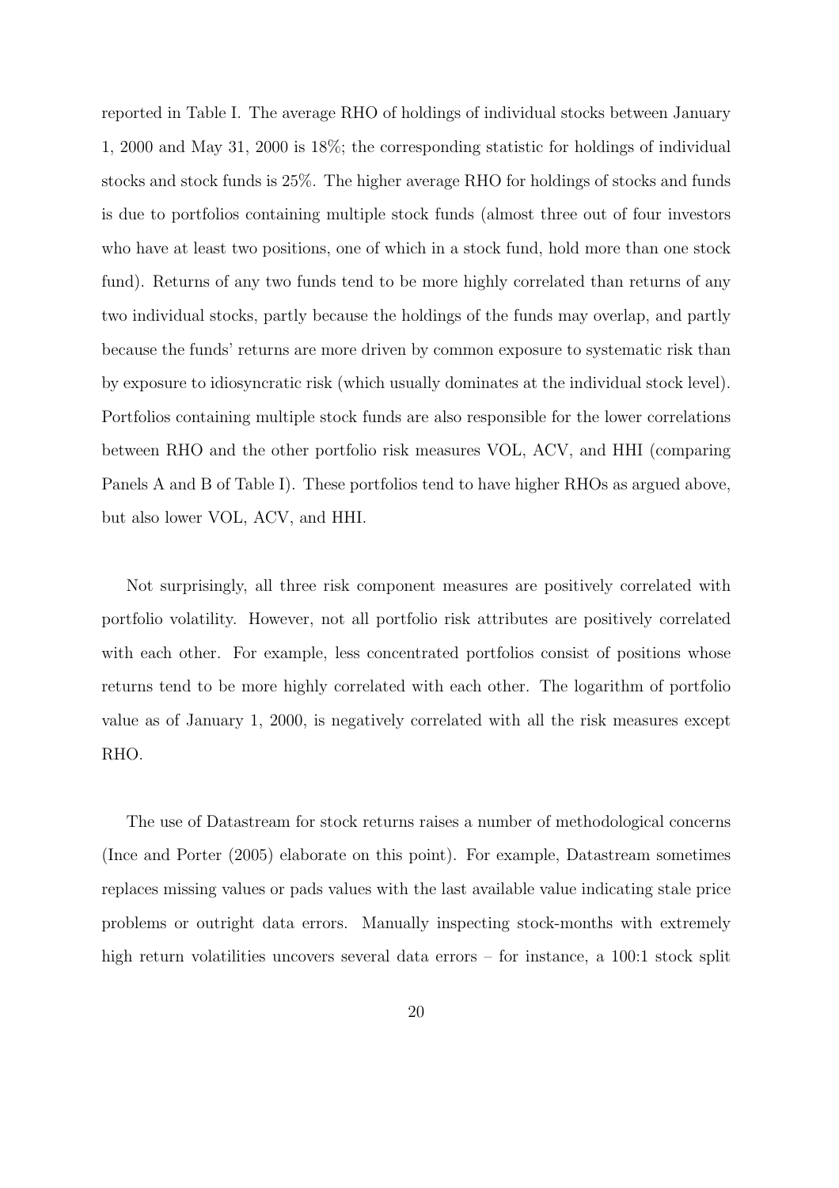reported in Table I. The average RHO of holdings of individual stocks between January 1, 2000 and May 31, 2000 is 18%; the corresponding statistic for holdings of individual stocks and stock funds is 25%. The higher average RHO for holdings of stocks and funds is due to portfolios containing multiple stock funds (almost three out of four investors who have at least two positions, one of which in a stock fund, hold more than one stock fund). Returns of any two funds tend to be more highly correlated than returns of any two individual stocks, partly because the holdings of the funds may overlap, and partly because the funds' returns are more driven by common exposure to systematic risk than by exposure to idiosyncratic risk (which usually dominates at the individual stock level). Portfolios containing multiple stock funds are also responsible for the lower correlations between RHO and the other portfolio risk measures VOL, ACV, and HHI (comparing Panels A and B of Table I). These portfolios tend to have higher RHOs as argued above, but also lower VOL, ACV, and HHI.

Not surprisingly, all three risk component measures are positively correlated with portfolio volatility. However, not all portfolio risk attributes are positively correlated with each other. For example, less concentrated portfolios consist of positions whose returns tend to be more highly correlated with each other. The logarithm of portfolio value as of January 1, 2000, is negatively correlated with all the risk measures except RHO.

The use of Datastream for stock returns raises a number of methodological concerns (Ince and Porter (2005) elaborate on this point). For example, Datastream sometimes replaces missing values or pads values with the last available value indicating stale price problems or outright data errors. Manually inspecting stock-months with extremely high return volatilities uncovers several data errors – for instance, a 100:1 stock split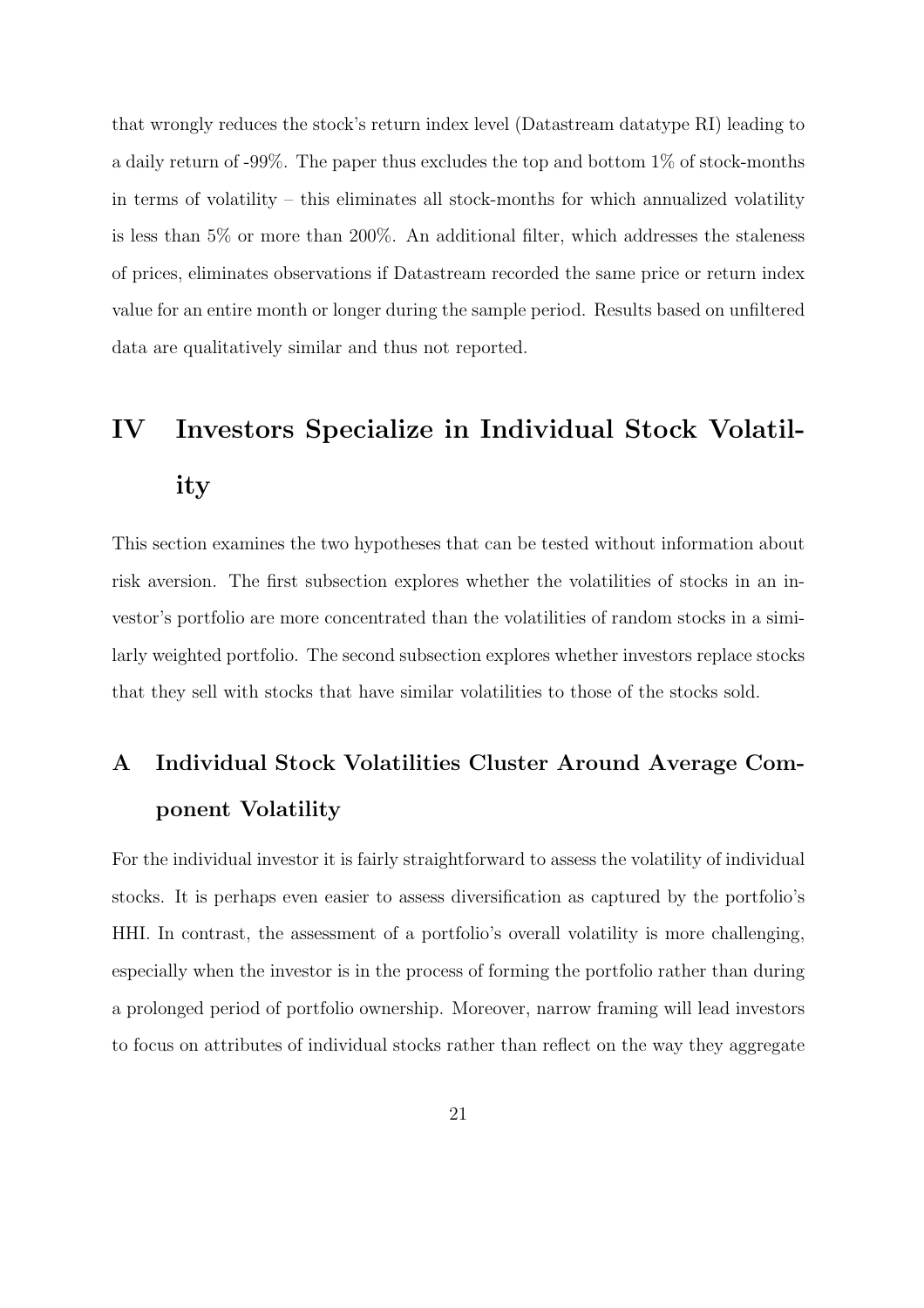that wrongly reduces the stock's return index level (Datastream datatype RI) leading to a daily return of -99%. The paper thus excludes the top and bottom 1% of stock-months in terms of volatility – this eliminates all stock-months for which annualized volatility is less than 5% or more than 200%. An additional filter, which addresses the staleness of prices, eliminates observations if Datastream recorded the same price or return index value for an entire month or longer during the sample period. Results based on unfiltered data are qualitatively similar and thus not reported.

# IV Investors Specialize in Individual Stock Volatility

This section examines the two hypotheses that can be tested without information about risk aversion. The first subsection explores whether the volatilities of stocks in an investor's portfolio are more concentrated than the volatilities of random stocks in a similarly weighted portfolio. The second subsection explores whether investors replace stocks that they sell with stocks that have similar volatilities to those of the stocks sold.

## A Individual Stock Volatilities Cluster Around Average Component Volatility

For the individual investor it is fairly straightforward to assess the volatility of individual stocks. It is perhaps even easier to assess diversification as captured by the portfolio's HHI. In contrast, the assessment of a portfolio's overall volatility is more challenging, especially when the investor is in the process of forming the portfolio rather than during a prolonged period of portfolio ownership. Moreover, narrow framing will lead investors to focus on attributes of individual stocks rather than reflect on the way they aggregate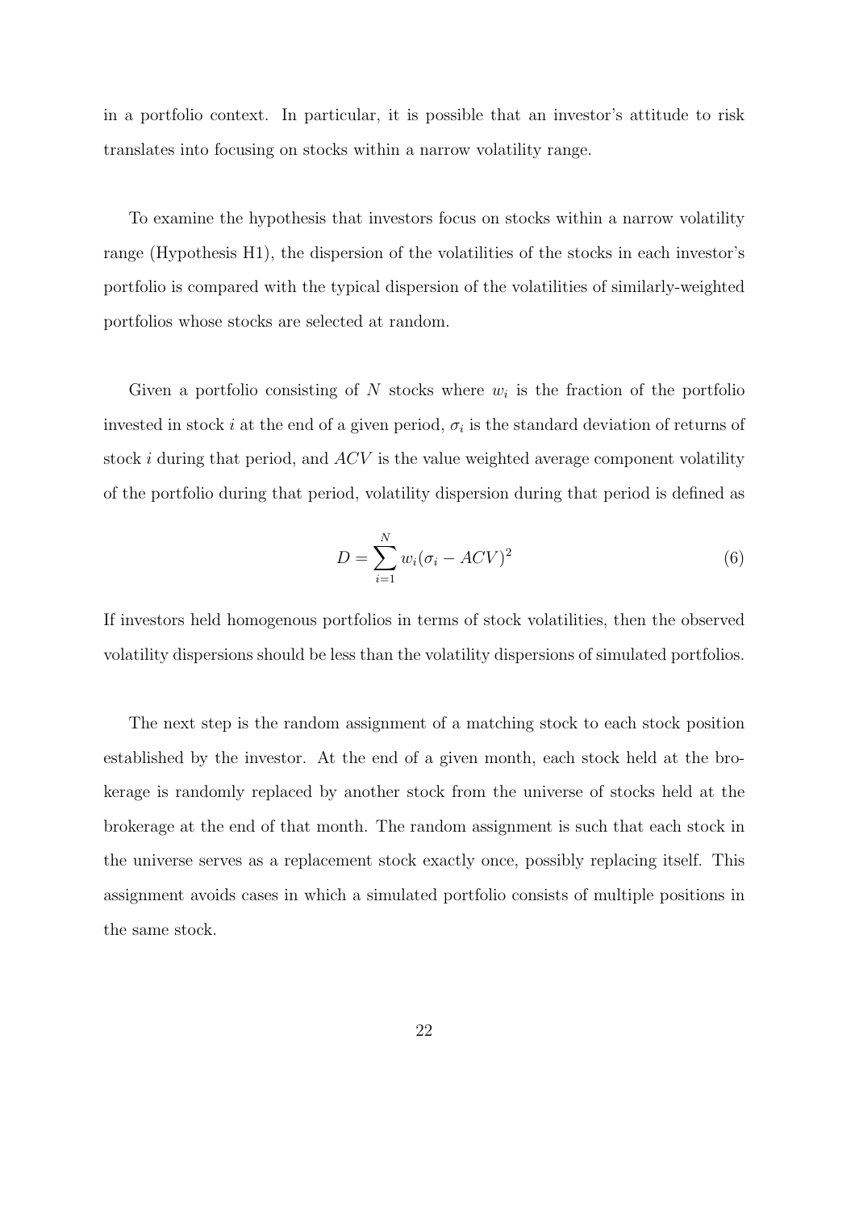in a portfolio context. In particular, it is possible that an investor's attitude to risk translates into focusing on stocks within a narrow volatility range.

To examine the hypothesis that investors focus on stocks within a narrow volatility range (Hypothesis H1), the dispersion of the volatilities of the stocks in each investor's portfolio is compared with the typical dispersion of the volatilities of similarly-weighted portfolios whose stocks are selected at random.

Given a portfolio consisting of $N$ stocks where $w_i$ is the fraction of the portfolio invested in stock $i$ at the end of a given period, $\sigma_i$ is the standard deviation of returns of stock $i$ during that period, and $ACV$ is the value weighted average component volatility of the portfolio during that period, volatility dispersion during that period is defined as

$$D = \sum_{i=1}^{N} w_i (\sigma_i - ACV)^2 \tag{6}$$

If investors held homogenous portfolios in terms of stock volatilities, then the observed volatility dispersions should be less than the volatility dispersions of simulated portfolios.

The next step is the random assignment of a matching stock to each stock position established by the investor. At the end of a given month, each stock held at the brokerage is randomly replaced by another stock from the universe of stocks held at the brokerage at the end of that month. The random assignment is such that each stock in the universe serves as a replacement stock exactly once, possibly replacing itself. This assignment avoids cases in which a simulated portfolio consists of multiple positions in the same stock.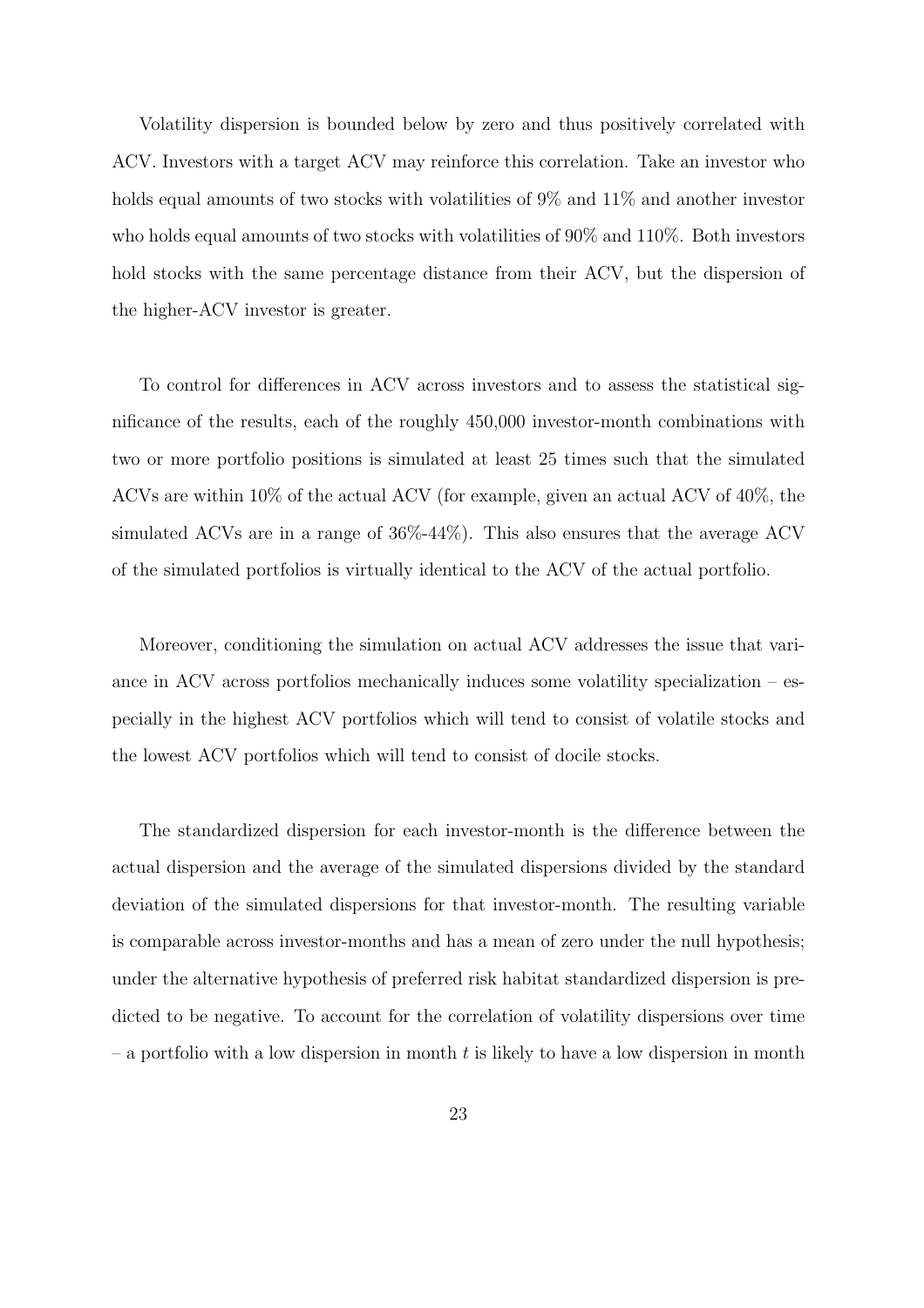Volatility dispersion is bounded below by zero and thus positively correlated with ACV. Investors with a target ACV may reinforce this correlation. Take an investor who holds equal amounts of two stocks with volatilities of 9% and 11% and another investor who holds equal amounts of two stocks with volatilities of 90% and 110%. Both investors hold stocks with the same percentage distance from their ACV, but the dispersion of the higher-ACV investor is greater.

To control for differences in ACV across investors and to assess the statistical significance of the results, each of the roughly 450,000 investor-month combinations with two or more portfolio positions is simulated at least 25 times such that the simulated ACVs are within 10% of the actual ACV (for example, given an actual ACV of 40%, the simulated ACVs are in a range of 36%-44%). This also ensures that the average ACV of the simulated portfolios is virtually identical to the ACV of the actual portfolio.

Moreover, conditioning the simulation on actual ACV addresses the issue that variance in ACV across portfolios mechanically induces some volatility specialization – especially in the highest ACV portfolios which will tend to consist of volatile stocks and the lowest ACV portfolios which will tend to consist of docile stocks.

The standardized dispersion for each investor-month is the difference between the actual dispersion and the average of the simulated dispersions divided by the standard deviation of the simulated dispersions for that investor-month. The resulting variable is comparable across investor-months and has a mean of zero under the null hypothesis; under the alternative hypothesis of preferred risk habitat standardized dispersion is predicted to be negative. To account for the correlation of volatility dispersions over time – a portfolio with a low dispersion in month $t$ is likely to have a low dispersion in month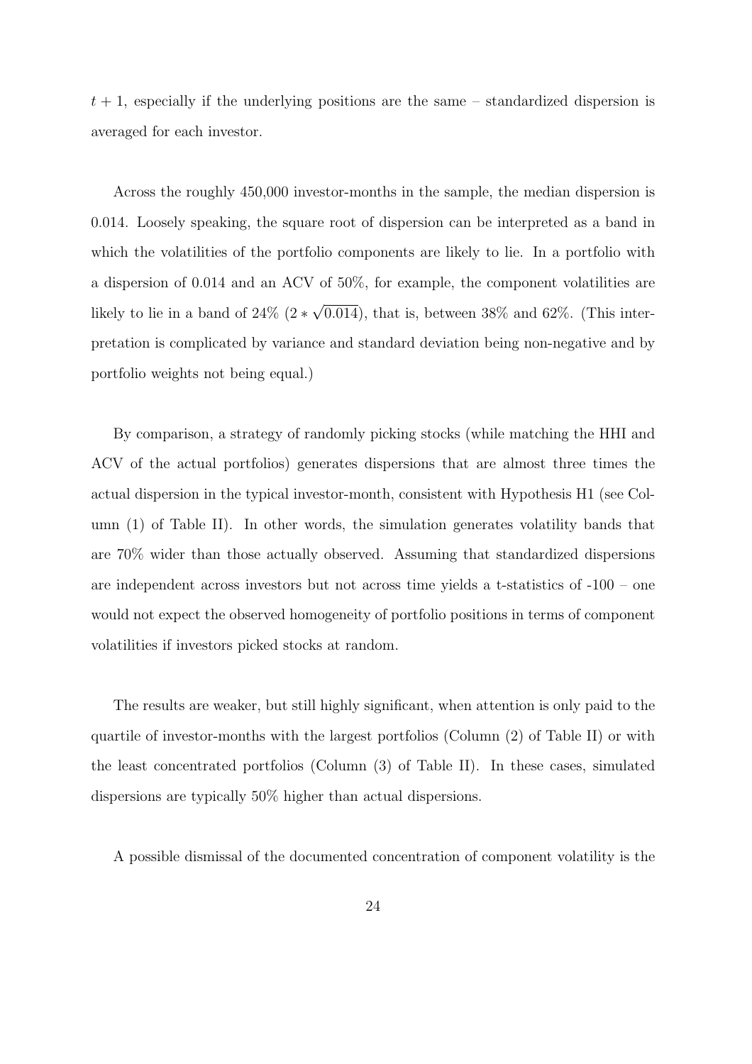$t + 1$, especially if the underlying positions are the same – standardized dispersion is averaged for each investor.

Across the roughly 450,000 investor-months in the sample, the median dispersion is 0.014. Loosely speaking, the square root of dispersion can be interpreted as a band in which the volatilities of the portfolio components are likely to lie. In a portfolio with a dispersion of 0.014 and an ACV of 50%, for example, the component volatilities are likely to lie in a band of 24% ($2 * \sqrt{0.014}$), that is, between 38% and 62%. (This interpretation is complicated by variance and standard deviation being non-negative and by portfolio weights not being equal.)

By comparison, a strategy of randomly picking stocks (while matching the HHI and ACV of the actual portfolios) generates dispersions that are almost three times the actual dispersion in the typical investor-month, consistent with Hypothesis H1 (see Column (1) of Table II). In other words, the simulation generates volatility bands that are 70% wider than those actually observed. Assuming that standardized dispersions are independent across investors but not across time yields a t-statistics of -100 – one would not expect the observed homogeneity of portfolio positions in terms of component volatilities if investors picked stocks at random.

The results are weaker, but still highly significant, when attention is only paid to the quartile of investor-months with the largest portfolios (Column (2) of Table II) or with the least concentrated portfolios (Column (3) of Table II). In these cases, simulated dispersions are typically 50% higher than actual dispersions.

A possible dismissal of the documented concentration of component volatility is the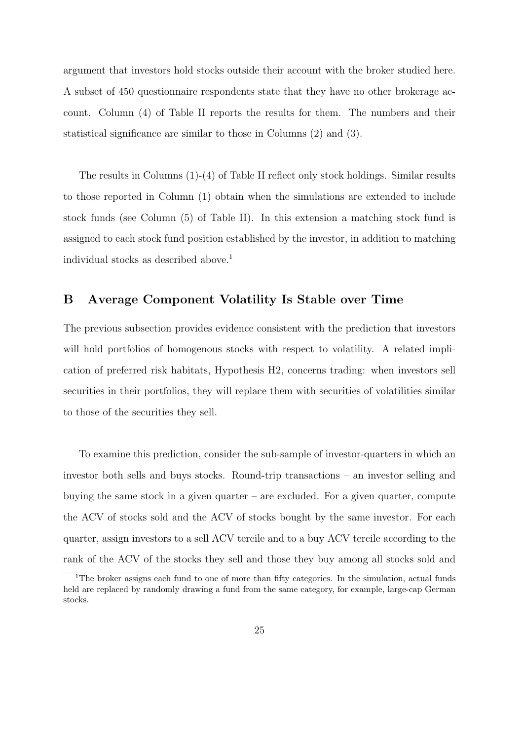argument that investors hold stocks outside their account with the broker studied here. A subset of 450 questionnaire respondents state that they have no other brokerage account. Column (4) of Table II reports the results for them. The numbers and their statistical significance are similar to those in Columns (2) and (3).

The results in Columns (1)-(4) of Table II reflect only stock holdings. Similar results to those reported in Column (1) obtain when the simulations are extended to include stock funds (see Column (5) of Table II). In this extension a matching stock fund is assigned to each stock fund position established by the investor, in addition to matching individual stocks as described above.[1]

## B Average Component Volatility Is Stable over Time

The previous subsection provides evidence consistent with the prediction that investors will hold portfolios of homogenous stocks with respect to volatility. A related implication of preferred risk habitats, Hypothesis H2, concerns trading: when investors sell securities in their portfolios, they will replace them with securities of volatilities similar to those of the securities they sell.

To examine this prediction, consider the sub-sample of investor-quarters in which an investor both sells and buys stocks. Round-trip transactions – an investor selling and buying the same stock in a given quarter – are excluded. For a given quarter, compute the ACV of stocks sold and the ACV of stocks bought by the same investor. For each quarter, assign investors to a sell ACV tercile and to a buy ACV tercile according to the rank of the ACV of the stocks they sell and those they buy among all stocks sold and

[1] The broker assigns each fund to one of more than fifty categories. In the simulation, actual funds held are replaced by randomly drawing a fund from the same category, for example, large-cap German stocks.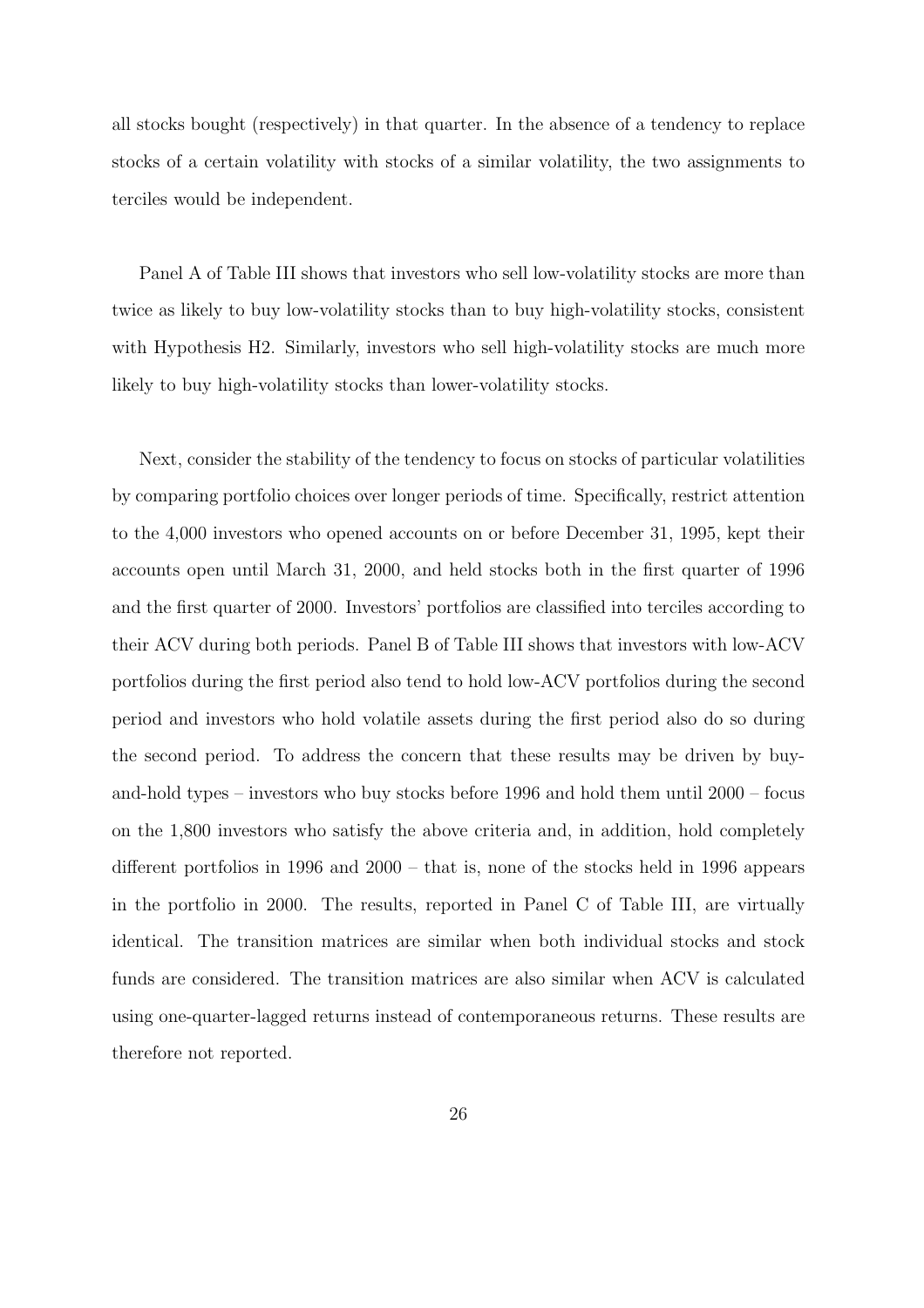all stocks bought (respectively) in that quarter. In the absence of a tendency to replace stocks of a certain volatility with stocks of a similar volatility, the two assignments to terciles would be independent.

Panel A of Table III shows that investors who sell low-volatility stocks are more than twice as likely to buy low-volatility stocks than to buy high-volatility stocks, consistent with Hypothesis H2. Similarly, investors who sell high-volatility stocks are much more likely to buy high-volatility stocks than lower-volatility stocks.

Next, consider the stability of the tendency to focus on stocks of particular volatilities by comparing portfolio choices over longer periods of time. Specifically, restrict attention to the 4,000 investors who opened accounts on or before December 31, 1995, kept their accounts open until March 31, 2000, and held stocks both in the first quarter of 1996 and the first quarter of 2000. Investors' portfolios are classified into terciles according to their ACV during both periods. Panel B of Table III shows that investors with low-ACV portfolios during the first period also tend to hold low-ACV portfolios during the second period and investors who hold volatile assets during the first period also do so during the second period. To address the concern that these results may be driven by buy-and-hold types – investors who buy stocks before 1996 and hold them until 2000 – focus on the 1,800 investors who satisfy the above criteria and, in addition, hold completely different portfolios in 1996 and 2000 – that is, none of the stocks held in 1996 appears in the portfolio in 2000. The results, reported in Panel C of Table III, are virtually identical. The transition matrices are similar when both individual stocks and stock funds are considered. The transition matrices are also similar when ACV is calculated using one-quarter-lagged returns instead of contemporaneous returns. These results are therefore not reported.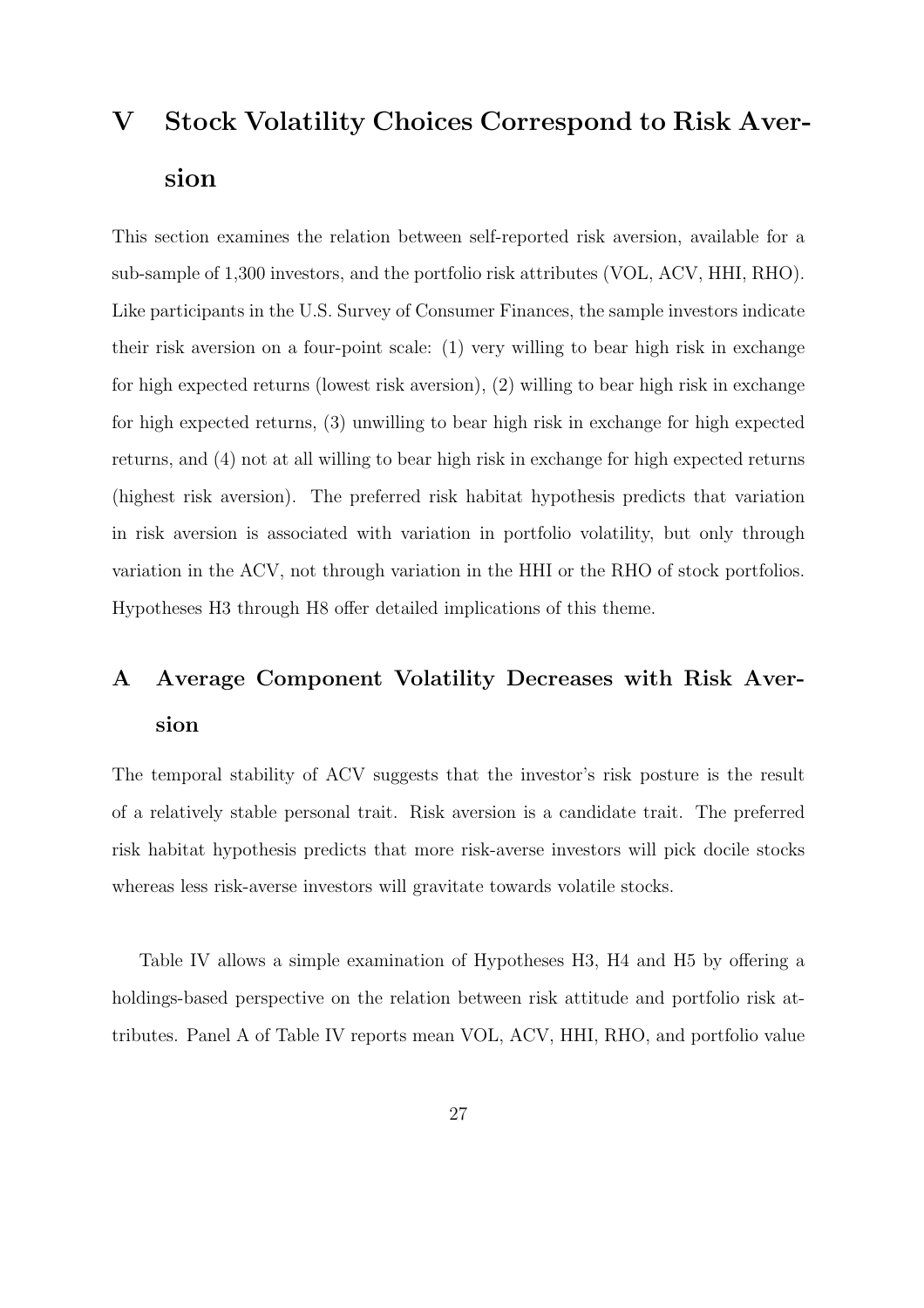# V Stock Volatility Choices Correspond to Risk Aversion

This section examines the relation between self-reported risk aversion, available for a sub-sample of 1,300 investors, and the portfolio risk attributes (VOL, ACV, HHI, RHO). Like participants in the U.S. Survey of Consumer Finances, the sample investors indicate their risk aversion on a four-point scale: (1) very willing to bear high risk in exchange for high expected returns (lowest risk aversion), (2) willing to bear high risk in exchange for high expected returns, (3) unwilling to bear high risk in exchange for high expected returns, and (4) not at all willing to bear high risk in exchange for high expected returns (highest risk aversion). The preferred risk habitat hypothesis predicts that variation in risk aversion is associated with variation in portfolio volatility, but only through variation in the ACV, not through variation in the HHI or the RHO of stock portfolios. Hypotheses H3 through H8 offer detailed implications of this theme.

## A Average Component Volatility Decreases with Risk Aversion

The temporal stability of ACV suggests that the investor's risk posture is the result of a relatively stable personal trait. Risk aversion is a candidate trait. The preferred risk habitat hypothesis predicts that more risk-averse investors will pick docile stocks whereas less risk-averse investors will gravitate towards volatile stocks.

Table IV allows a simple examination of Hypotheses H3, H4 and H5 by offering a holdings-based perspective on the relation between risk attitude and portfolio risk attributes. Panel A of Table IV reports mean VOL, ACV, HHI, RHO, and portfolio value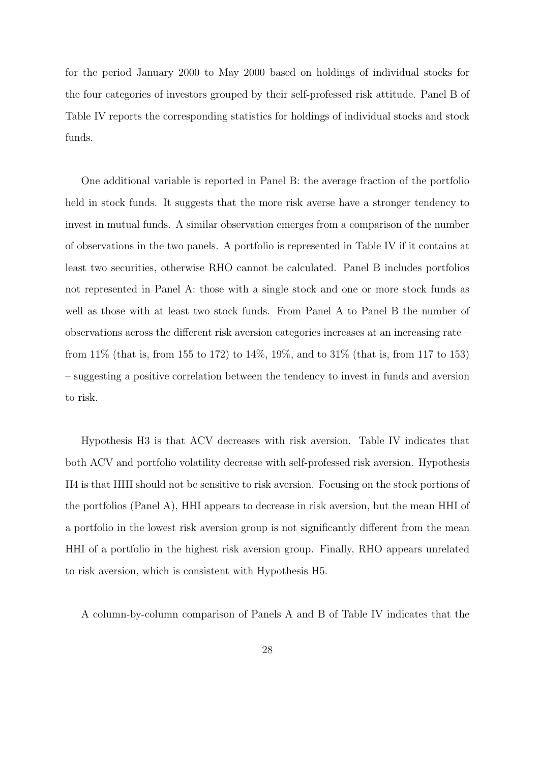for the period January 2000 to May 2000 based on holdings of individual stocks for the four categories of investors grouped by their self-professed risk attitude. Panel B of Table IV reports the corresponding statistics for holdings of individual stocks and stock funds.

One additional variable is reported in Panel B: the average fraction of the portfolio held in stock funds. It suggests that the more risk averse have a stronger tendency to invest in mutual funds. A similar observation emerges from a comparison of the number of observations in the two panels. A portfolio is represented in Table IV if it contains at least two securities, otherwise RHO cannot be calculated. Panel B includes portfolios not represented in Panel A: those with a single stock and one or more stock funds as well as those with at least two stock funds. From Panel A to Panel B the number of observations across the different risk aversion categories increases at an increasing rate – from 11% (that is, from 155 to 172) to 14%, 19%, and to 31% (that is, from 117 to 153) – suggesting a positive correlation between the tendency to invest in funds and aversion to risk.

Hypothesis H3 is that ACV decreases with risk aversion. Table IV indicates that both ACV and portfolio volatility decrease with self-professed risk aversion. Hypothesis H4 is that HHI should not be sensitive to risk aversion. Focusing on the stock portions of the portfolios (Panel A), HHI appears to decrease in risk aversion, but the mean HHI of a portfolio in the lowest risk aversion group is not significantly different from the mean HHI of a portfolio in the highest risk aversion group. Finally, RHO appears unrelated to risk aversion, which is consistent with Hypothesis H5.

A column-by-column comparison of Panels A and B of Table IV indicates that the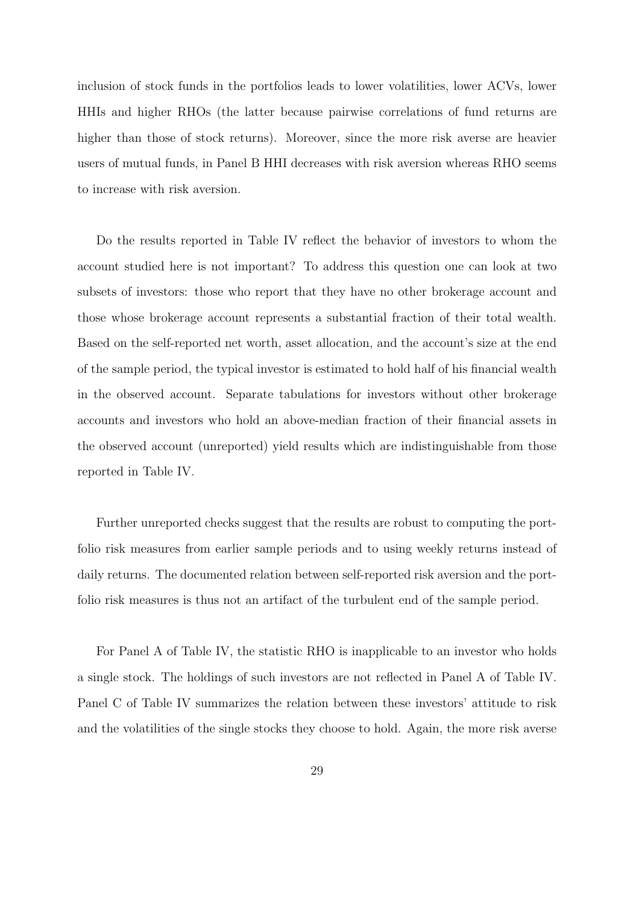inclusion of stock funds in the portfolios leads to lower volatilities, lower ACVs, lower HHIs and higher RHOs (the latter because pairwise correlations of fund returns are higher than those of stock returns). Moreover, since the more risk averse are heavier users of mutual funds, in Panel B HHI decreases with risk aversion whereas RHO seems to increase with risk aversion.

Do the results reported in Table IV reflect the behavior of investors to whom the account studied here is not important? To address this question one can look at two subsets of investors: those who report that they have no other brokerage account and those whose brokerage account represents a substantial fraction of their total wealth. Based on the self-reported net worth, asset allocation, and the account's size at the end of the sample period, the typical investor is estimated to hold half of his financial wealth in the observed account. Separate tabulations for investors without other brokerage accounts and investors who hold an above-median fraction of their financial assets in the observed account (unreported) yield results which are indistinguishable from those reported in Table IV.

Further unreported checks suggest that the results are robust to computing the portfolio risk measures from earlier sample periods and to using weekly returns instead of daily returns. The documented relation between self-reported risk aversion and the portfolio risk measures is thus not an artifact of the turbulent end of the sample period.

For Panel A of Table IV, the statistic RHO is inapplicable to an investor who holds a single stock. The holdings of such investors are not reflected in Panel A of Table IV. Panel C of Table IV summarizes the relation between these investors' attitude to risk and the volatilities of the single stocks they choose to hold. Again, the more risk averse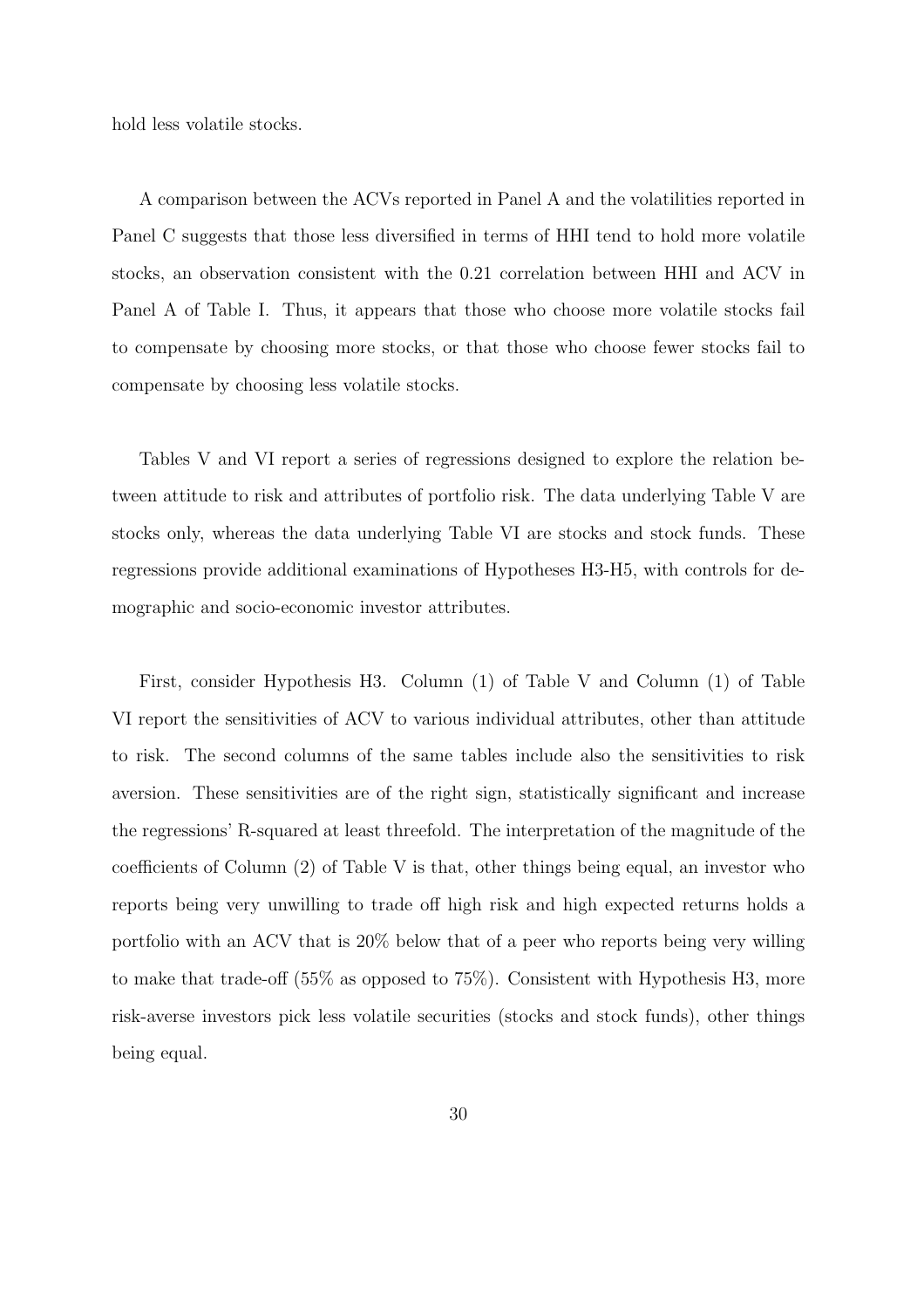hold less volatile stocks.

A comparison between the ACVs reported in Panel A and the volatilities reported in Panel C suggests that those less diversified in terms of HHI tend to hold more volatile stocks, an observation consistent with the 0.21 correlation between HHI and ACV in Panel A of Table I. Thus, it appears that those who choose more volatile stocks fail to compensate by choosing more stocks, or that those who choose fewer stocks fail to compensate by choosing less volatile stocks.

Tables V and VI report a series of regressions designed to explore the relation between attitude to risk and attributes of portfolio risk. The data underlying Table V are stocks only, whereas the data underlying Table VI are stocks and stock funds. These regressions provide additional examinations of Hypotheses H3-H5, with controls for demographic and socio-economic investor attributes.

First, consider Hypothesis H3. Column (1) of Table V and Column (1) of Table VI report the sensitivities of ACV to various individual attributes, other than attitude to risk. The second columns of the same tables include also the sensitivities to risk aversion. These sensitivities are of the right sign, statistically significant and increase the regressions' R-squared at least threefold. The interpretation of the magnitude of the coefficients of Column (2) of Table V is that, other things being equal, an investor who reports being very unwilling to trade off high risk and high expected returns holds a portfolio with an ACV that is 20% below that of a peer who reports being very willing to make that trade-off (55% as opposed to 75%). Consistent with Hypothesis H3, more risk-averse investors pick less volatile securities (stocks and stock funds), other things being equal.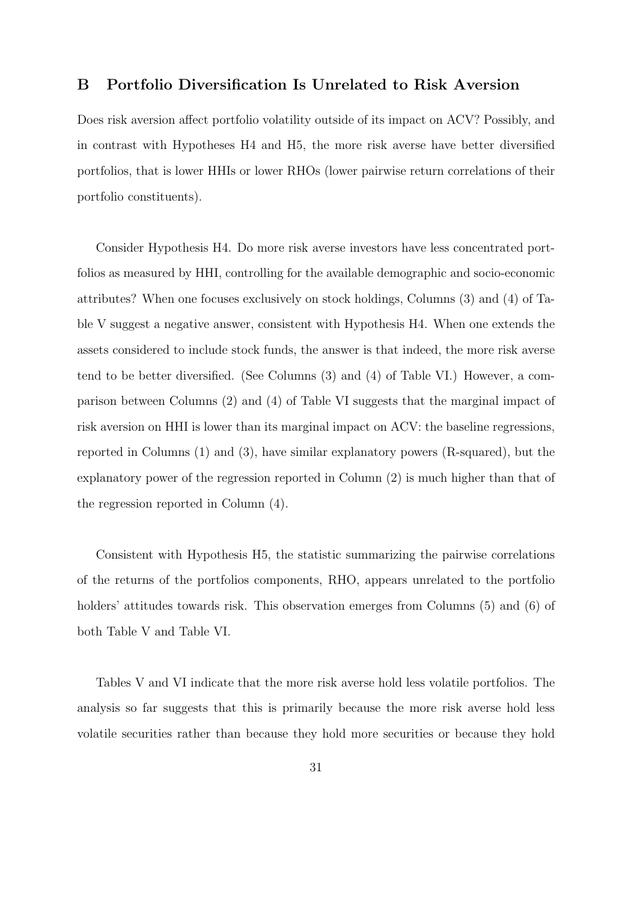## B Portfolio Diversification Is Unrelated to Risk Aversion

Does risk aversion affect portfolio volatility outside of its impact on ACV? Possibly, and in contrast with Hypotheses H4 and H5, the more risk averse have better diversified portfolios, that is lower HHIs or lower RHOs (lower pairwise return correlations of their portfolio constituents).

Consider Hypothesis H4. Do more risk averse investors have less concentrated portfolios as measured by HHI, controlling for the available demographic and socio-economic attributes? When one focuses exclusively on stock holdings, Columns (3) and (4) of Table V suggest a negative answer, consistent with Hypothesis H4. When one extends the assets considered to include stock funds, the answer is that indeed, the more risk averse tend to be better diversified. (See Columns (3) and (4) of Table VI.) However, a comparison between Columns (2) and (4) of Table VI suggests that the marginal impact of risk aversion on HHI is lower than its marginal impact on ACV: the baseline regressions, reported in Columns (1) and (3), have similar explanatory powers (R-squared), but the explanatory power of the regression reported in Column (2) is much higher than that of the regression reported in Column (4).

Consistent with Hypothesis H5, the statistic summarizing the pairwise correlations of the returns of the portfolios components, RHO, appears unrelated to the portfolio holders' attitudes towards risk. This observation emerges from Columns (5) and (6) of both Table V and Table VI.

Tables V and VI indicate that the more risk averse hold less volatile portfolios. The analysis so far suggests that this is primarily because the more risk averse hold less volatile securities rather than because they hold more securities or because they hold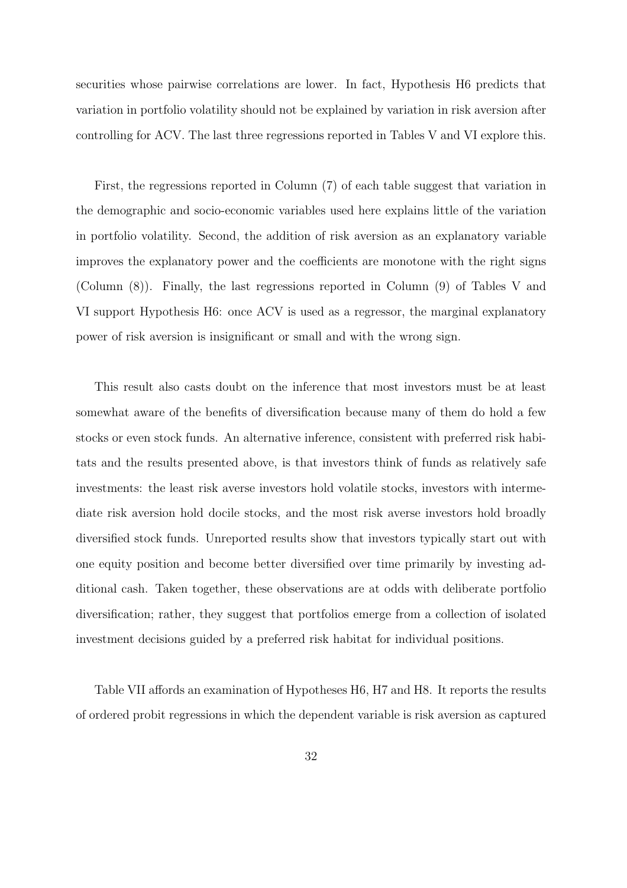securities whose pairwise correlations are lower. In fact, Hypothesis H6 predicts that variation in portfolio volatility should not be explained by variation in risk aversion after controlling for ACV. The last three regressions reported in Tables V and VI explore this.

First, the regressions reported in Column (7) of each table suggest that variation in the demographic and socio-economic variables used here explains little of the variation in portfolio volatility. Second, the addition of risk aversion as an explanatory variable improves the explanatory power and the coefficients are monotone with the right signs (Column (8)). Finally, the last regressions reported in Column (9) of Tables V and VI support Hypothesis H6: once ACV is used as a regressor, the marginal explanatory power of risk aversion is insignificant or small and with the wrong sign.

This result also casts doubt on the inference that most investors must be at least somewhat aware of the benefits of diversification because many of them do hold a few stocks or even stock funds. An alternative inference, consistent with preferred risk habitats and the results presented above, is that investors think of funds as relatively safe investments: the least risk averse investors hold volatile stocks, investors with intermediate risk aversion hold docile stocks, and the most risk averse investors hold broadly diversified stock funds. Unreported results show that investors typically start out with one equity position and become better diversified over time primarily by investing additional cash. Taken together, these observations are at odds with deliberate portfolio diversification; rather, they suggest that portfolios emerge from a collection of isolated investment decisions guided by a preferred risk habitat for individual positions.

Table VII affords an examination of Hypotheses H6, H7 and H8. It reports the results of ordered probit regressions in which the dependent variable is risk aversion as captured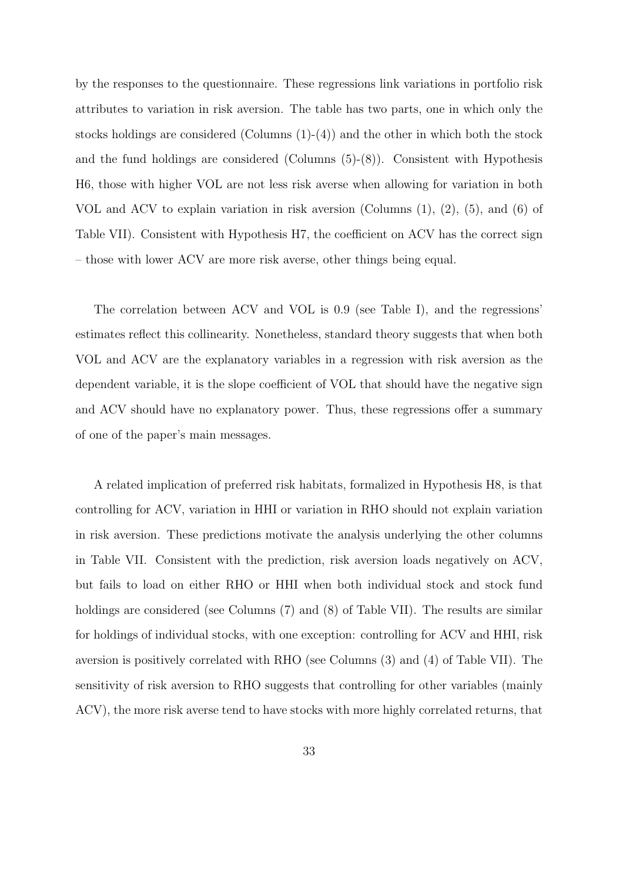by the responses to the questionnaire. These regressions link variations in portfolio risk attributes to variation in risk aversion. The table has two parts, one in which only the stocks holdings are considered (Columns (1)-(4)) and the other in which both the stock and the fund holdings are considered (Columns (5)-(8)). Consistent with Hypothesis H6, those with higher VOL are not less risk averse when allowing for variation in both VOL and ACV to explain variation in risk aversion (Columns (1), (2), (5), and (6) of Table VII). Consistent with Hypothesis H7, the coefficient on ACV has the correct sign – those with lower ACV are more risk averse, other things being equal.

The correlation between ACV and VOL is 0.9 (see Table I), and the regressions' estimates reflect this collinearity. Nonetheless, standard theory suggests that when both VOL and ACV are the explanatory variables in a regression with risk aversion as the dependent variable, it is the slope coefficient of VOL that should have the negative sign and ACV should have no explanatory power. Thus, these regressions offer a summary of one of the paper's main messages.

A related implication of preferred risk habitats, formalized in Hypothesis H8, is that controlling for ACV, variation in HHI or variation in RHO should not explain variation in risk aversion. These predictions motivate the analysis underlying the other columns in Table VII. Consistent with the prediction, risk aversion loads negatively on ACV, but fails to load on either RHO or HHI when both individual stock and stock fund holdings are considered (see Columns (7) and (8) of Table VII). The results are similar for holdings of individual stocks, with one exception: controlling for ACV and HHI, risk aversion is positively correlated with RHO (see Columns (3) and (4) of Table VII). The sensitivity of risk aversion to RHO suggests that controlling for other variables (mainly ACV), the more risk averse tend to have stocks with more highly correlated returns, that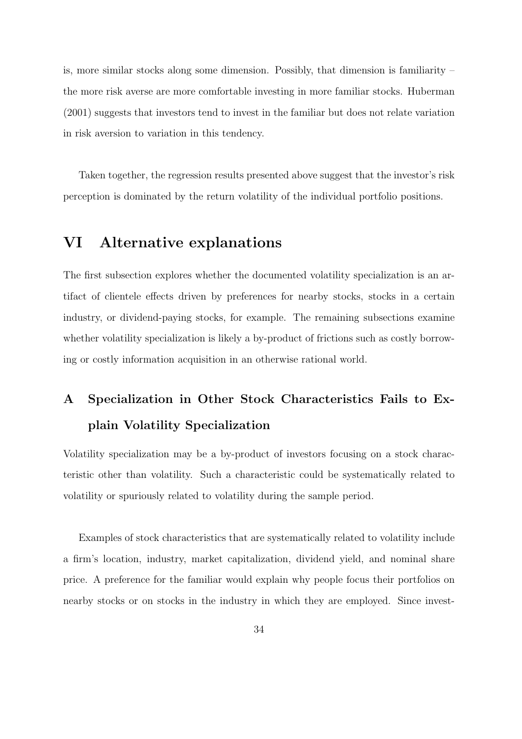is, more similar stocks along some dimension. Possibly, that dimension is familiarity – the more risk averse are more comfortable investing in more familiar stocks. Huberman (2001) suggests that investors tend to invest in the familiar but does not relate variation in risk aversion to variation in this tendency.

Taken together, the regression results presented above suggest that the investor's risk perception is dominated by the return volatility of the individual portfolio positions.

# VI Alternative explanations

The first subsection explores whether the documented volatility specialization is an artifact of clientele effects driven by preferences for nearby stocks, stocks in a certain industry, or dividend-paying stocks, for example. The remaining subsections examine whether volatility specialization is likely a by-product of frictions such as costly borrowing or costly information acquisition in an otherwise rational world.

## A Specialization in Other Stock Characteristics Fails to Explain Volatility Specialization

Volatility specialization may be a by-product of investors focusing on a stock characteristic other than volatility. Such a characteristic could be systematically related to volatility or spuriously related to volatility during the sample period.

Examples of stock characteristics that are systematically related to volatility include a firm's location, industry, market capitalization, dividend yield, and nominal share price. A preference for the familiar would explain why people focus their portfolios on nearby stocks or on stocks in the industry in which they are employed. Since invest-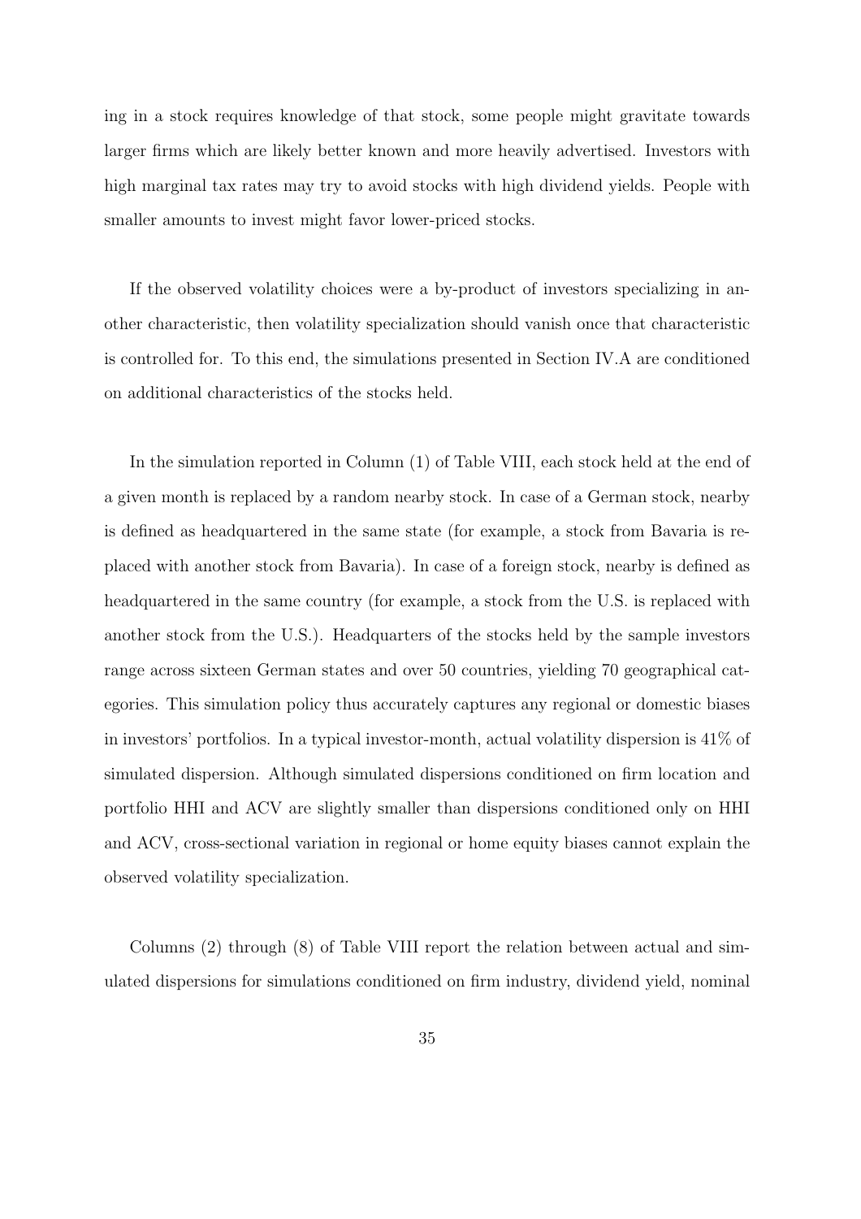ing in a stock requires knowledge of that stock, some people might gravitate towards larger firms which are likely better known and more heavily advertised. Investors with high marginal tax rates may try to avoid stocks with high dividend yields. People with smaller amounts to invest might favor lower-priced stocks.

If the observed volatility choices were a by-product of investors specializing in another characteristic, then volatility specialization should vanish once that characteristic is controlled for. To this end, the simulations presented in Section IV.A are conditioned on additional characteristics of the stocks held.

In the simulation reported in Column (1) of Table VIII, each stock held at the end of a given month is replaced by a random nearby stock. In case of a German stock, nearby is defined as headquartered in the same state (for example, a stock from Bavaria is replaced with another stock from Bavaria). In case of a foreign stock, nearby is defined as headquartered in the same country (for example, a stock from the U.S. is replaced with another stock from the U.S.). Headquarters of the stocks held by the sample investors range across sixteen German states and over 50 countries, yielding 70 geographical categories. This simulation policy thus accurately captures any regional or domestic biases in investors' portfolios. In a typical investor-month, actual volatility dispersion is 41% of simulated dispersion. Although simulated dispersions conditioned on firm location and portfolio HHI and ACV are slightly smaller than dispersions conditioned only on HHI and ACV, cross-sectional variation in regional or home equity biases cannot explain the observed volatility specialization.

Columns (2) through (8) of Table VIII report the relation between actual and simulated dispersions for simulations conditioned on firm industry, dividend yield, nominal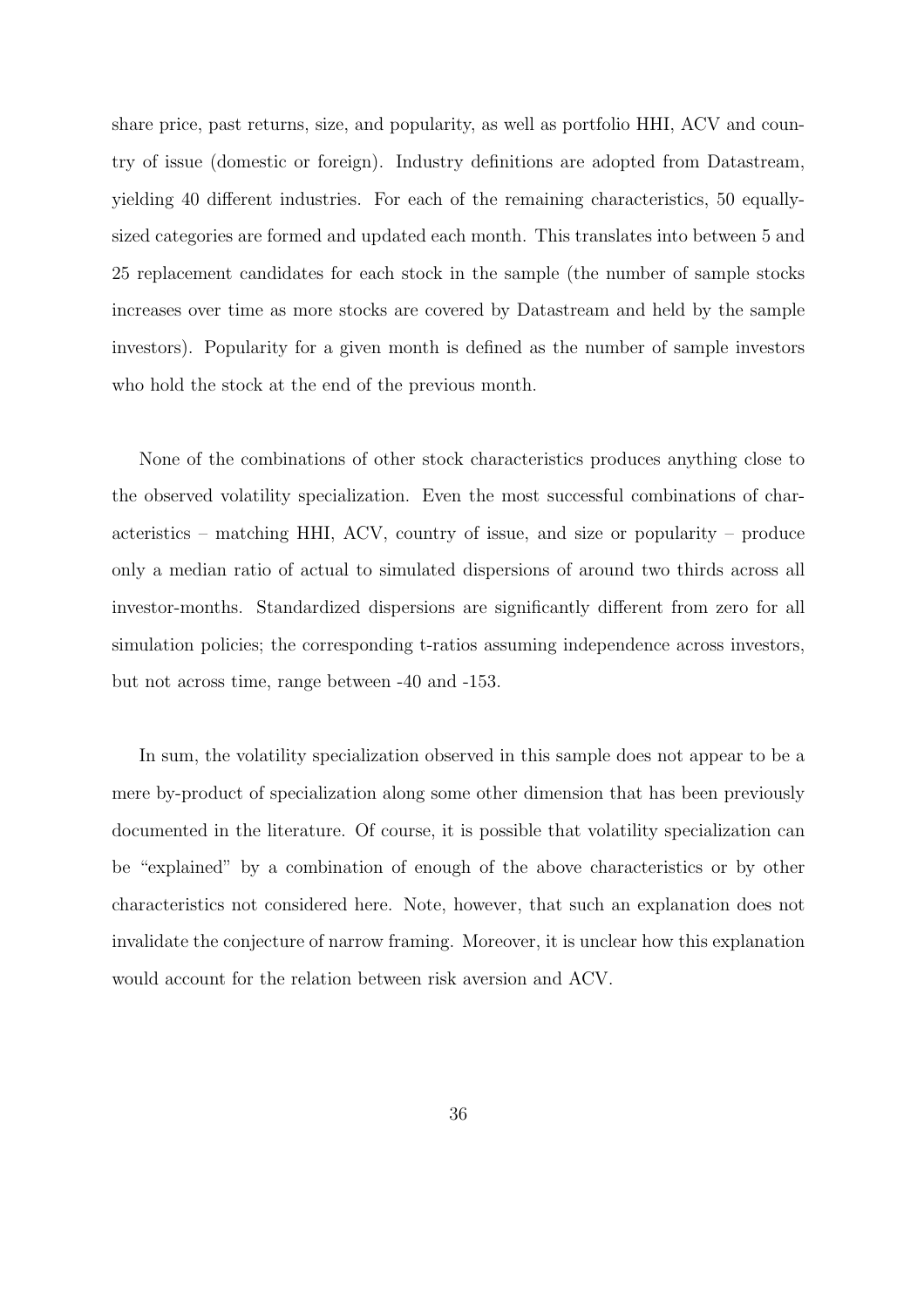share price, past returns, size, and popularity, as well as portfolio HHI, ACV and country of issue (domestic or foreign). Industry definitions are adopted from Datastream, yielding 40 different industries. For each of the remaining characteristics, 50 equally-sized categories are formed and updated each month. This translates into between 5 and 25 replacement candidates for each stock in the sample (the number of sample stocks increases over time as more stocks are covered by Datastream and held by the sample investors). Popularity for a given month is defined as the number of sample investors who hold the stock at the end of the previous month.

None of the combinations of other stock characteristics produces anything close to the observed volatility specialization. Even the most successful combinations of characteristics – matching HHI, ACV, country of issue, and size or popularity – produce only a median ratio of actual to simulated dispersions of around two thirds across all investor-months. Standardized dispersions are significantly different from zero for all simulation policies; the corresponding t-ratios assuming independence across investors, but not across time, range between -40 and -153.

In sum, the volatility specialization observed in this sample does not appear to be a mere by-product of specialization along some other dimension that has been previously documented in the literature. Of course, it is possible that volatility specialization can be "explained" by a combination of enough of the above characteristics or by other characteristics not considered here. Note, however, that such an explanation does not invalidate the conjecture of narrow framing. Moreover, it is unclear how this explanation would account for the relation between risk aversion and ACV.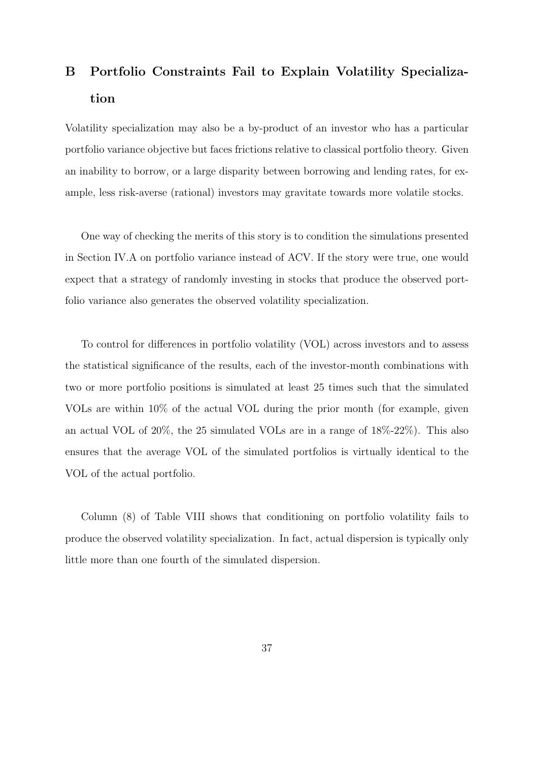## B Portfolio Constraints Fail to Explain Volatility Specialization

Volatility specialization may also be a by-product of an investor who has a particular portfolio variance objective but faces frictions relative to classical portfolio theory. Given an inability to borrow, or a large disparity between borrowing and lending rates, for example, less risk-averse (rational) investors may gravitate towards more volatile stocks.

One way of checking the merits of this story is to condition the simulations presented in Section IV.A on portfolio variance instead of ACV. If the story were true, one would expect that a strategy of randomly investing in stocks that produce the observed portfolio variance also generates the observed volatility specialization.

To control for differences in portfolio volatility (VOL) across investors and to assess the statistical significance of the results, each of the investor-month combinations with two or more portfolio positions is simulated at least 25 times such that the simulated VOLs are within 10% of the actual VOL during the prior month (for example, given an actual VOL of 20%, the 25 simulated VOLs are in a range of 18%-22%). This also ensures that the average VOL of the simulated portfolios is virtually identical to the VOL of the actual portfolio.

Column (8) of Table VIII shows that conditioning on portfolio volatility fails to produce the observed volatility specialization. In fact, actual dispersion is typically only little more than one fourth of the simulated dispersion.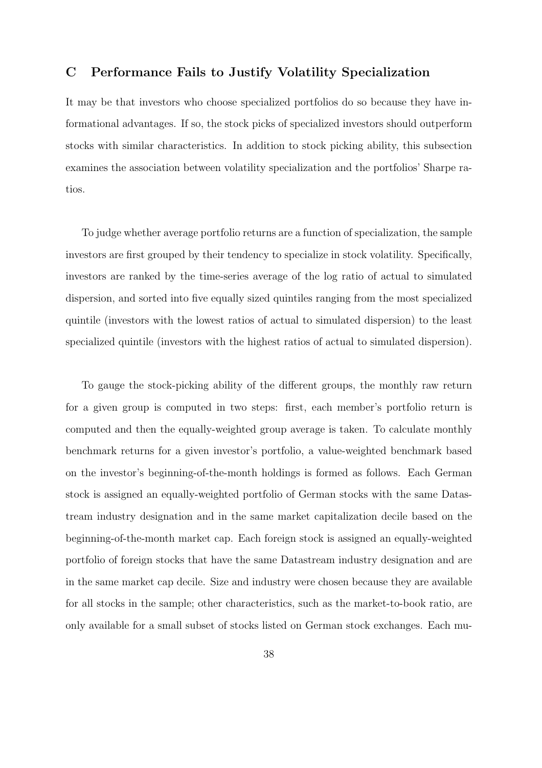## C Performance Fails to Justify Volatility Specialization

It may be that investors who choose specialized portfolios do so because they have informational advantages. If so, the stock picks of specialized investors should outperform stocks with similar characteristics. In addition to stock picking ability, this subsection examines the association between volatility specialization and the portfolios' Sharpe ratios.

To judge whether average portfolio returns are a function of specialization, the sample investors are first grouped by their tendency to specialize in stock volatility. Specifically, investors are ranked by the time-series average of the log ratio of actual to simulated dispersion, and sorted into five equally sized quintiles ranging from the most specialized quintile (investors with the lowest ratios of actual to simulated dispersion) to the least specialized quintile (investors with the highest ratios of actual to simulated dispersion).

To gauge the stock-picking ability of the different groups, the monthly raw return for a given group is computed in two steps: first, each member's portfolio return is computed and then the equally-weighted group average is taken. To calculate monthly benchmark returns for a given investor's portfolio, a value-weighted benchmark based on the investor's beginning-of-the-month holdings is formed as follows. Each German stock is assigned an equally-weighted portfolio of German stocks with the same Datastream industry designation and in the same market capitalization decile based on the beginning-of-the-month market cap. Each foreign stock is assigned an equally-weighted portfolio of foreign stocks that have the same Datastream industry designation and are in the same market cap decile. Size and industry were chosen because they are available for all stocks in the sample; other characteristics, such as the market-to-book ratio, are only available for a small subset of stocks listed on German stock exchanges. Each mu-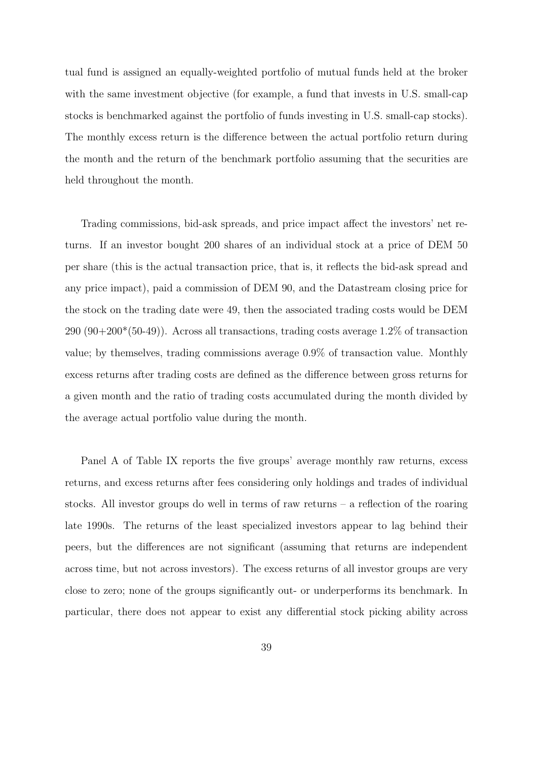tual fund is assigned an equally-weighted portfolio of mutual funds held at the broker with the same investment objective (for example, a fund that invests in U.S. small-cap stocks is benchmarked against the portfolio of funds investing in U.S. small-cap stocks). The monthly excess return is the difference between the actual portfolio return during the month and the return of the benchmark portfolio assuming that the securities are held throughout the month.

Trading commissions, bid-ask spreads, and price impact affect the investors' net returns. If an investor bought 200 shares of an individual stock at a price of DEM 50 per share (this is the actual transaction price, that is, it reflects the bid-ask spread and any price impact), paid a commission of DEM 90, and the Datastream closing price for the stock on the trading date were 49, then the associated trading costs would be DEM 290 (90+200*(50-49)). Across all transactions, trading costs average 1.2% of transaction value; by themselves, trading commissions average 0.9% of transaction value. Monthly excess returns after trading costs are defined as the difference between gross returns for a given month and the ratio of trading costs accumulated during the month divided by the average actual portfolio value during the month.

Panel A of Table IX reports the five groups' average monthly raw returns, excess returns, and excess returns after fees considering only holdings and trades of individual stocks. All investor groups do well in terms of raw returns – a reflection of the roaring late 1990s. The returns of the least specialized investors appear to lag behind their peers, but the differences are not significant (assuming that returns are independent across time, but not across investors). The excess returns of all investor groups are very close to zero; none of the groups significantly out- or underperforms its benchmark. In particular, there does not appear to exist any differential stock picking ability across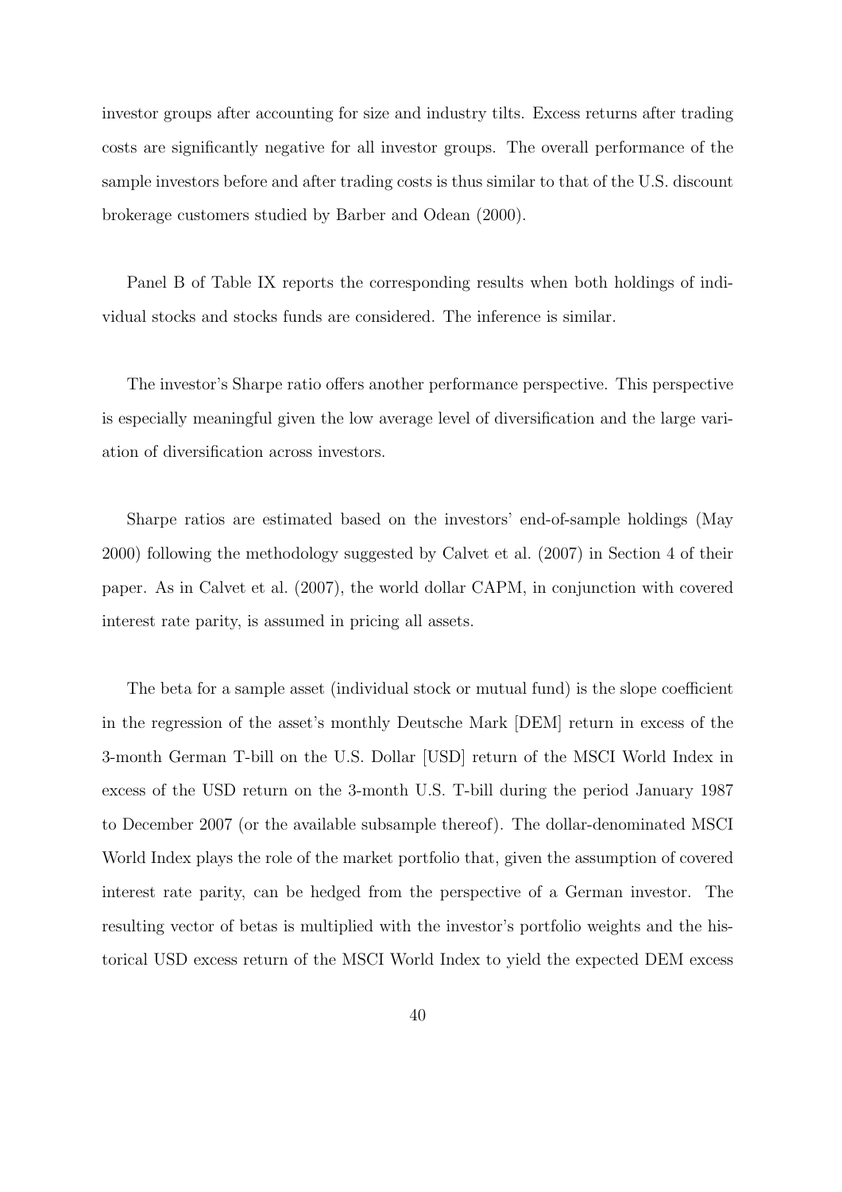investor groups after accounting for size and industry tilts. Excess returns after trading costs are significantly negative for all investor groups. The overall performance of the sample investors before and after trading costs is thus similar to that of the U.S. discount brokerage customers studied by Barber and Odean (2000).

Panel B of Table IX reports the corresponding results when both holdings of individual stocks and stocks funds are considered. The inference is similar.

The investor's Sharpe ratio offers another performance perspective. This perspective is especially meaningful given the low average level of diversification and the large variation of diversification across investors.

Sharpe ratios are estimated based on the investors' end-of-sample holdings (May 2000) following the methodology suggested by Calvet et al. (2007) in Section 4 of their paper. As in Calvet et al. (2007), the world dollar CAPM, in conjunction with covered interest rate parity, is assumed in pricing all assets.

The beta for a sample asset (individual stock or mutual fund) is the slope coefficient in the regression of the asset's monthly Deutsche Mark [DEM] return in excess of the 3-month German T-bill on the U.S. Dollar [USD] return of the MSCI World Index in excess of the USD return on the 3-month U.S. T-bill during the period January 1987 to December 2007 (or the available subsample thereof). The dollar-denominated MSCI World Index plays the role of the market portfolio that, given the assumption of covered interest rate parity, can be hedged from the perspective of a German investor. The resulting vector of betas is multiplied with the investor's portfolio weights and the historical USD excess return of the MSCI World Index to yield the expected DEM excess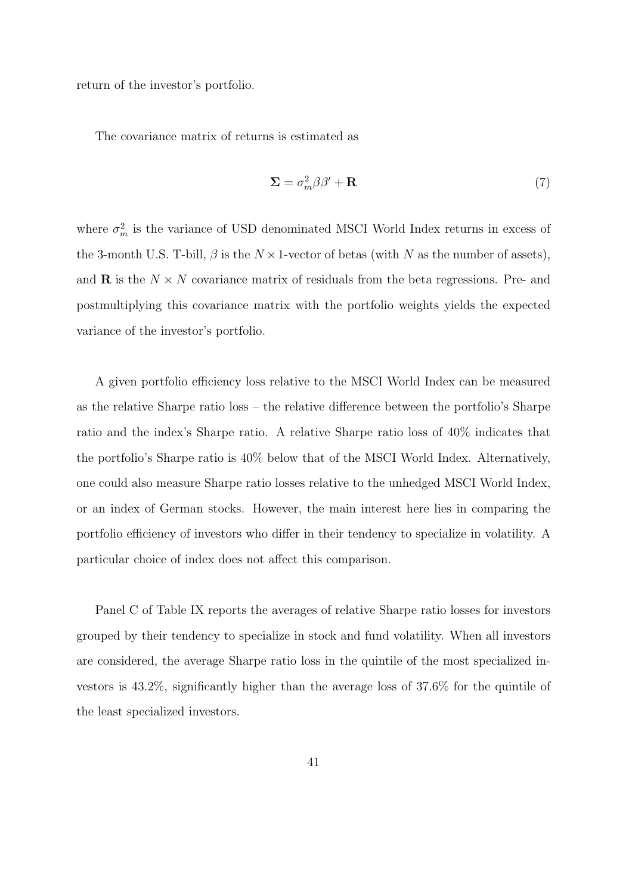return of the investor's portfolio.

The covariance matrix of returns is estimated as

$$\mathbf{\Sigma} = \sigma_m^2 \beta \beta' + \mathbf{R} \tag{7}$$

where $\sigma_m^2$ is the variance of USD denominated MSCI World Index returns in excess of the 3-month U.S. T-bill, $\beta$ is the $N \times 1$-vector of betas (with $N$ as the number of assets), and $\mathbf{R}$ is the $N \times N$ covariance matrix of residuals from the beta regressions. Pre- and postmultiplying this covariance matrix with the portfolio weights yields the expected variance of the investor's portfolio.

A given portfolio efficiency loss relative to the MSCI World Index can be measured as the relative Sharpe ratio loss – the relative difference between the portfolio's Sharpe ratio and the index's Sharpe ratio. A relative Sharpe ratio loss of 40% indicates that the portfolio's Sharpe ratio is 40% below that of the MSCI World Index. Alternatively, one could also measure Sharpe ratio losses relative to the unhedged MSCI World Index, or an index of German stocks. However, the main interest here lies in comparing the portfolio efficiency of investors who differ in their tendency to specialize in volatility. A particular choice of index does not affect this comparison.

Panel C of Table IX reports the averages of relative Sharpe ratio losses for investors grouped by their tendency to specialize in stock and fund volatility. When all investors are considered, the average Sharpe ratio loss in the quintile of the most specialized investors is 43.2%, significantly higher than the average loss of 37.6% for the quintile of the least specialized investors.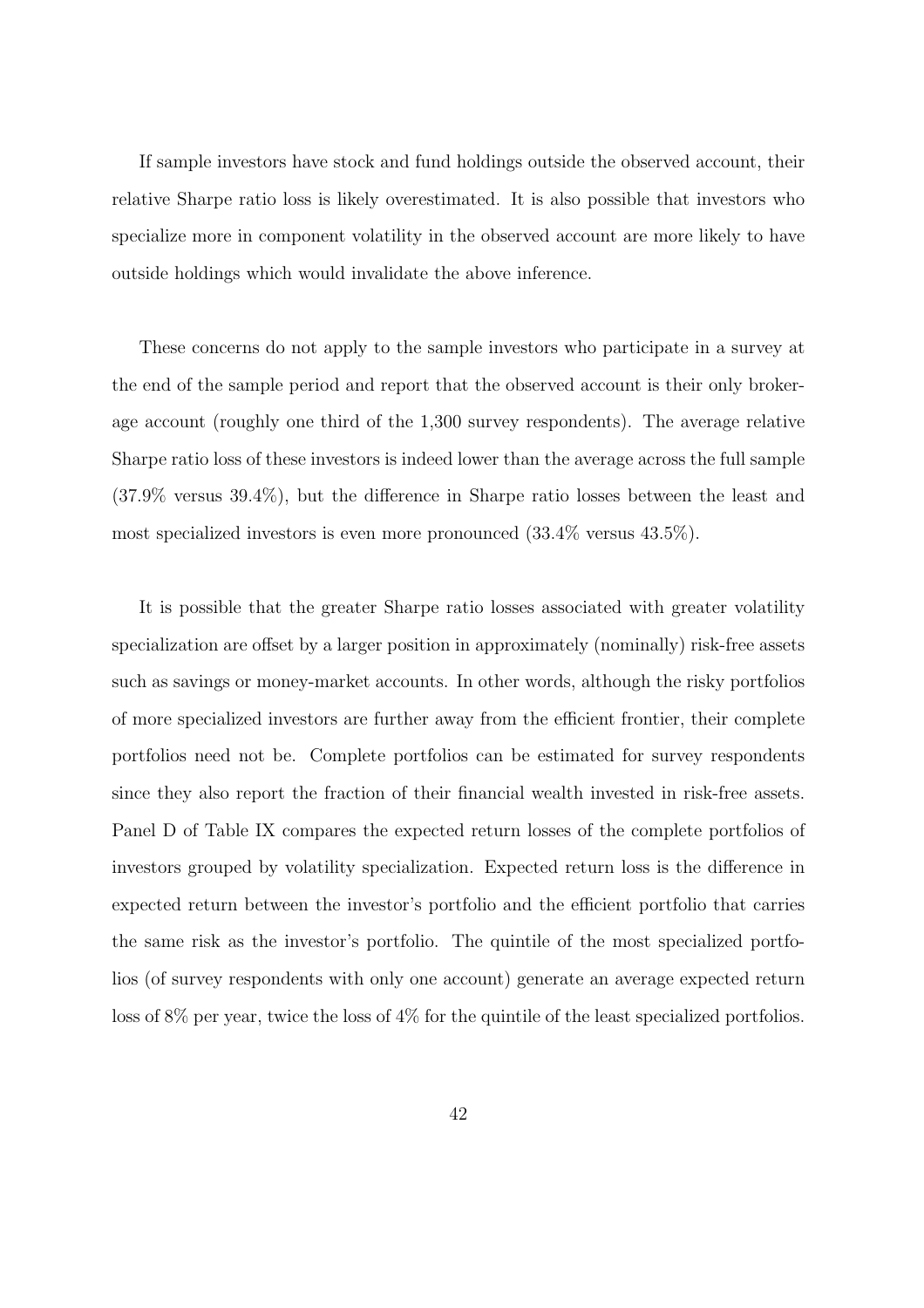If sample investors have stock and fund holdings outside the observed account, their relative Sharpe ratio loss is likely overestimated. It is also possible that investors who specialize more in component volatility in the observed account are more likely to have outside holdings which would invalidate the above inference.

These concerns do not apply to the sample investors who participate in a survey at the end of the sample period and report that the observed account is their only brokerage account (roughly one third of the 1,300 survey respondents). The average relative Sharpe ratio loss of these investors is indeed lower than the average across the full sample (37.9% versus 39.4%), but the difference in Sharpe ratio losses between the least and most specialized investors is even more pronounced (33.4% versus 43.5%).

It is possible that the greater Sharpe ratio losses associated with greater volatility specialization are offset by a larger position in approximately (nominally) risk-free assets such as savings or money-market accounts. In other words, although the risky portfolios of more specialized investors are further away from the efficient frontier, their complete portfolios need not be. Complete portfolios can be estimated for survey respondents since they also report the fraction of their financial wealth invested in risk-free assets. Panel D of Table IX compares the expected return losses of the complete portfolios of investors grouped by volatility specialization. Expected return loss is the difference in expected return between the investor's portfolio and the efficient portfolio that carries the same risk as the investor's portfolio. The quintile of the most specialized portfolios (of survey respondents with only one account) generate an average expected return loss of 8% per year, twice the loss of 4% for the quintile of the least specialized portfolios.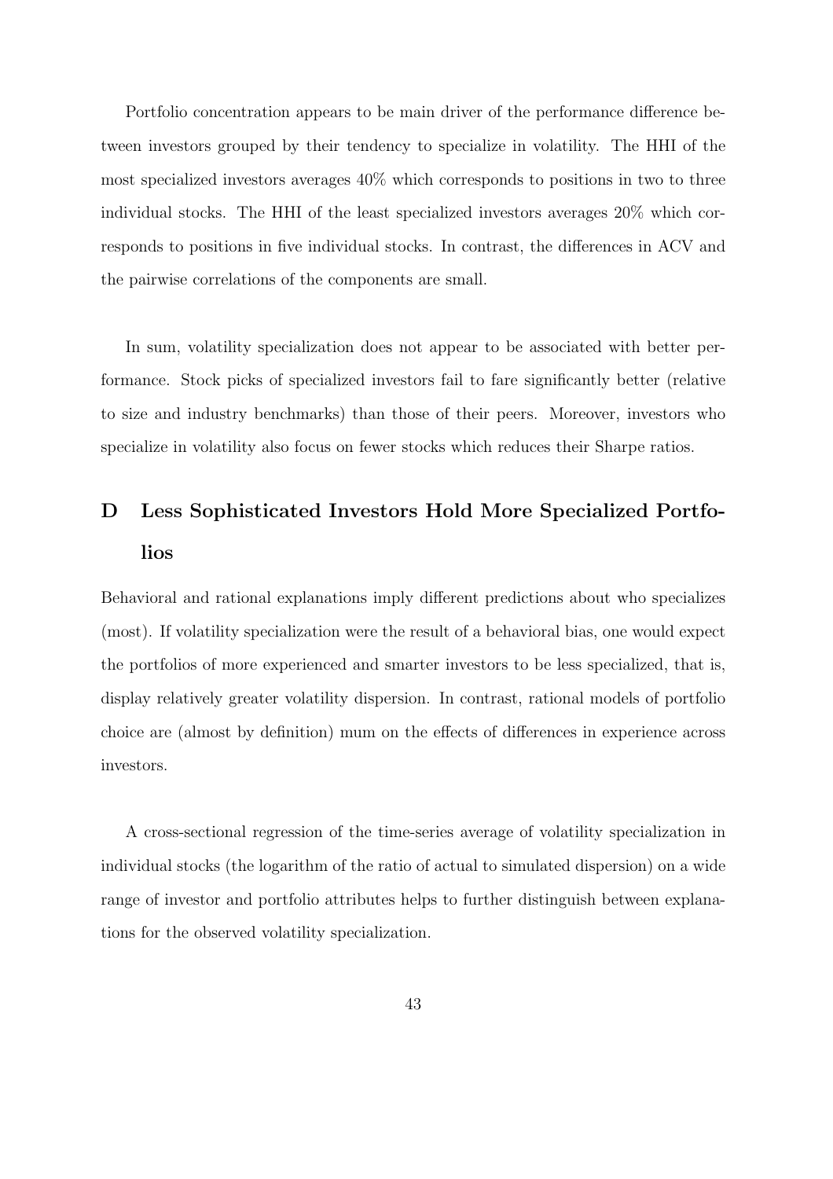Portfolio concentration appears to be main driver of the performance difference between investors grouped by their tendency to specialize in volatility. The HHI of the most specialized investors averages 40% which corresponds to positions in two to three individual stocks. The HHI of the least specialized investors averages 20% which corresponds to positions in five individual stocks. In contrast, the differences in ACV and the pairwise correlations of the components are small.

In sum, volatility specialization does not appear to be associated with better performance. Stock picks of specialized investors fail to fare significantly better (relative to size and industry benchmarks) than those of their peers. Moreover, investors who specialize in volatility also focus on fewer stocks which reduces their Sharpe ratios.

## D Less Sophisticated Investors Hold More Specialized Portfolios

Behavioral and rational explanations imply different predictions about who specializes (most). If volatility specialization were the result of a behavioral bias, one would expect the portfolios of more experienced and smarter investors to be less specialized, that is, display relatively greater volatility dispersion. In contrast, rational models of portfolio choice are (almost by definition) mum on the effects of differences in experience across investors.

A cross-sectional regression of the time-series average of volatility specialization in individual stocks (the logarithm of the ratio of actual to simulated dispersion) on a wide range of investor and portfolio attributes helps to further distinguish between explanations for the observed volatility specialization.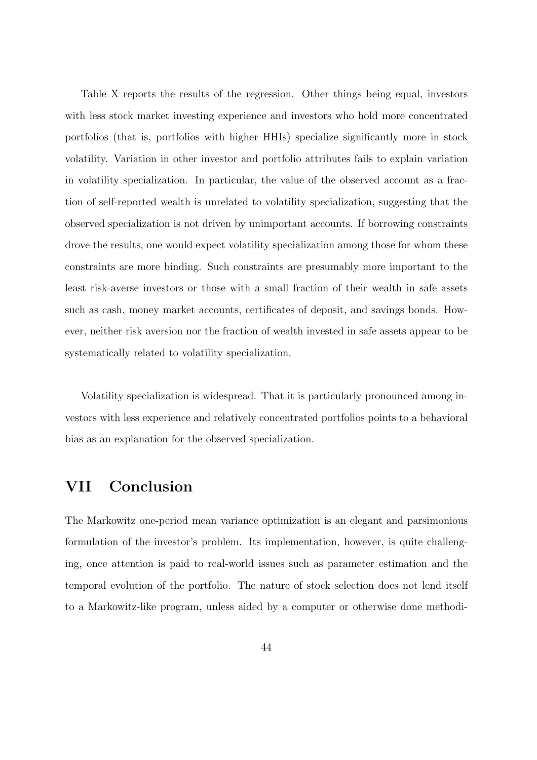Table X reports the results of the regression. Other things being equal, investors with less stock market investing experience and investors who hold more concentrated portfolios (that is, portfolios with higher HHIs) specialize significantly more in stock volatility. Variation in other investor and portfolio attributes fails to explain variation in volatility specialization. In particular, the value of the observed account as a fraction of self-reported wealth is unrelated to volatility specialization, suggesting that the observed specialization is not driven by unimportant accounts. If borrowing constraints drove the results, one would expect volatility specialization among those for whom these constraints are more binding. Such constraints are presumably more important to the least risk-averse investors or those with a small fraction of their wealth in safe assets such as cash, money market accounts, certificates of deposit, and savings bonds. However, neither risk aversion nor the fraction of wealth invested in safe assets appear to be systematically related to volatility specialization.

Volatility specialization is widespread. That it is particularly pronounced among investors with less experience and relatively concentrated portfolios points to a behavioral bias as an explanation for the observed specialization.

# VII Conclusion

The Markowitz one-period mean variance optimization is an elegant and parsimonious formulation of the investor's problem. Its implementation, however, is quite challenging, once attention is paid to real-world issues such as parameter estimation and the temporal evolution of the portfolio. The nature of stock selection does not lend itself to a Markowitz-like program, unless aided by a computer or otherwise done methodi-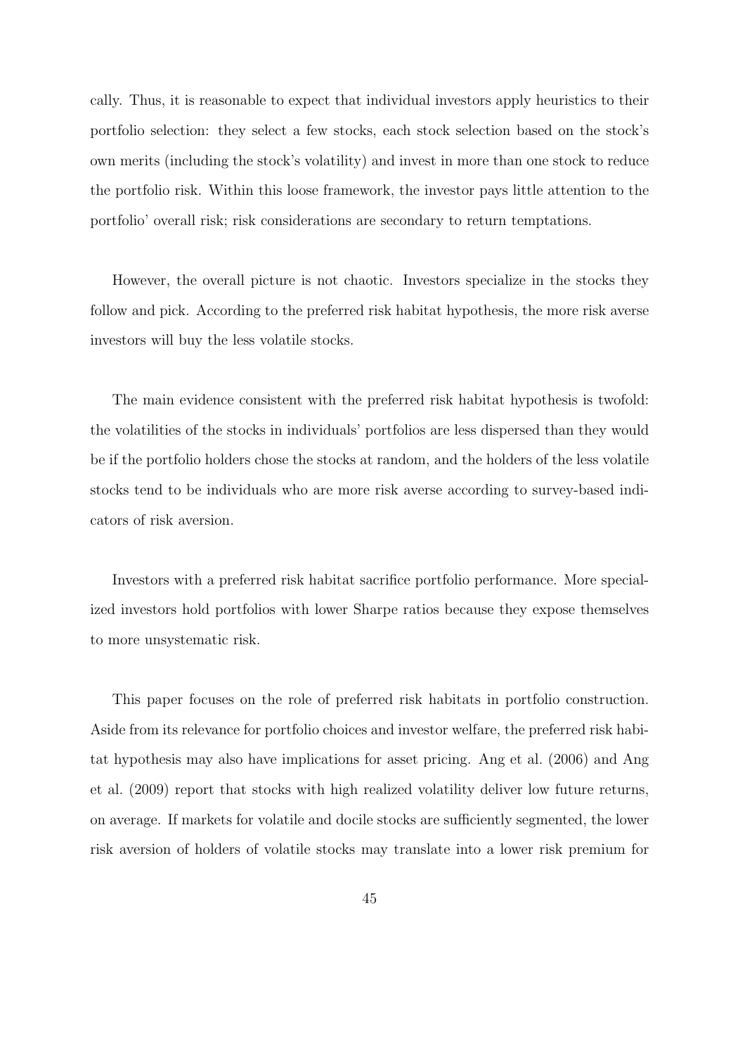cally. Thus, it is reasonable to expect that individual investors apply heuristics to their portfolio selection: they select a few stocks, each stock selection based on the stock's own merits (including the stock's volatility) and invest in more than one stock to reduce the portfolio risk. Within this loose framework, the investor pays little attention to the portfolio' overall risk; risk considerations are secondary to return temptations.

However, the overall picture is not chaotic. Investors specialize in the stocks they follow and pick. According to the preferred risk habitat hypothesis, the more risk averse investors will buy the less volatile stocks.

The main evidence consistent with the preferred risk habitat hypothesis is twofold: the volatilities of the stocks in individuals' portfolios are less dispersed than they would be if the portfolio holders chose the stocks at random, and the holders of the less volatile stocks tend to be individuals who are more risk averse according to survey-based indicators of risk aversion.

Investors with a preferred risk habitat sacrifice portfolio performance. More specialized investors hold portfolios with lower Sharpe ratios because they expose themselves to more unsystematic risk.

This paper focuses on the role of preferred risk habitats in portfolio construction. Aside from its relevance for portfolio choices and investor welfare, the preferred risk habitat hypothesis may also have implications for asset pricing. Ang et al. (2006) and Ang et al. (2009) report that stocks with high realized volatility deliver low future returns, on average. If markets for volatile and docile stocks are sufficiently segmented, the lower risk aversion of holders of volatile stocks may translate into a lower risk premium for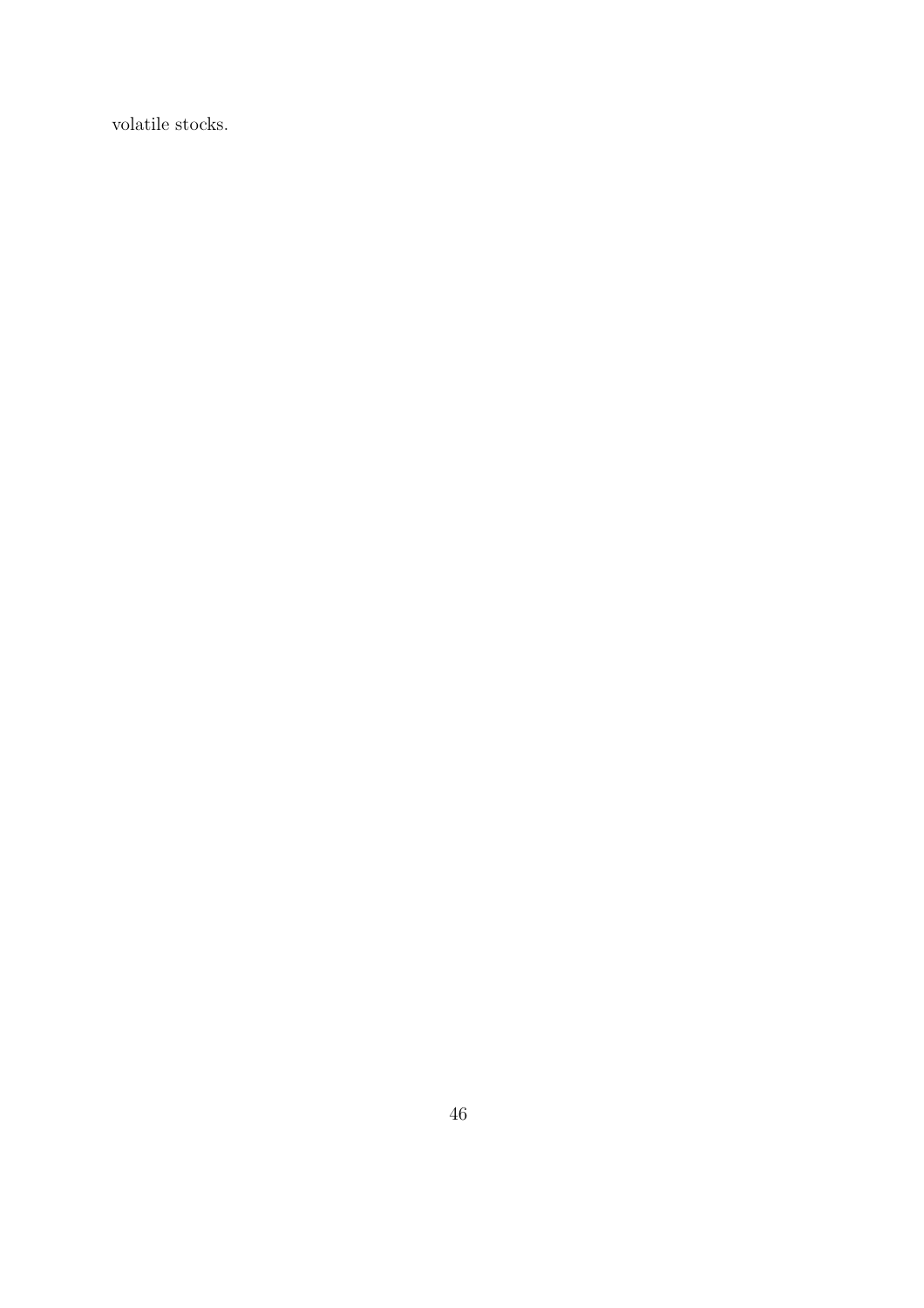volatile stocks.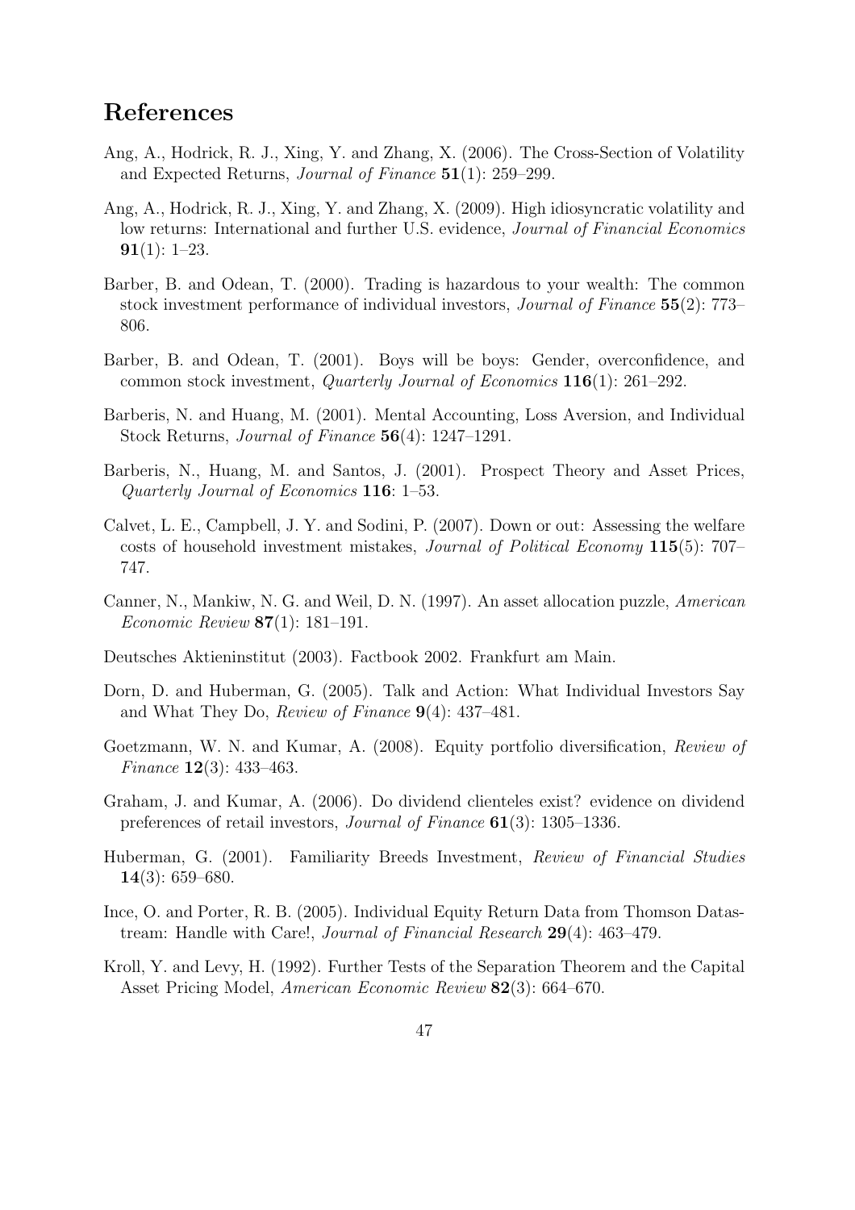# References

Ang, A., Hodrick, R. J., Xing, Y. and Zhang, X. (2006). The Cross-Section of Volatility and Expected Returns, *Journal of Finance* **51**(1): 259–299.

Ang, A., Hodrick, R. J., Xing, Y. and Zhang, X. (2009). High idiosyncratic volatility and low returns: International and further U.S. evidence, *Journal of Financial Economics* **91**(1): 1–23.

Barber, B. and Odean, T. (2000). Trading is hazardous to your wealth: The common stock investment performance of individual investors, *Journal of Finance* **55**(2): 773–806.

Barber, B. and Odean, T. (2001). Boys will be boys: Gender, overconfidence, and common stock investment, *Quarterly Journal of Economics* **116**(1): 261–292.

Barberis, N. and Huang, M. (2001). Mental Accounting, Loss Aversion, and Individual Stock Returns, *Journal of Finance* **56**(4): 1247–1291.

Barberis, N., Huang, M. and Santos, J. (2001). Prospect Theory and Asset Prices, *Quarterly Journal of Economics* **116**: 1–53.

Calvet, L. E., Campbell, J. Y. and Sodini, P. (2007). Down or out: Assessing the welfare costs of household investment mistakes, *Journal of Political Economy* **115**(5): 707–747.

Canner, N., Mankiw, N. G. and Weil, D. N. (1997). An asset allocation puzzle, *American Economic Review* **87**(1): 181–191.

Deutsches Aktieninstitut (2003). Factbook 2002. Frankfurt am Main.

Dorn, D. and Huberman, G. (2005). Talk and Action: What Individual Investors Say and What They Do, *Review of Finance* **9**(4): 437–481.

Goetzmann, W. N. and Kumar, A. (2008). Equity portfolio diversification, *Review of Finance* **12**(3): 433–463.

Graham, J. and Kumar, A. (2006). Do dividend clienteles exist? evidence on dividend preferences of retail investors, *Journal of Finance* **61**(3): 1305–1336.

Huberman, G. (2001). Familiarity Breeds Investment, *Review of Financial Studies* **14**(3): 659–680.

Ince, O. and Porter, R. B. (2005). Individual Equity Return Data from Thomson Datastream: Handle with Care!, *Journal of Financial Research* **29**(4): 463–479.

Kroll, Y. and Levy, H. (1992). Further Tests of the Separation Theorem and the Capital Asset Pricing Model, *American Economic Review* **82**(3): 664–670.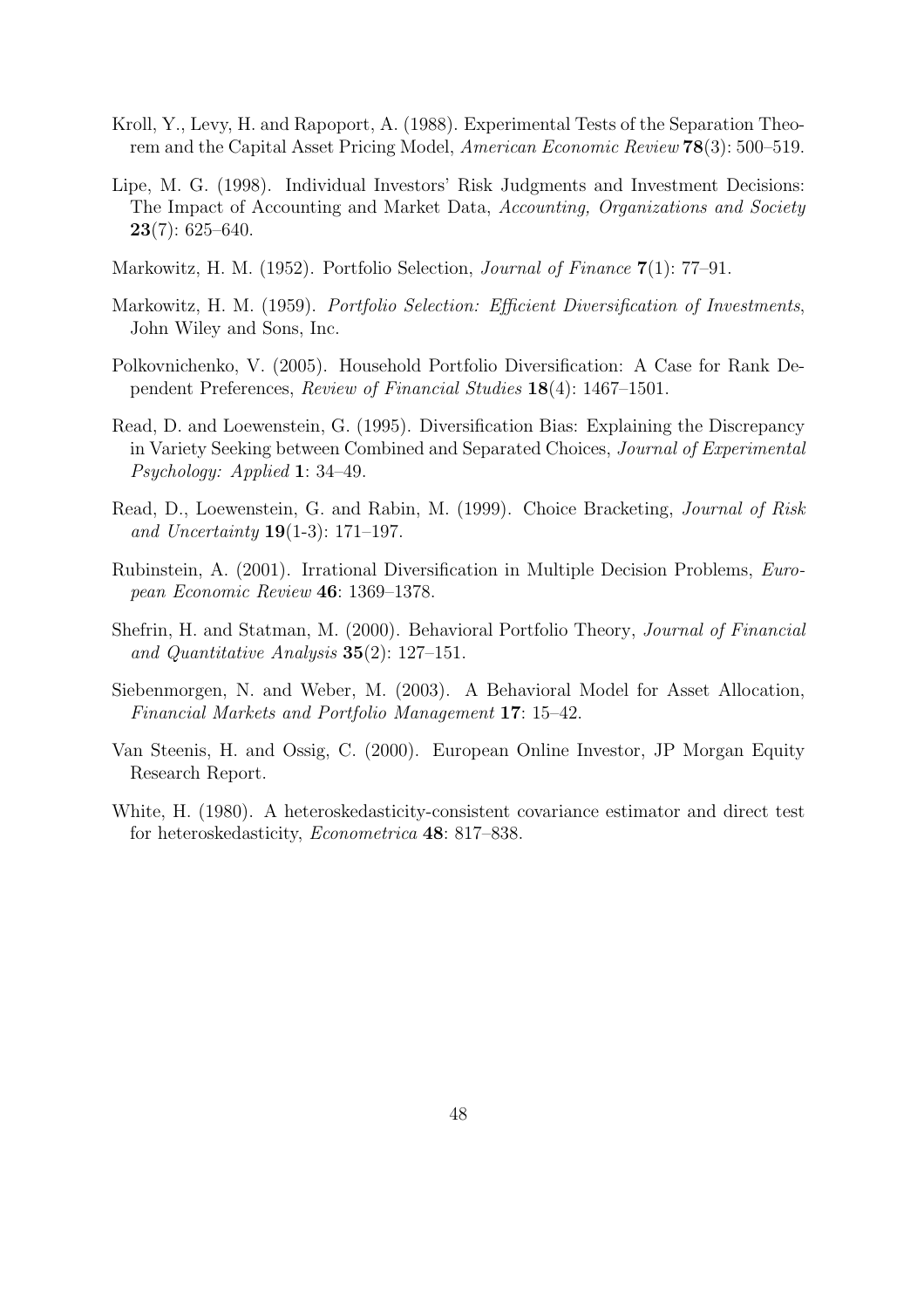Kroll, Y., Levy, H. and Rapoport, A. (1988). Experimental Tests of the Separation Theorem and the Capital Asset Pricing Model, *American Economic Review* **78**(3): 500–519.

Lipe, M. G. (1998). Individual Investors' Risk Judgments and Investment Decisions: The Impact of Accounting and Market Data, *Accounting, Organizations and Society* **23**(7): 625–640.

Markowitz, H. M. (1952). Portfolio Selection, *Journal of Finance* **7**(1): 77–91.

Markowitz, H. M. (1959). *Portfolio Selection: Efficient Diversification of Investments*, John Wiley and Sons, Inc.

Polkovnichenko, V. (2005). Household Portfolio Diversification: A Case for Rank Dependent Preferences, *Review of Financial Studies* **18**(4): 1467–1501.

Read, D. and Loewenstein, G. (1995). Diversification Bias: Explaining the Discrepancy in Variety Seeking between Combined and Separated Choices, *Journal of Experimental Psychology: Applied* **1**: 34–49.

Read, D., Loewenstein, G. and Rabin, M. (1999). Choice Bracketing, *Journal of Risk and Uncertainty* **19**(1-3): 171–197.

Rubinstein, A. (2001). Irrational Diversification in Multiple Decision Problems, *European Economic Review* **46**: 1369–1378.

Shefrin, H. and Statman, M. (2000). Behavioral Portfolio Theory, *Journal of Financial and Quantitative Analysis* **35**(2): 127–151.

Siebenmorgen, N. and Weber, M. (2003). A Behavioral Model for Asset Allocation, *Financial Markets and Portfolio Management* **17**: 15–42.

Van Steenis, H. and Ossig, C. (2000). European Online Investor, JP Morgan Equity Research Report.

White, H. (1980). A heteroskedasticity-consistent covariance estimator and direct test for heteroskedasticity, *Econometrica* **48**: 817–838.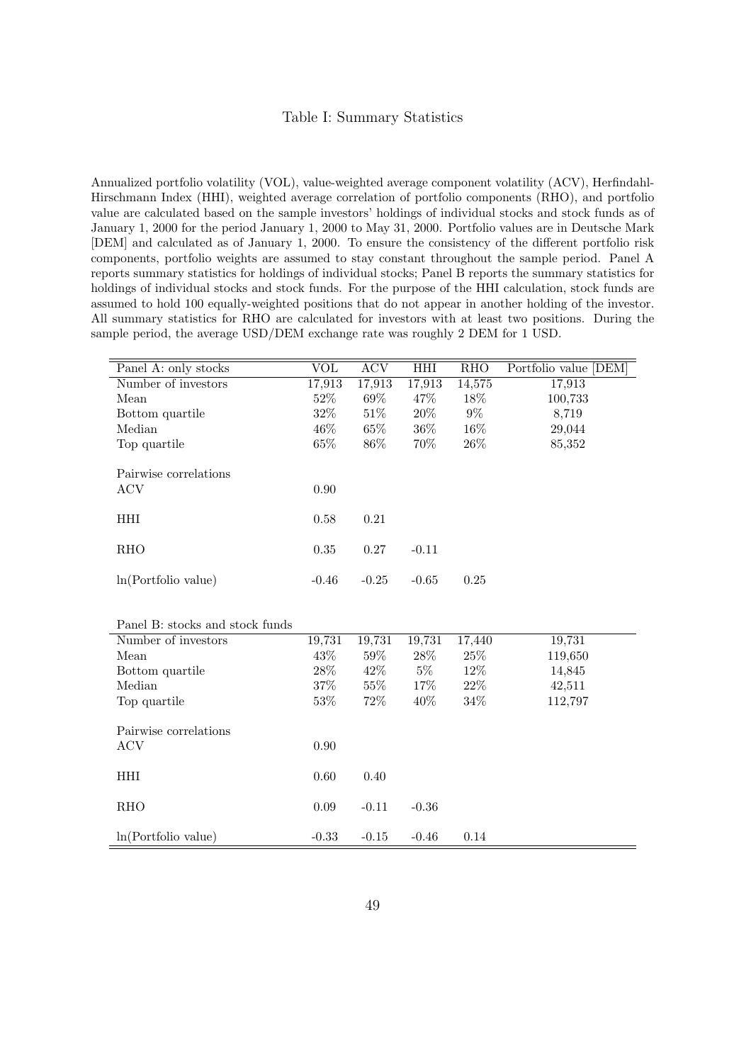# Table I: Summary Statistics

Annualized portfolio volatility (VOL), value-weighted average component volatility (ACV), Herfindahl-Hirschmann Index (HHI), weighted average correlation of portfolio components (RHO), and portfolio value are calculated based on the sample investors' holdings of individual stocks and stock funds as of January 1, 2000 for the period January 1, 2000 to May 31, 2000. Portfolio values are in Deutsche Mark [DEM] and calculated as of January 1, 2000. To ensure the consistency of the different portfolio risk components, portfolio weights are assumed to stay constant throughout the sample period. Panel A reports summary statistics for holdings of individual stocks; Panel B reports the summary statistics for holdings of individual stocks and stock funds. For the purpose of the HHI calculation, stock funds are assumed to hold 100 equally-weighted positions that do not appear in another holding of the investor. All summary statistics for RHO are calculated for investors with at least two positions. During the sample period, the average USD/DEM exchange rate was roughly 2 DEM for 1 USD.

| Panel A: only stocks | VOL | ACV | HHI | RHO | Portfolio value [DEM] |
|---|---|---|---|---|---|
| Number of investors | 17,913 | 17,913 | 17,913 | 14,575 | 17,913 |
| Mean | 52% | 69% | 47% | 18% | 100,733 |
| Bottom quartile | 32% | 51% | 20% | 9% | 8,719 |
| Median | 46% | 65% | 36% | 16% | 29,044 |
| Top quartile | 65% | 86% | 70% | 26% | 85,352 |
| Pairwise correlations | | | | | |
| ACV | 0.90 | | | | |
| HHI | 0.58 | 0.21 | | | |
| RHO | 0.35 | 0.27 | -0.11 | | |
| ln(Portfolio value) | -0.46 | -0.25 | -0.65 | 0.25 | |

| Panel B: stocks and stock funds | VOL | ACV | HHI | RHO | Portfolio value [DEM] |
|---|---|---|---|---|---|
| Number of investors | 19,731 | 19,731 | 19,731 | 17,440 | 19,731 |
| Mean | 43% | 59% | 28% | 25% | 119,650 |
| Bottom quartile | 28% | 42% | 5% | 12% | 14,845 |
| Median | 37% | 55% | 17% | 22% | 42,511 |
| Top quartile | 53% | 72% | 40% | 34% | 112,797 |
| Pairwise correlations | | | | | |
| ACV | 0.90 | | | | |
| HHI | 0.60 | 0.40 | | | |
| RHO | 0.09 | -0.11 | -0.36 | | |
| ln(Portfolio value) | -0.33 | -0.15 | -0.46 | 0.14 | |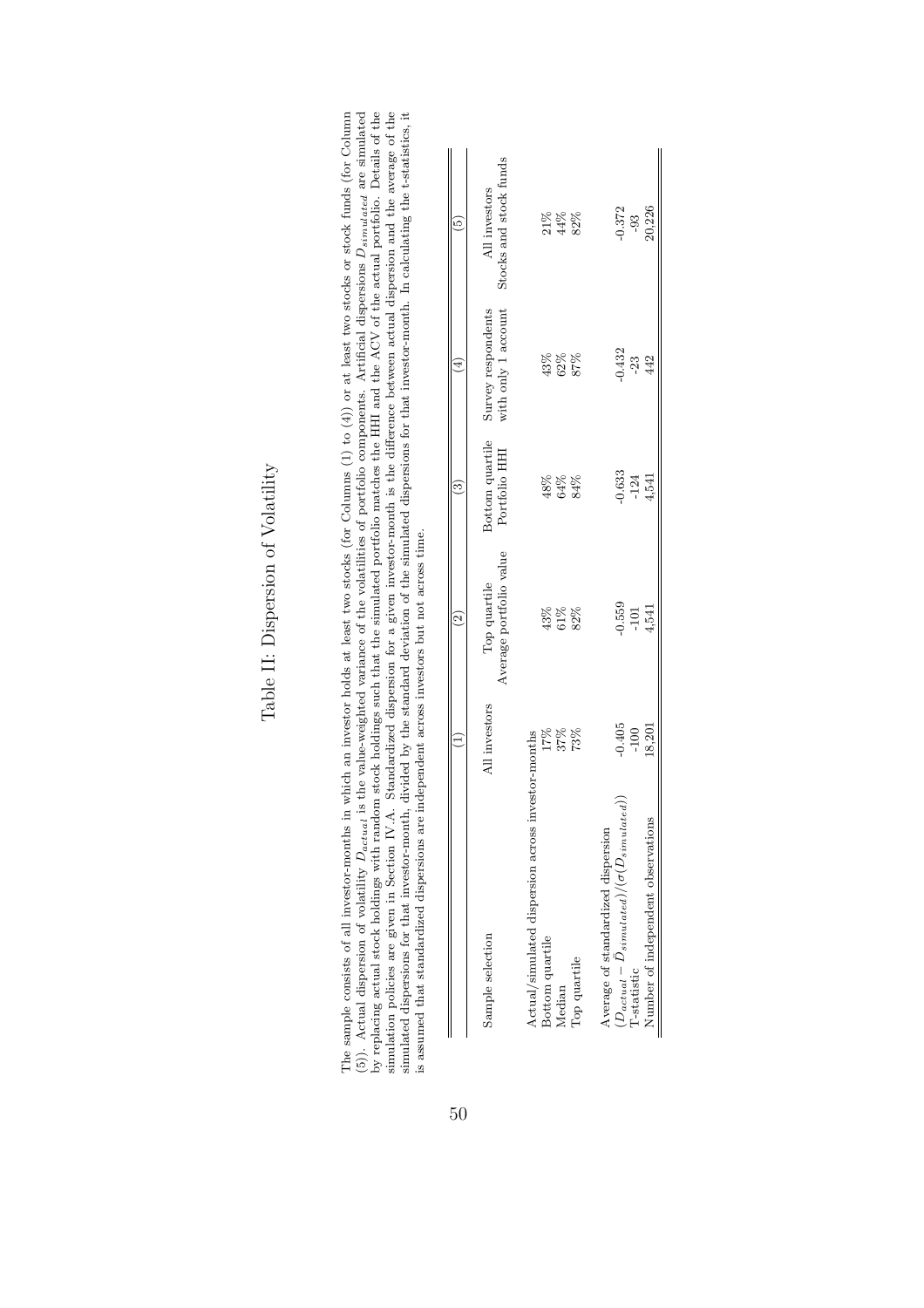# Table II: Dispersion of Volatility

The sample consists of all investor-months in which an investor holds at least two stocks (for Columns (1) to (4)) or at least two stocks or stock funds (for Column (5)). Actual dispersion of volatility $D_{actual}$ is the value-weighted variance of the volatilities of portfolio components. Artificial dispersions $D_{simulated}$ are simulated by replacing actual stock holdings with random stock holdings such that the simulated portfolio matches the HHI and the ACV of the actual portfolio. Details of the simulation policies are given in Section IV.A. Standardized dispersion for a given investor-month is the difference between actual dispersion and the average of the simulated dispersions for that investor-month, divided by the standard deviation of the simulated dispersions for that investor-month. In calculating the t-statistics, it is assumed that standardized dispersions are independent across investors but not across time.

| | (1) | (2) | (3) | (4) | (5) |
|---|---|---|---|---|---|
| Sample selection | All investors | Top quartile Average portfolio value | Bottom quartile Portfolio HHI | Survey respondents with only 1 account | All investors Stocks and stock funds |
| Actual/simulated dispersion across investor-months | | | | | |
| Bottom quartile | 17% | 43% | 48% | 43% | 21% |
| Median | 37% | 61% | 64% | 62% | 44% |
| Top quartile | 73% | 82% | 84% | 87% | 82% |
| Average of standardized dispersion | | | | | |
| $(D_{actual} - \bar{D}_{simulated})/(\sigma(D_{simulated}))$ | -0.405 | -0.559 | -0.633 | -0.432 | -0.372 |
| T-statistic | -100 | -101 | -124 | -23 | -93 |
| Number of independent observations | 18,201 | 4,541 | 4,541 | 442 | 20,226 |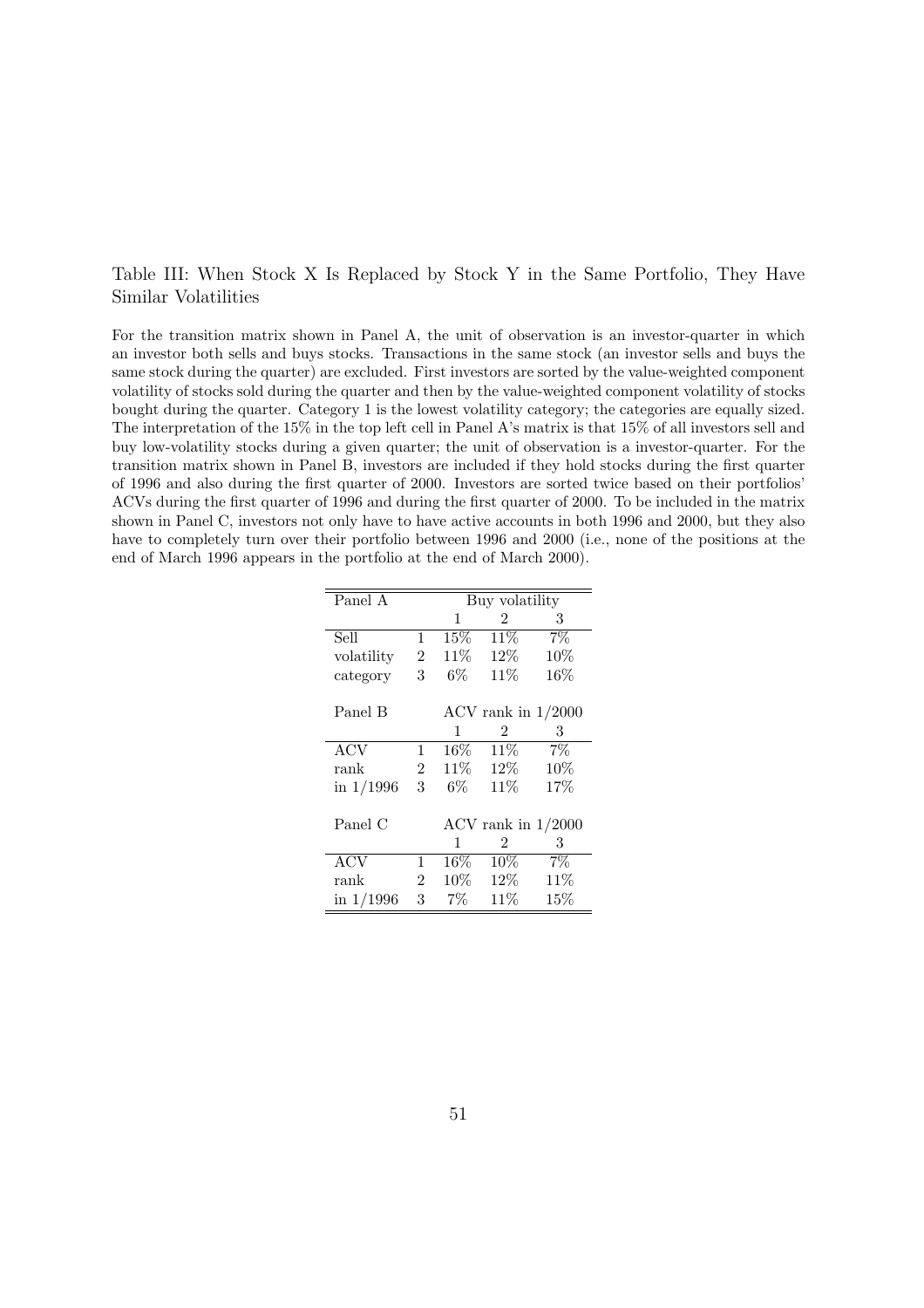Table III: When Stock X Is Replaced by Stock Y in the Same Portfolio, They Have Similar Volatilities

For the transition matrix shown in Panel A, the unit of observation is an investor-quarter in which an investor both sells and buys stocks. Transactions in the same stock (an investor sells and buys the same stock during the quarter) are excluded. First investors are sorted by the value-weighted component volatility of stocks sold during the quarter and then by the value-weighted component volatility of stocks bought during the quarter. Category 1 is the lowest volatility category; the categories are equally sized. The interpretation of the 15% in the top left cell in Panel A's matrix is that 15% of all investors sell and buy low-volatility stocks during a given quarter; the unit of observation is a investor-quarter. For the transition matrix shown in Panel B, investors are included if they hold stocks during the first quarter of 1996 and also during the first quarter of 2000. Investors are sorted twice based on their portfolios' ACVs during the first quarter of 1996 and during the first quarter of 2000. To be included in the matrix shown in Panel C, investors not only have to have active accounts in both 1996 and 2000, but they also have to completely turn over their portfolio between 1996 and 2000 (i.e., none of the positions at the end of March 1996 appears in the portfolio at the end of March 2000).

| Panel A | | Buy volatility | | |
|---|---|---|---|---|
| | | 1 | 2 | 3 |
| Sell | 1 | 15% | 11% | 7% |
| volatility | 2 | 11% | 12% | 10% |
| category | 3 | 6% | 11% | 16% |

| Panel B | | ACV rank in 1/2000 | | |
|---|---|---|---|---|
| | | 1 | 2 | 3 |
| ACV | 1 | 16% | 11% | 7% |
| rank | 2 | 11% | 12% | 10% |
| in 1/1996 | 3 | 6% | 11% | 17% |

| Panel C | | ACV rank in 1/2000 | | |
|---|---|---|---|---|
| | | 1 | 2 | 3 |
| ACV | 1 | 16% | 10% | 7% |
| rank | 2 | 10% | 12% | 11% |
| in 1/1996 | 3 | 7% | 11% | 15% |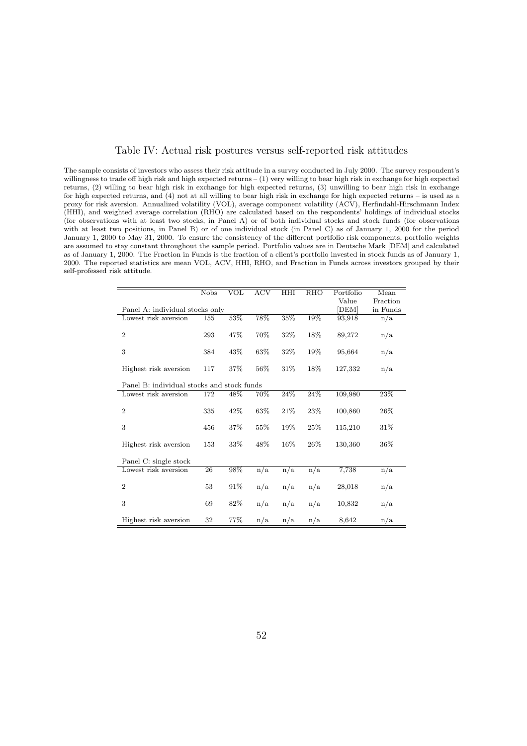# Table IV: Actual risk postures versus self-reported risk attitudes

The sample consists of investors who assess their risk attitude in a survey conducted in July 2000. The survey respondent's willingness to trade off high risk and high expected returns – (1) very willing to bear high risk in exchange for high expected returns, (2) willing to bear high risk in exchange for high expected returns, (3) unwilling to bear high risk in exchange for high expected returns, and (4) not at all willing to bear high risk in exchange for high expected returns – is used as a proxy for risk aversion. Annualized volatility (VOL), average component volatility (ACV), Herfindahl-Hirschmann Index (HHI), and weighted average correlation (RHO) are calculated based on the respondents' holdings of individual stocks (for observations with at least two stocks, in Panel A) or of both individual stocks and stock funds (for observations with at least two positions, in Panel B) or of one individual stock (in Panel C) as of January 1, 2000 for the period January 1, 2000 to May 31, 2000. To ensure the consistency of the different portfolio risk components, portfolio weights are assumed to stay constant throughout the sample period. Portfolio values are in Deutsche Mark [DEM] and calculated as of January 1, 2000. The Fraction in Funds is the fraction of a client's portfolio invested in stock funds as of January 1, 2000. The reported statistics are mean VOL, ACV, HHI, RHO, and Fraction in Funds across investors grouped by their self-professed risk attitude.

| | Nobs | VOL | ACV | HHI | RHO | Portfolio Value [DEM] | Mean Fraction in Funds |
|---|---|---|---|---|---|---|---|
| **Panel A: individual stocks only** | | | | | | | |
| Lowest risk aversion | 155 | 53% | 78% | 35% | 19% | 93,918 | n/a |
| 2 | 293 | 47% | 70% | 32% | 18% | 89,272 | n/a |
| 3 | 384 | 43% | 63% | 32% | 19% | 95,664 | n/a |
| Highest risk aversion | 117 | 37% | 56% | 31% | 18% | 127,332 | n/a |
| **Panel B: individual stocks and stock funds** | | | | | | | |
| Lowest risk aversion | 172 | 48% | 70% | 24% | 24% | 109,980 | 23% |
| 2 | 335 | 42% | 63% | 21% | 23% | 100,860 | 26% |
| 3 | 456 | 37% | 55% | 19% | 25% | 115,210 | 31% |
| Highest risk aversion | 153 | 33% | 48% | 16% | 26% | 130,360 | 36% |
| **Panel C: single stock** | | | | | | | |
| Lowest risk aversion | 26 | 98% | n/a | n/a | n/a | 7,738 | n/a |
| 2 | 53 | 91% | n/a | n/a | n/a | 28,018 | n/a |
| 3 | 69 | 82% | n/a | n/a | n/a | 10,832 | n/a |
| Highest risk aversion | 32 | 77% | n/a | n/a | n/a | 8,642 | n/a |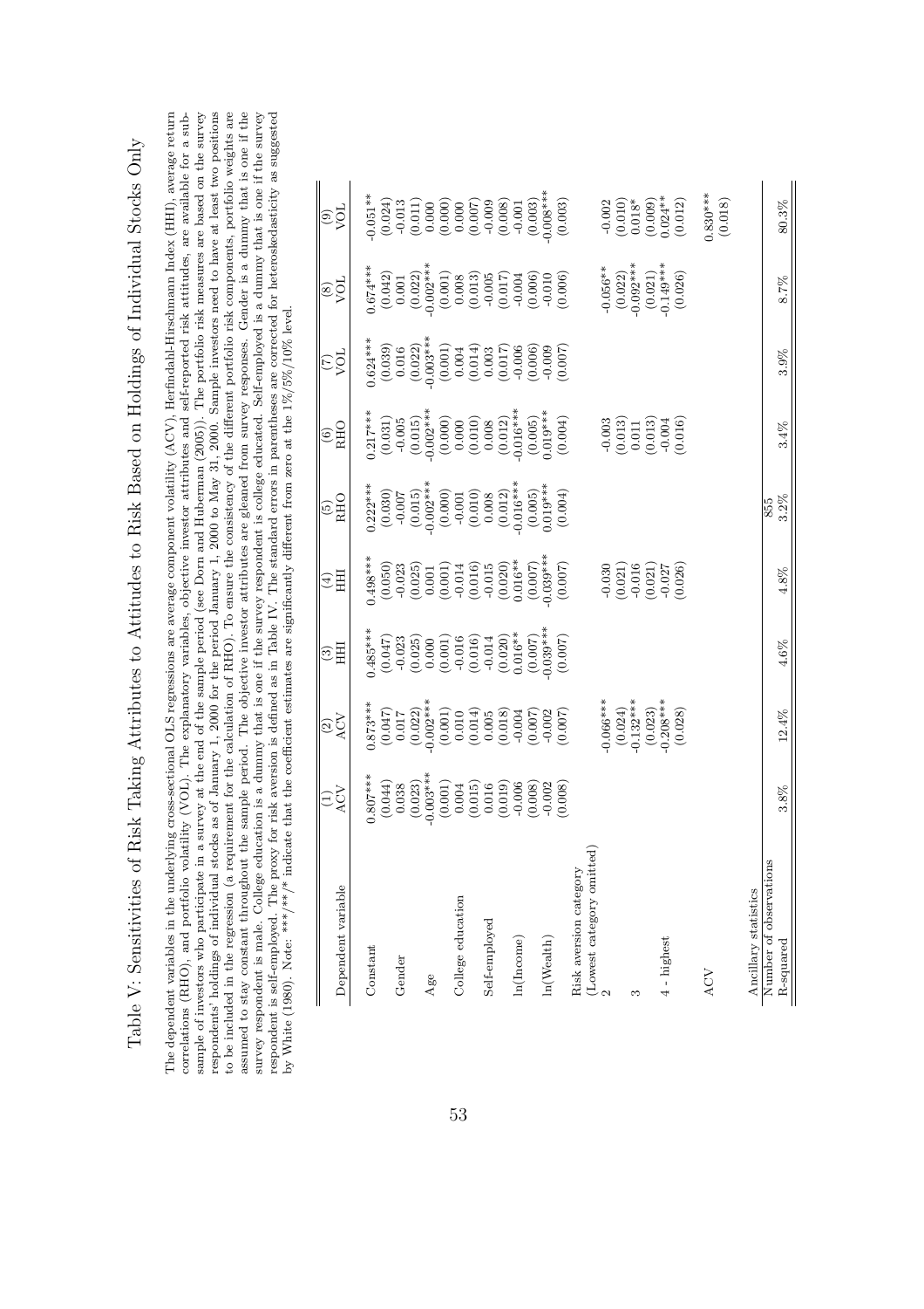# Table V: Sensitivities of Risk Taking Attributes to Attitudes to Risk Based on Holdings of Individual Stocks Only

The dependent variables in the underlying cross-sectional OLS regressions are average component volatility (ACV), Herfindahl-Hirschmann Index (HHI), average return correlations (RHO), and portfolio volatility (VOL). The explanatory variables, objective investor attributes and self-reported risk attitudes, are available for a subsample of investors who participate in a survey at the end of the sample period (see Dorn and Huberman (2005)). The portfolio risk measures are based on the survey respondents' holdings of individual stocks as of January 1, 2000 for the period January 1, 2000 to May 31, 2000. Sample investors need to have at least two positions to be included in the regression (a requirement for the calculation of RHO). To ensure the consistency of the different portfolio risk components, portfolio weights are assumed to stay constant throughout the sample period. The objective investor attributes are gleaned from survey responses. Gender is a dummy that is one if the survey respondent is male. College education is a dummy that is one if the survey respondent is college educated. Self-employed is a dummy that is one if the survey respondent is self-employed. The proxy for risk aversion is defined as in Table IV. The standard errors in parentheses are corrected for heteroskedasticity as suggested by White (1980). Note: ***/**/* indicate that the coefficient estimates are significantly different from zero at the 1%/5%/10% level.

| Dependent variable | (1) ACV | (2) ACV | (3) HHI | (4) HHI | (5) RHO | (6) RHO | (7) VOL | (8) VOL | (9) VOL |
|---|---|---|---|---|---|---|---|---|---|
| Constant | 0.807*** | 0.873*** | 0.485*** | 0.498*** | 0.222*** | 0.217*** | 0.624*** | 0.674*** | -0.051** |
| | (0.044) | (0.047) | (0.047) | (0.050) | (0.030) | (0.031) | (0.039) | (0.042) | (0.024) |
| Gender | 0.038 | 0.017 | -0.023 | -0.023 | -0.007 | -0.005 | 0.016 | 0.001 | -0.013 |
| | (0.023) | (0.022) | (0.025) | (0.025) | (0.015) | (0.015) | (0.022) | (0.022) | (0.011) |
| Age | -0.003*** | -0.002*** | 0.000 | 0.001 | -0.002*** | -0.002*** | -0.003*** | -0.002*** | 0.000 |
| | (0.001) | (0.001) | (0.001) | (0.001) | (0.000) | (0.000) | (0.001) | (0.001) | (0.000) |
| College education | 0.004 | 0.010 | -0.016 | -0.014 | -0.001 | 0.000 | 0.004 | 0.008 | 0.000 |
| | (0.015) | (0.014) | (0.016) | (0.016) | (0.010) | (0.010) | (0.014) | (0.013) | (0.007) |
| Self-employed | 0.016 | 0.005 | -0.014 | -0.015 | 0.008 | 0.008 | 0.003 | -0.005 | -0.009 |
| | (0.019) | (0.018) | (0.020) | (0.020) | (0.012) | (0.012) | (0.017) | (0.017) | (0.008) |
| ln(Income) | -0.006 | -0.004 | 0.016** | 0.016** | -0.016*** | -0.016*** | -0.006 | -0.004 | -0.001 |
| | (0.008) | (0.007) | (0.007) | (0.007) | (0.005) | (0.005) | (0.006) | (0.006) | (0.003) |
| ln(Wealth) | -0.002 | -0.002 | -0.039*** | -0.039*** | 0.019*** | 0.019*** | -0.009 | -0.010 | -0.008*** |
| | (0.008) | (0.007) | (0.007) | (0.007) | (0.004) | (0.004) | (0.007) | (0.006) | (0.003) |
| Risk aversion category (Lowest category omitted) | | | | | | | | | |
| 2 | | -0.066*** | | -0.030 | | -0.003 | | -0.056** | -0.002 |
| | | (0.024) | | (0.021) | | (0.013) | | (0.022) | (0.010) |
| 3 | | -0.132*** | | -0.016 | | 0.011 | | -0.092*** | 0.018* |
| | | (0.023) | | (0.021) | | (0.013) | | (0.021) | (0.009) |
| 4 - highest | | -0.208*** | | -0.027 | | -0.004 | | -0.149*** | 0.024** |
| | | (0.028) | | (0.026) | | (0.016) | | (0.026) | (0.012) |
| ACV | | | | | | | | | 0.830*** |
| | | | | | | | | | (0.018) |
| Ancillary statistics | | | | | | | | | |
| Number of observations | | | | | 855 | | | | |
| R-squared | 3.8% | 12.4% | 4.6% | 4.8% | 3.2% | 3.4% | 3.9% | 8.7% | 80.3% |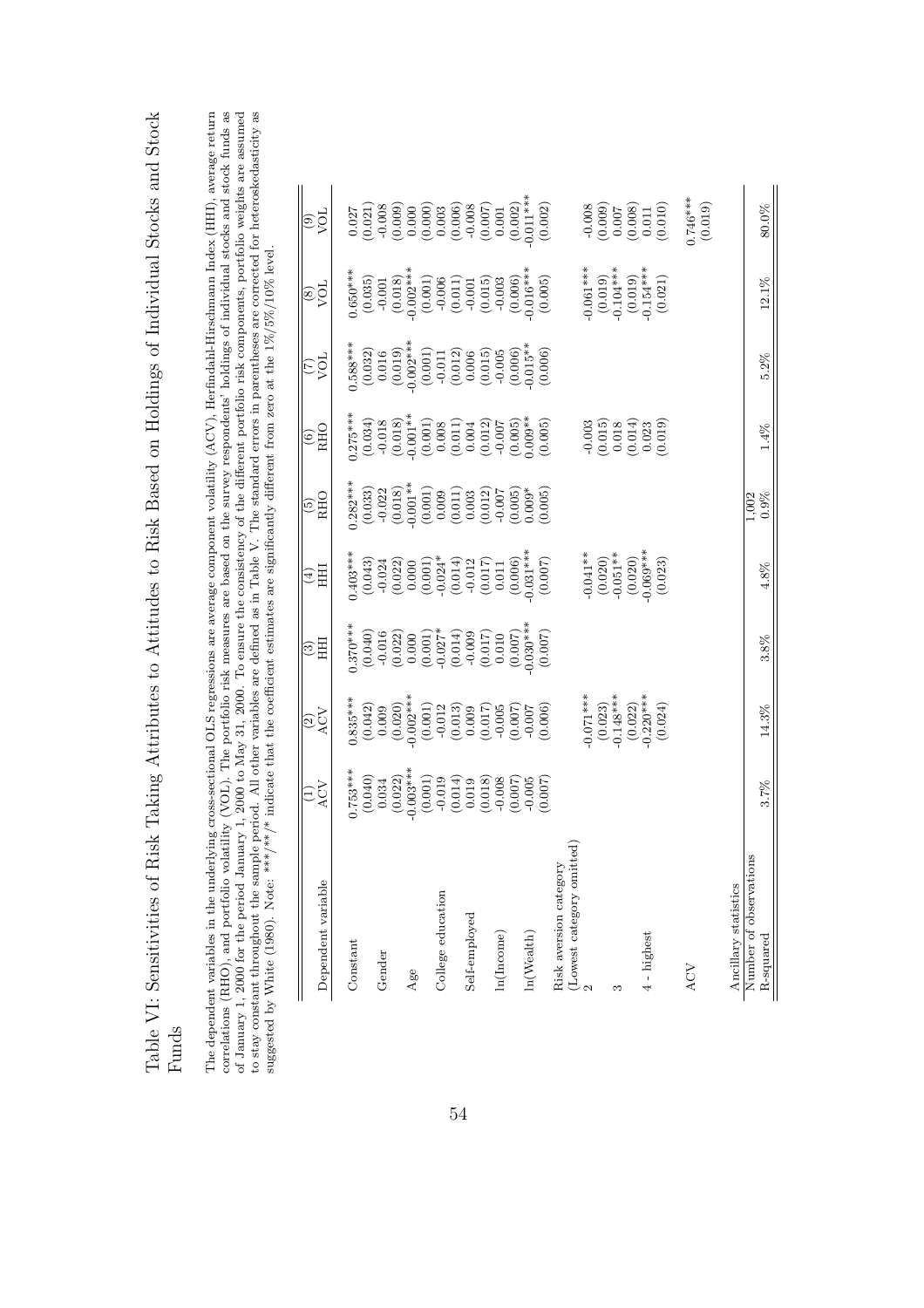# Table VI: Sensitivities of Risk Taking Attributes to Attitudes to Risk Based on Holdings of Individual Stocks and Stock Funds

The dependent variables in the underlying cross-sectional OLS regressions are average component volatility (ACV), Herfindahl-Hirschmann Index (HHI), average return correlations (RHO), and portfolio volatility (VOL). The portfolio risk measures are based on the survey respondents' holdings of individual stocks and stock funds as of January 1, 2000 for the period January 1, 2000 to May 31, 2000. To ensure the consistency of the different portfolio risk components, portfolio weights are assumed to stay constant throughout the sample period. All other variables are defined as in Table V. The standard errors in parentheses are corrected for heteroskedasticity as suggested by White (1980). Note: \*\*\*/\*\*/\* indicate that the coefficient estimates are significantly different from zero at the 1%/5%/10% level.

| Dependent variable | (1) ACV | (2) ACV | (3) HHI | (4) HHI | (5) RHO | (6) RHO | (7) VOL | (8) VOL | (9) VOL |
|---|---|---|---|---|---|---|---|---|---|
| Constant | 0.753*** | 0.835*** | 0.370*** | 0.403*** | 0.282*** | 0.275*** | 0.588*** | 0.650*** | 0.027 |
| | (0.040) | (0.042) | (0.040) | (0.043) | (0.033) | (0.034) | (0.032) | (0.035) | (0.021) |
| Gender | 0.034 | 0.009 | -0.016 | -0.024 | -0.022 | -0.018 | 0.016 | -0.001 | -0.008 |
| | (0.022) | (0.020) | (0.022) | (0.022) | (0.018) | (0.018) | (0.019) | (0.018) | (0.009) |
| Age | -0.003*** | -0.002*** | 0.000 | 0.000 | -0.001** | -0.001** | -0.002*** | -0.002*** | 0.000 |
| | (0.001) | (0.001) | (0.001) | (0.001) | (0.001) | (0.001) | (0.001) | (0.001) | (0.000) |
| College education | -0.019 | -0.012 | -0.027* | -0.024* | 0.009 | 0.008 | -0.011 | -0.006 | 0.003 |
| | (0.014) | (0.013) | (0.014) | (0.014) | (0.011) | (0.011) | (0.012) | (0.011) | (0.006) |
| Self-employed | 0.019 | 0.009 | -0.009 | -0.012 | 0.003 | 0.004 | 0.006 | -0.001 | -0.008 |
| | (0.018) | (0.017) | (0.017) | (0.017) | (0.012) | (0.012) | (0.015) | (0.015) | (0.007) |
| ln(Income) | -0.008 | -0.005 | 0.010 | 0.011 | -0.007 | -0.007 | -0.005 | -0.003 | 0.001 |
| | (0.007) | (0.007) | (0.007) | (0.006) | (0.005) | (0.005) | (0.006) | (0.006) | (0.002) |
| ln(Wealth) | -0.005 | -0.007 | -0.030*** | -0.031*** | 0.009* | 0.009** | -0.015** | -0.016*** | -0.011*** |
| | (0.007) | (0.006) | (0.007) | (0.007) | (0.005) | (0.005) | (0.006) | (0.005) | (0.002) |
| Risk aversion category (Lowest category omitted) | | | | | | | | | |
| 2 | | -0.071*** | | -0.041** | | -0.003 | | -0.061*** | -0.008 |
| | | (0.023) | | (0.020) | | (0.015) | | (0.019) | (0.009) |
| 3 | | -0.148*** | | -0.051** | | 0.018 | | -0.104*** | 0.007 |
| | | (0.022) | | (0.020) | | (0.014) | | (0.019) | (0.008) |
| 4 - highest | | -0.220*** | | -0.069*** | | 0.023 | | -0.154*** | 0.011 |
| | | (0.024) | | (0.023) | | (0.019) | | (0.021) | (0.010) |
| ACV | | | | | | | | | 0.746*** |
| | | | | | | | | | (0.019) |
| Ancillary statistics | | | | | | | | | |
| Number of observations | | | | | 1,002 | | | | |
| R-squared | 3.7% | 14.3% | 3.8% | 4.8% | 0.9% | 1.4% | 5.2% | 12.1% | 80.0% |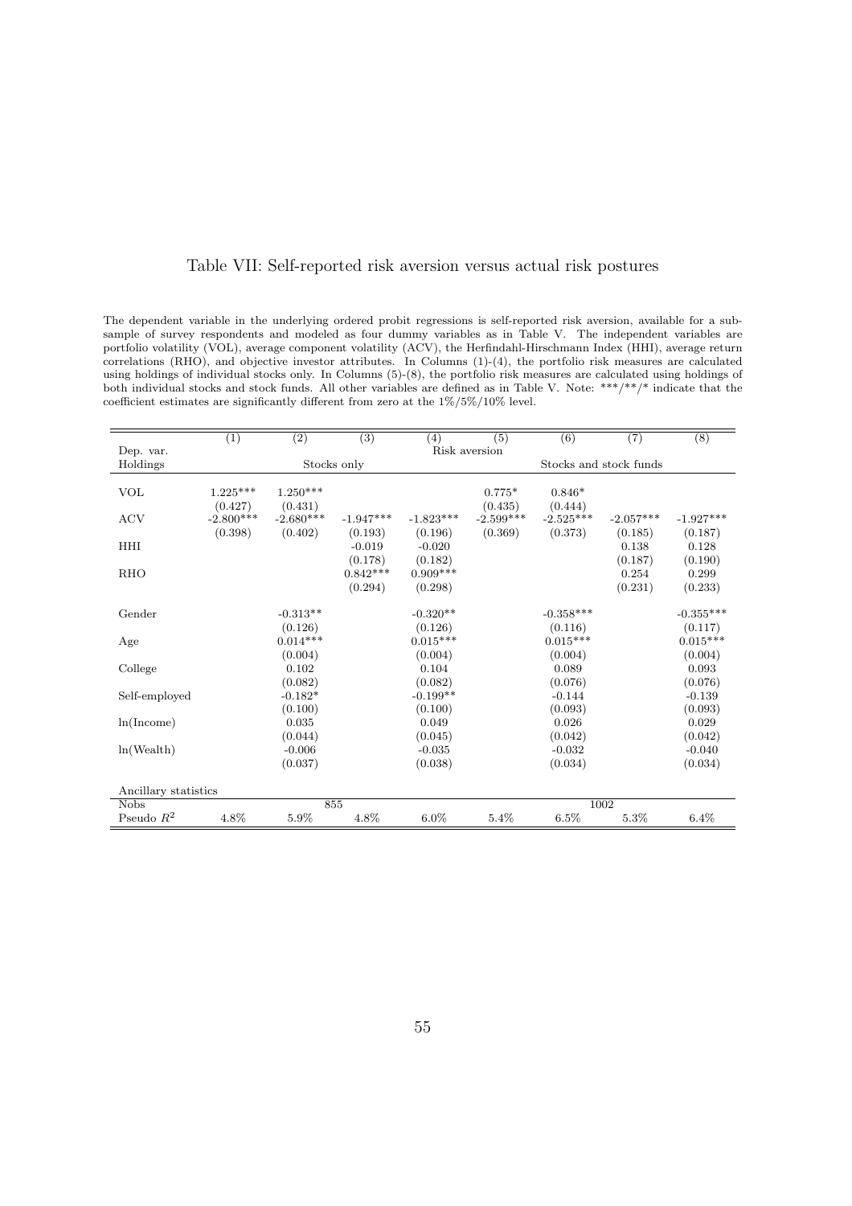# Table VII: Self-reported risk aversion versus actual risk postures

The dependent variable in the underlying ordered probit regressions is self-reported risk aversion, available for a subsample of survey respondents and modeled as four dummy variables as in Table V. The independent variables are portfolio volatility (VOL), average component volatility (ACV), the Herfindahl-Hirschmann Index (HHI), average return correlations (RHO), and objective investor attributes. In Columns (1)-(4), the portfolio risk measures are calculated using holdings of individual stocks only. In Columns (5)-(8), the portfolio risk measures are calculated using holdings of both individual stocks and stock funds. All other variables are defined as in Table V. Note: ***/**/* indicate that the coefficient estimates are significantly different from zero at the 1%/5%/10% level.

| | (1) | (2) | (3) | (4) | (5) | (6) | (7) | (8) |
|---|---|---|---|---|---|---|---|---|
| Dep. var. | Risk aversion | | | | | | | |
| Holdings | Stocks only | | | | Stocks and stock funds | | | |
| VOL | 1.225*** | 1.250*** | | | 0.775* | 0.846* | | |
| | (0.427) | (0.431) | | | (0.435) | (0.444) | | |
| ACV | -2.800*** | -2.680*** | -1.947*** | -1.823*** | -2.599*** | -2.525*** | -2.057*** | -1.927*** |
| | (0.398) | (0.402) | (0.193) | (0.196) | (0.369) | (0.373) | (0.185) | (0.187) |
| HHI | | | -0.019 | -0.020 | | | 0.138 | 0.128 |
| | | | (0.178) | (0.182) | | | (0.187) | (0.190) |
| RHO | | | 0.842*** | 0.909*** | | | 0.254 | 0.299 |
| | | | (0.294) | (0.298) | | | (0.231) | (0.233) |
| Gender | | -0.313** | | -0.320** | | -0.358*** | | -0.355*** |
| | | (0.126) | | (0.126) | | (0.116) | | (0.117) |
| Age | | 0.014*** | | 0.015*** | | 0.015*** | | 0.015*** |
| | | (0.004) | | (0.004) | | (0.004) | | (0.004) |
| College | | 0.102 | | 0.104 | | 0.089 | | 0.093 |
| | | (0.082) | | (0.082) | | (0.076) | | (0.076) |
| Self-employed | | -0.182* | | -0.199** | | -0.144 | | -0.139 |
| | | (0.100) | | (0.100) | | (0.093) | | (0.093) |
| ln(Income) | | 0.035 | | 0.049 | | 0.026 | | 0.029 |
| | | (0.044) | | (0.045) | | (0.042) | | (0.042) |
| ln(Wealth) | | -0.006 | | -0.035 | | -0.032 | | -0.040 |
| | | (0.037) | | (0.038) | | (0.034) | | (0.034) |
| Ancillary statistics | | | | | | | | |
| Nobs | 855 | | | | 1002 | | | |
| Pseudo $R^2$ | 4.8% | 5.9% | 4.8% | 6.0% | 5.4% | 6.5% | 5.3% | 6.4% |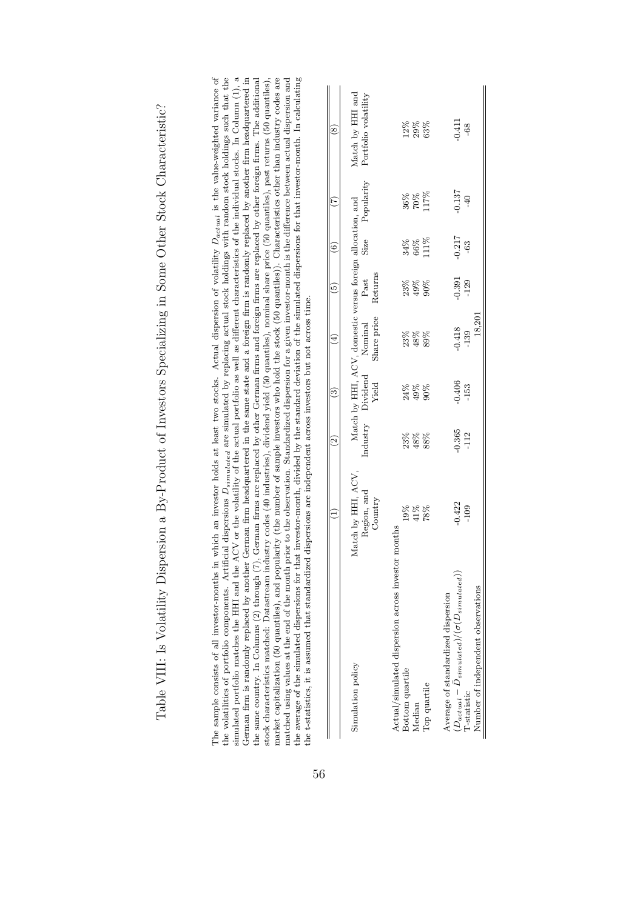# Table VIII: Is Volatility Dispersion a By-Product of Investors Specializing in Some Other Stock Characteristic?

The sample consists of all investor-months in which an investor holds at least two stocks. Actual dispersion of volatility $D_{actual}$ is the value-weighted variance of the volatilities of portfolio components. Artificial dispersions $D_{simulated}$ are simulated by replacing actual stock holdings with random stock holdings such that the simulated portfolio matches the HHI and the ACV or the volatility of the actual portfolio as well as different characteristics of the individual stocks. In Column (1), a German firm is randomly replaced by another German firm headquartered in the same state and a foreign firm is randomly replaced by another firm headquartered in the same country. In Columns (2) through (7), German firms are replaced by other German firms and foreign firms are replaced by other foreign firms. The additional stock characteristics matched: Datastream industry codes (40 industries), dividend yield (50 quantiles), nominal share price (50 quantiles), past returns (50 quantiles), market capitalization (50 quantiles), and popularity (the number of sample investors who hold the stock (50 quantiles)). Characteristics other than industry codes are matched using values at the end of the month prior to the observation. Standardized dispersion for a given investor-month is the difference between actual dispersion and the average of the simulated dispersions for that investor-month, divided by the standard deviation of the simulated dispersions for that investor-month. In calculating the t-statistics, it is assumed that standardized dispersions are independent across investors but not across time.

| | (1) | (2) | (3) | (4) | (5) | (6) | (7) | (8) |
|---|---|---|---|---|---|---|---|---|
| Simulation policy | Match by HHI, ACV, Region, and Country | Match by HHI, ACV, domestic versus foreign allocation, and | | | | | | Match by HHI and Portfolio volatility |
| | | Industry | Dividend Yield | Nominal Share price | Past Returns | Size | Popularity | |
| Actual/simulated dispersion across investor months | | | | | | | | |
| Bottom quartile | 19% | 23% | 24% | 23% | 23% | 34% | 36% | 12% |
| Median | 41% | 48% | 49% | 48% | 49% | 66% | 70% | 29% |
| Top quartile | 78% | 88% | 90% | 89% | 90% | 111% | 117% | 63% |
| Average of standardized dispersion $(D_{actual} - \bar{D}_{simulated})/(\sigma(D_{simulated}))$ | -0.422 | -0.365 | -0.406 | -0.418 | -0.391 | -0.217 | -0.137 | -0.411 |
| T-statistic | -109 | -112 | -153 | -139 | -129 | -63 | -40 | -68 |
| Number of independent observations | | | | 18,201 | | | | |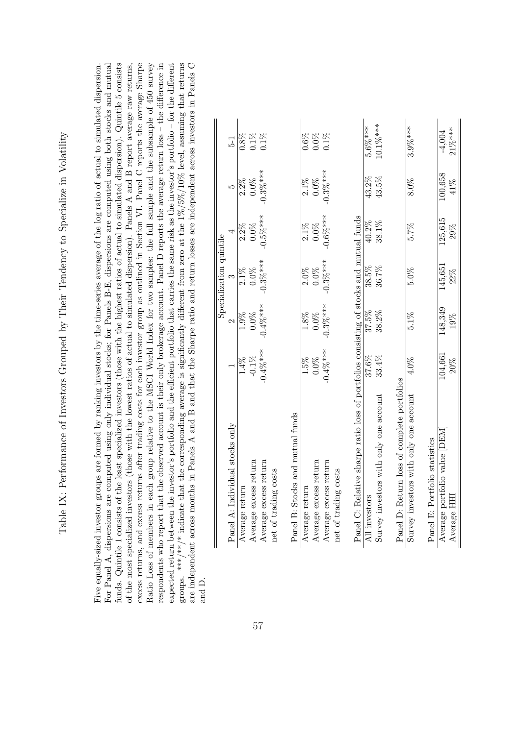# Table IX: Performance of Investors Grouped by Their Tendency to Specialize in Volatility

Five equally-sized investor groups are formed by ranking investors by the time-series average of the log ratio of actual to simulated dispersion. For Panel A, dispersions are computed using only individual stocks; for Panels B-E, dispersions are computed using both stocks and mutual funds. Quintile 1 consists of the least specialized investors (those with the highest ratios of actual to simulated dispersion). Quintile 5 consists of the most specialized investors (those with the lowest ratios of actual to simulated dispersion). Panels A and B report average raw returns, excess returns, and excess returns after trading costs for each investor group as outlined in Section VI. Panel C reports the average Sharpe Ratio Loss of members in each group relative to the MSCI World Index for two samples: the full sample and the subsample of 450 survey respondents who report that the observed account is their only brokerage account. Panel D reports the average return loss – the difference in expected return between the investor's portfolio and the efficient portfolio that carries the same risk as the investor's portfolio – for the different groups. ***/**/* indicate that the corresponding average is significantly different from zero at the 1%/5%/10% level, assuming that returns are independent across months in Panels A and B and that the Sharpe ratio and return losses are independent across investors in Panels C and D.

| | Specialization quintile | | | | | |
|---|---|---|---|---|---|---|
| | 1 | 2 | 3 | 4 | 5 | 5-1 |
| **Panel A: Individual stocks only** | | | | | | |
| Average return | 1.4% | 1.9% | 2.1% | 2.2% | 2.2% | 0.8% |
| Average excess return | -0.1% | 0.0% | 0.0% | 0.0% | 0.0% | 0.1% |
| Average excess return net of trading costs | -0.4%*** | -0.4%*** | -0.3%*** | -0.5%*** | -0.3%*** | 0.1% |
| **Panel B: Stocks and mutual funds** | | | | | | |
| Average return | 1.5% | 1.8% | 2.0% | 2.1% | 2.1% | 0.6% |
| Average excess return | 0.0% | 0.0% | 0.0% | 0.0% | 0.0% | 0.0% |
| Average excess return net of trading costs | -0.4%*** | -0.3%*** | -0.3%*** | -0.6%*** | -0.3%*** | 0.1% |
| **Panel C: Relative sharpe ratio loss of portfolios consisting of stocks and mutual funds** | | | | | | |
| All investors | 37.6% | 37.5% | 38.5% | 40.2% | 43.2% | 5.6%*** |
| Survey investors with only one account | 33.4% | 38.2% | 36.7% | 38.1% | 43.5% | 10.1%*** |
| **Panel D: Return loss of complete portfolios** | | | | | | |
| Survey investors with only one account | 4.0% | 5.1% | 5.0% | 5.7% | 8.0% | 3.9%*** |
| **Panel E: Portfolio statistics** | | | | | | |
| Average portfolio value [DEM] | 104,661 | 148,349 | 145,651 | 125,615 | 100,658 | -4,004 |
| Average HHI | 20% | 19% | 22% | 29% | 41% | 21%*** |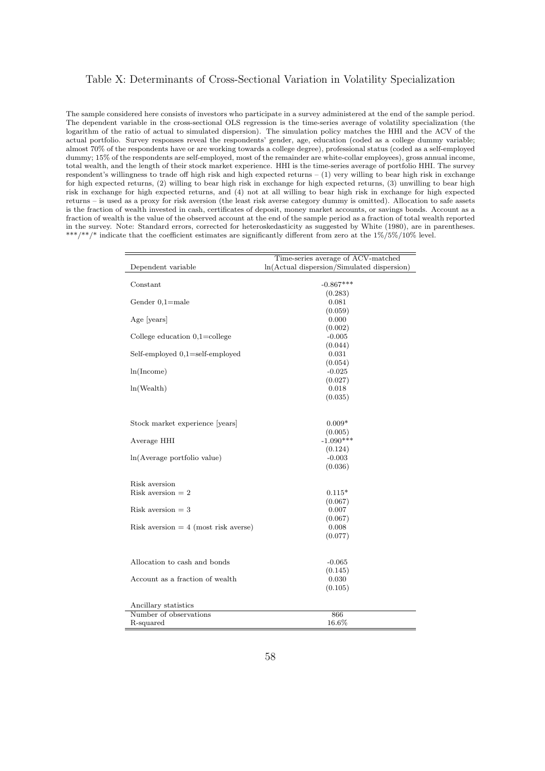# Table X: Determinants of Cross-Sectional Variation in Volatility Specialization

The sample considered here consists of investors who participate in a survey administered at the end of the sample period. The dependent variable in the cross-sectional OLS regression is the time-series average of volatility specialization (the logarithm of the ratio of actual to simulated dispersion). The simulation policy matches the HHI and the ACV of the actual portfolio. Survey responses reveal the respondents' gender, age, education (coded as a college dummy variable; almost 70% of the respondents have or are working towards a college degree), professional status (coded as a self-employed dummy; 15% of the respondents are self-employed, most of the remainder are white-collar employees), gross annual income, total wealth, and the length of their stock market experience. HHI is the time-series average of portfolio HHI. The survey respondent's willingness to trade off high risk and high expected returns – (1) very willing to bear high risk in exchange for high expected returns, (2) willing to bear high risk in exchange for high expected returns, (3) unwilling to bear high risk in exchange for high expected returns, and (4) not at all willing to bear high risk in exchange for high expected returns – is used as a proxy for risk aversion (the least risk averse category dummy is omitted). Allocation to safe assets is the fraction of wealth invested in cash, certificates of deposit, money market accounts, or savings bonds. Account as a fraction of wealth is the value of the observed account at the end of the sample period as a fraction of total wealth reported in the survey. Note: Standard errors, corrected for heteroskedasticity as suggested by White (1980), are in parentheses. \*\*\*/\*\*/\* indicate that the coefficient estimates are significantly different from zero at the 1%/5%/10% level.

| Dependent variable | Time-series average of ACV-matched ln(Actual dispersion/Simulated dispersion) |
|---|---|
| Constant | -0.867*** |
| | (0.283) |
| Gender 0,1=male | 0.081 |
| | (0.059) |
| Age [years] | 0.000 |
| | (0.002) |
| College education 0,1=college | -0.005 |
| | (0.044) |
| Self-employed 0,1=self-employed | 0.031 |
| | (0.054) |
| ln(Income) | -0.025 |
| | (0.027) |
| ln(Wealth) | 0.018 |
| | (0.035) |
| Stock market experience [years] | 0.009* |
| | (0.005) |
| Average HHI | -1.090*** |
| | (0.124) |
| ln(Average portfolio value) | -0.003 |
| | (0.036) |
| Risk aversion | |
| Risk aversion = 2 | 0.115* |
| | (0.067) |
| Risk aversion = 3 | 0.007 |
| | (0.067) |
| Risk aversion = 4 (most risk averse) | 0.008 |
| | (0.077) |
| Allocation to cash and bonds | -0.065 |
| | (0.145) |
| Account as a fraction of wealth | 0.030 |
| | (0.105) |
| Ancillary statistics | |
| Number of observations | 866 |
| R-squared | 16.6% |